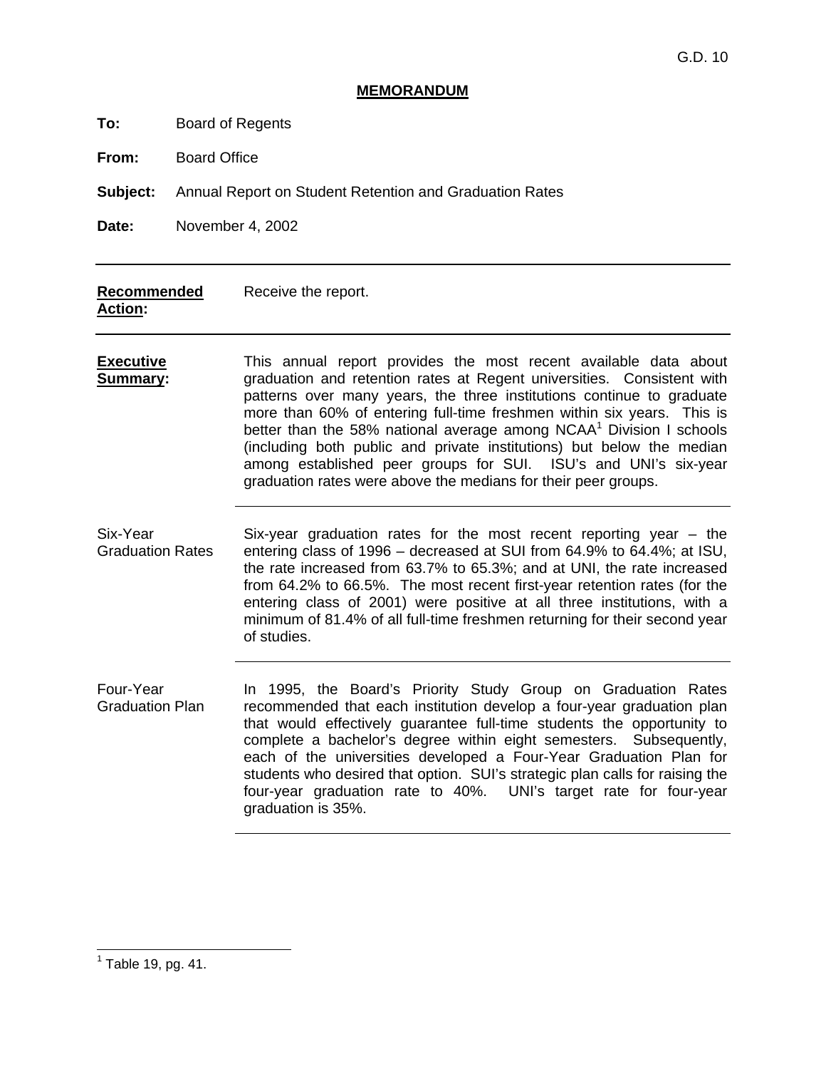G.D. 10

## MEMORANDUM

**To:** Board of Regents

**From:** Board Office

**Subject:** Annual Report on Student Retention and Graduation Rates

**Date:** November 4, 2002

---

**Recommended Action:** Receive the report.

---

**Executive Summary:** This annual report provides the most recent available data about graduation and retention rates at Regent universities. Consistent with patterns over many years, the three institutions continue to graduate more than 60% of entering full-time freshmen within six years. This is better than the 58% national average among NCAA[1] Division I schools (including both public and private institutions) but below the median among established peer groups for SUI. ISU's and UNI's six-year graduation rates were above the medians for their peer groups.

---

**Six-Year Graduation Rates:** Six-year graduation rates for the most recent reporting year – the entering class of 1996 – decreased at SUI from 64.9% to 64.4%; at ISU, the rate increased from 63.7% to 65.3%; and at UNI, the rate increased from 64.2% to 66.5%. The most recent first-year retention rates (for the entering class of 2001) were positive at all three institutions, with a minimum of 81.4% of all full-time freshmen returning for their second year of studies.

---

**Four-Year Graduation Plan:** In 1995, the Board's Priority Study Group on Graduation Rates recommended that each institution develop a four-year graduation plan that would effectively guarantee full-time students the opportunity to complete a bachelor's degree within eight semesters. Subsequently, each of the universities developed a Four-Year Graduation Plan for students who desired that option. SUI's strategic plan calls for raising the four-year graduation rate to 40%. UNI's target rate for four-year graduation is 35%.

---

[1] Table 19, pg. 41.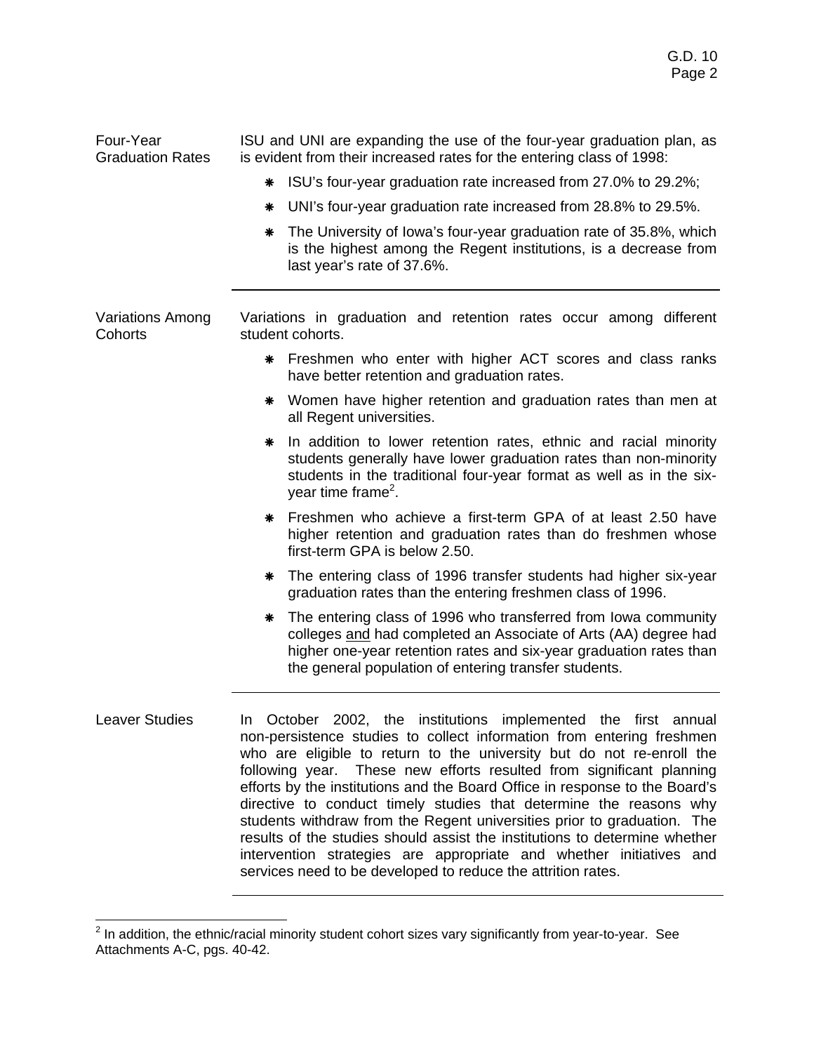**Four-Year Graduation Rates**

ISU and UNI are expanding the use of the four-year graduation plan, as is evident from their increased rates for the entering class of 1998:

- ISU's four-year graduation rate increased from 27.0% to 29.2%;
- UNI's four-year graduation rate increased from 28.8% to 29.5%.
- The University of Iowa's four-year graduation rate of 35.8%, which is the highest among the Regent institutions, is a decrease from last year's rate of 37.6%.

---

**Variations Among Cohorts**

Variations in graduation and retention rates occur among different student cohorts.

- Freshmen who enter with higher ACT scores and class ranks have better retention and graduation rates.
- Women have higher retention and graduation rates than men at all Regent universities.
- In addition to lower retention rates, ethnic and racial minority students generally have lower graduation rates than non-minority students in the traditional four-year format as well as in the six-year time frame[2].
- Freshmen who achieve a first-term GPA of at least 2.50 have higher retention and graduation rates than do freshmen whose first-term GPA is below 2.50.
- The entering class of 1996 transfer students had higher six-year graduation rates than the entering freshmen class of 1996.
- The entering class of 1996 who transferred from Iowa community colleges <u>and</u> had completed an Associate of Arts (AA) degree had higher one-year retention rates and six-year graduation rates than the general population of entering transfer students.

---

**Leaver Studies**

In October 2002, the institutions implemented the first annual non-persistence studies to collect information from entering freshmen who are eligible to return to the university but do not re-enroll the following year. These new efforts resulted from significant planning efforts by the institutions and the Board Office in response to the Board's directive to conduct timely studies that determine the reasons why students withdraw from the Regent universities prior to graduation. The results of the studies should assist the institutions to determine whether intervention strategies are appropriate and whether initiatives and services need to be developed to reduce the attrition rates.

---

[2] In addition, the ethnic/racial minority student cohort sizes vary significantly from year-to-year. See Attachments A-C, pgs. 40-42.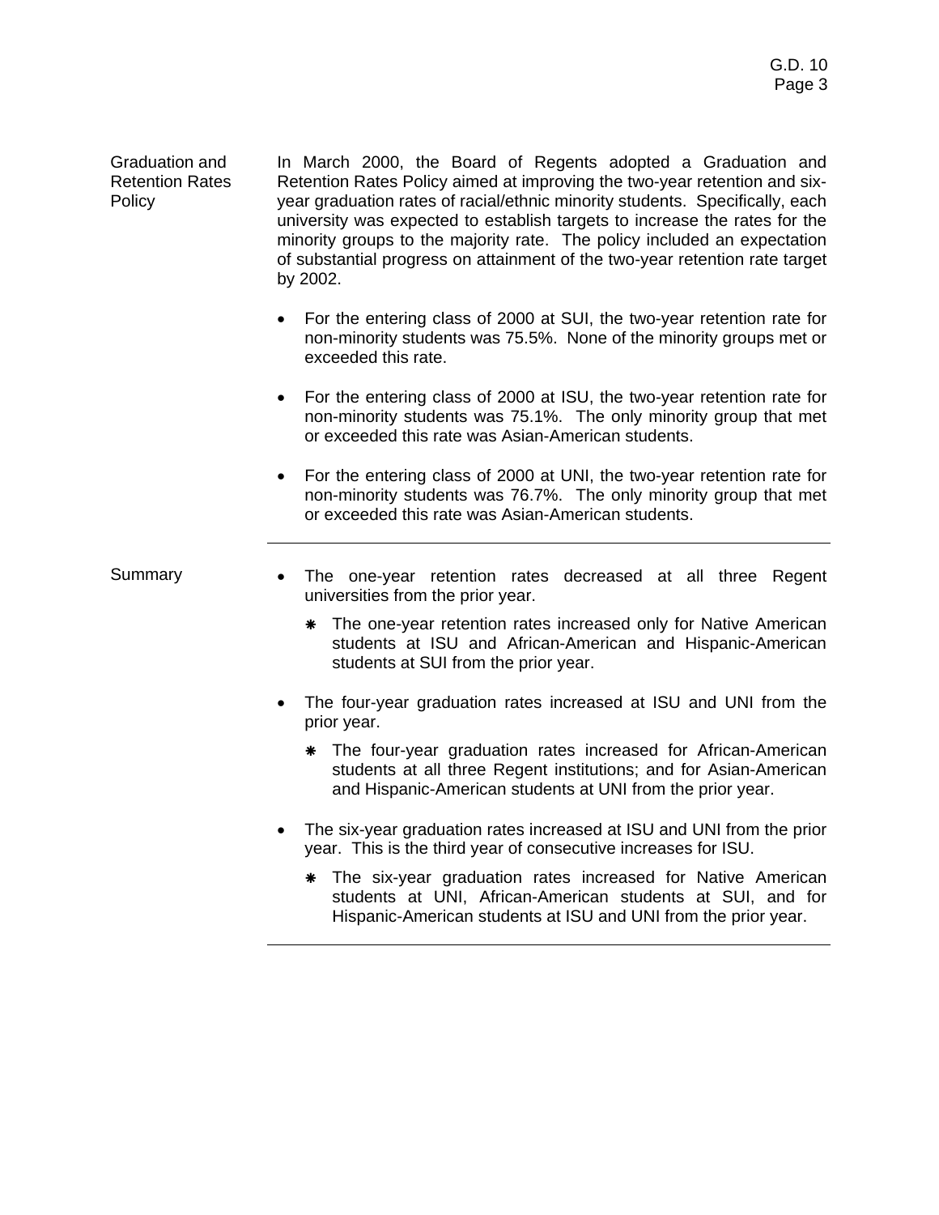## Graduation and Retention Rates Policy

In March 2000, the Board of Regents adopted a Graduation and Retention Rates Policy aimed at improving the two-year retention and six-year graduation rates of racial/ethnic minority students. Specifically, each university was expected to establish targets to increase the rates for the minority groups to the majority rate. The policy included an expectation of substantial progress on attainment of the two-year retention rate target by 2002.

- For the entering class of 2000 at SUI, the two-year retention rate for non-minority students was 75.5%. None of the minority groups met or exceeded this rate.
- For the entering class of 2000 at ISU, the two-year retention rate for non-minority students was 75.1%. The only minority group that met or exceeded this rate was Asian-American students.
- For the entering class of 2000 at UNI, the two-year retention rate for non-minority students was 76.7%. The only minority group that met or exceeded this rate was Asian-American students.

---

## Summary

- The one-year retention rates decreased at all three Regent universities from the prior year.
  - ❋ The one-year retention rates increased only for Native American students at ISU and African-American and Hispanic-American students at SUI from the prior year.
- The four-year graduation rates increased at ISU and UNI from the prior year.
  - ❋ The four-year graduation rates increased for African-American students at all three Regent institutions; and for Asian-American and Hispanic-American students at UNI from the prior year.
- The six-year graduation rates increased at ISU and UNI from the prior year. This is the third year of consecutive increases for ISU.
  - ❋ The six-year graduation rates increased for Native American students at UNI, African-American students at SUI, and for Hispanic-American students at ISU and UNI from the prior year.

---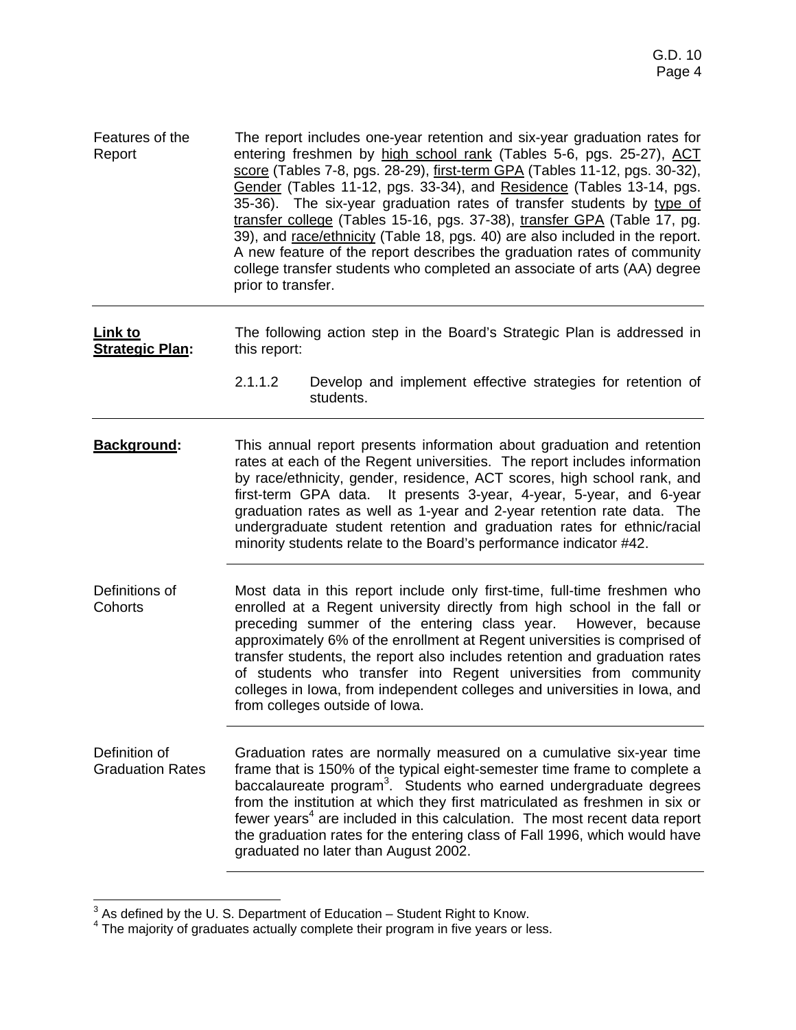**Features of the Report**

The report includes one-year retention and six-year graduation rates for entering freshmen by high school rank (Tables 5-6, pgs. 25-27), ACT score (Tables 7-8, pgs. 28-29), first-term GPA (Tables 11-12, pgs. 30-32), Gender (Tables 11-12, pgs. 33-34), and Residence (Tables 13-14, pgs. 35-36). The six-year graduation rates of transfer students by type of transfer college (Tables 15-16, pgs. 37-38), transfer GPA (Table 17, pg. 39), and race/ethnicity (Table 18, pgs. 40) are also included in the report. A new feature of the report describes the graduation rates of community college transfer students who completed an associate of arts (AA) degree prior to transfer.

---

**Link to Strategic Plan:**

The following action step in the Board's Strategic Plan is addressed in this report:

2.1.1.2 Develop and implement effective strategies for retention of students.

---

**Background:**

This annual report presents information about graduation and retention rates at each of the Regent universities. The report includes information by race/ethnicity, gender, residence, ACT scores, high school rank, and first-term GPA data. It presents 3-year, 4-year, 5-year, and 6-year graduation rates as well as 1-year and 2-year retention rate data. The undergraduate student retention and graduation rates for ethnic/racial minority students relate to the Board's performance indicator #42.

---

**Definitions of Cohorts**

Most data in this report include only first-time, full-time freshmen who enrolled at a Regent university directly from high school in the fall or preceding summer of the entering class year. However, because approximately 6% of the enrollment at Regent universities is comprised of transfer students, the report also includes retention and graduation rates of students who transfer into Regent universities from community colleges in Iowa, from independent colleges and universities in Iowa, and from colleges outside of Iowa.

---

**Definition of Graduation Rates**

Graduation rates are normally measured on a cumulative six-year time frame that is 150% of the typical eight-semester time frame to complete a baccalaureate program[3]. Students who earned undergraduate degrees from the institution at which they first matriculated as freshmen in six or fewer years[4] are included in this calculation. The most recent data report the graduation rates for the entering class of Fall 1996, which would have graduated no later than August 2002.

---

[3] As defined by the U. S. Department of Education – Student Right to Know.
[4] The majority of graduates actually complete their program in five years or less.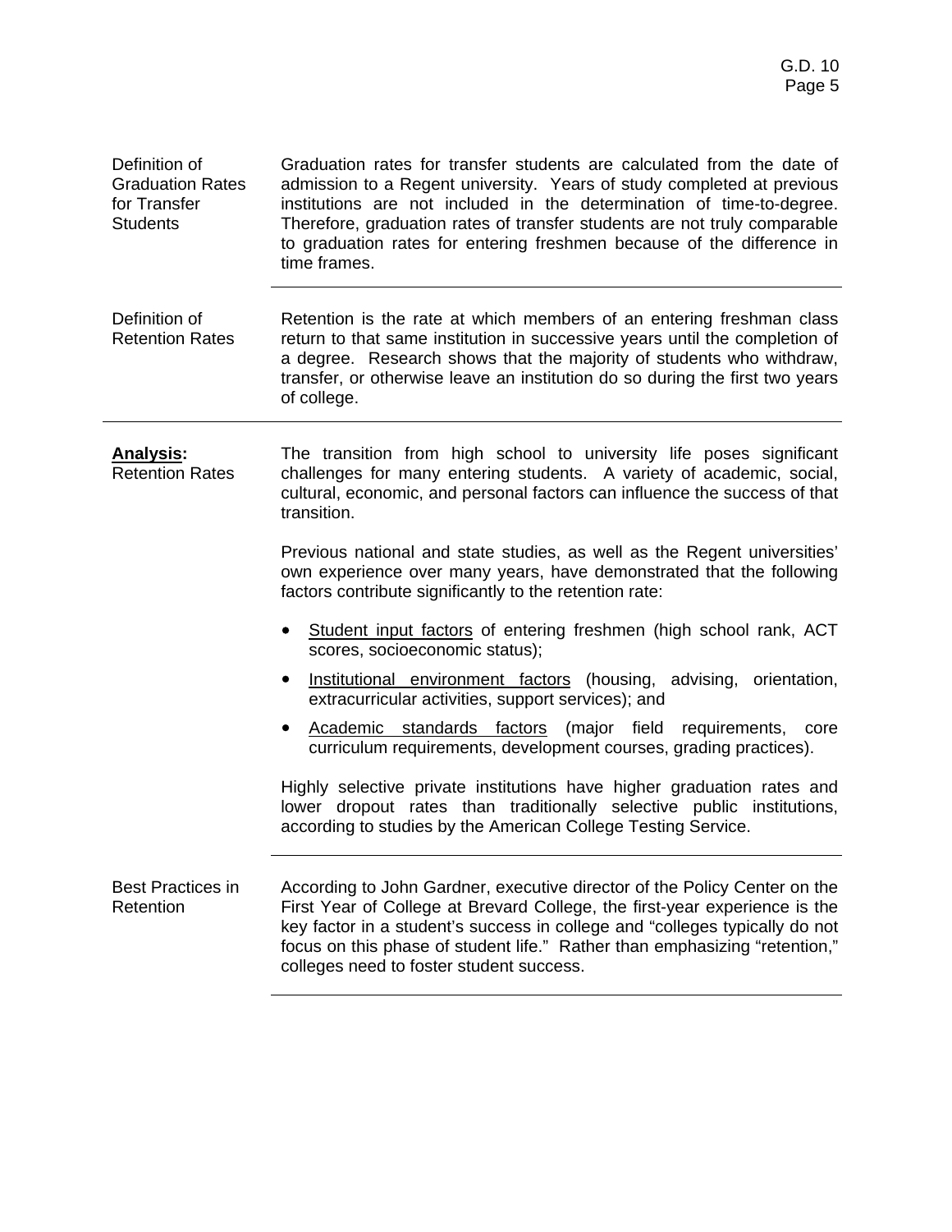**Definition of Graduation Rates for Transfer Students**

Graduation rates for transfer students are calculated from the date of admission to a Regent university. Years of study completed at previous institutions are not included in the determination of time-to-degree. Therefore, graduation rates of transfer students are not truly comparable to graduation rates for entering freshmen because of the difference in time frames.

---

**Definition of Retention Rates**

Retention is the rate at which members of an entering freshman class return to that same institution in successive years until the completion of a degree. Research shows that the majority of students who withdraw, transfer, or otherwise leave an institution do so during the first two years of college.

---

## **<u>Analysis</u>:** Retention Rates

The transition from high school to university life poses significant challenges for many entering students. A variety of academic, social, cultural, economic, and personal factors can influence the success of that transition.

Previous national and state studies, as well as the Regent universities' own experience over many years, have demonstrated that the following factors contribute significantly to the retention rate:

- <u>Student input factors</u> of entering freshmen (high school rank, ACT scores, socioeconomic status);
- <u>Institutional environment factors</u> (housing, advising, orientation, extracurricular activities, support services); and
- <u>Academic standards factors</u> (major field requirements, core curriculum requirements, development courses, grading practices).

Highly selective private institutions have higher graduation rates and lower dropout rates than traditionally selective public institutions, according to studies by the American College Testing Service.

---

**Best Practices in Retention**

According to John Gardner, executive director of the Policy Center on the First Year of College at Brevard College, the first-year experience is the key factor in a student's success in college and "colleges typically do not focus on this phase of student life." Rather than emphasizing "retention," colleges need to foster student success.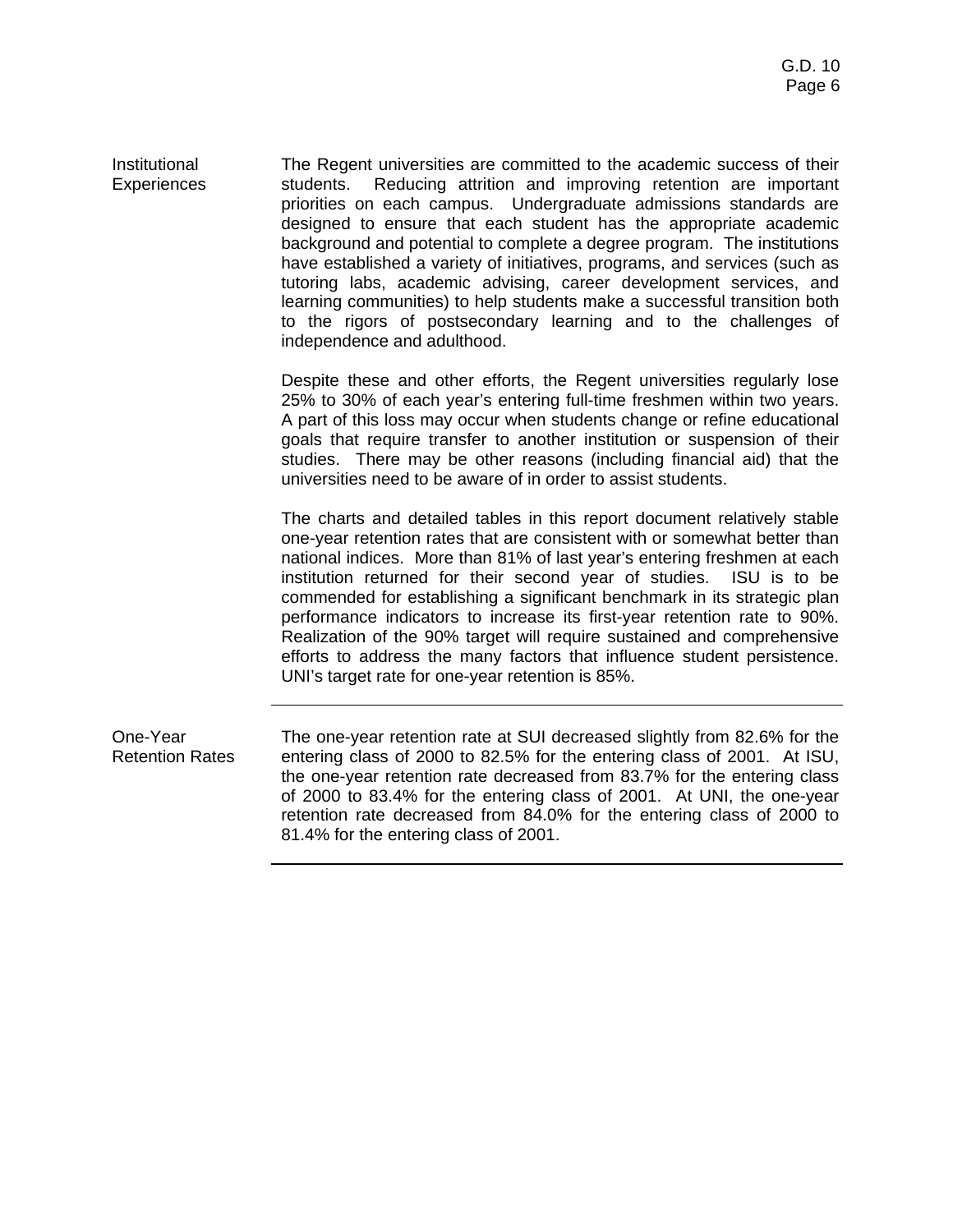**Institutional Experiences**

The Regent universities are committed to the academic success of their students. Reducing attrition and improving retention are important priorities on each campus. Undergraduate admissions standards are designed to ensure that each student has the appropriate academic background and potential to complete a degree program. The institutions have established a variety of initiatives, programs, and services (such as tutoring labs, academic advising, career development services, and learning communities) to help students make a successful transition both to the rigors of postsecondary learning and to the challenges of independence and adulthood.

Despite these and other efforts, the Regent universities regularly lose 25% to 30% of each year's entering full-time freshmen within two years. A part of this loss may occur when students change or refine educational goals that require transfer to another institution or suspension of their studies. There may be other reasons (including financial aid) that the universities need to be aware of in order to assist students.

The charts and detailed tables in this report document relatively stable one-year retention rates that are consistent with or somewhat better than national indices. More than 81% of last year's entering freshmen at each institution returned for their second year of studies. ISU is to be commended for establishing a significant benchmark in its strategic plan performance indicators to increase its first-year retention rate to 90%. Realization of the 90% target will require sustained and comprehensive efforts to address the many factors that influence student persistence. UNI's target rate for one-year retention is 85%.

---

**One-Year Retention Rates**

The one-year retention rate at SUI decreased slightly from 82.6% for the entering class of 2000 to 82.5% for the entering class of 2001. At ISU, the one-year retention rate decreased from 83.7% for the entering class of 2000 to 83.4% for the entering class of 2001. At UNI, the one-year retention rate decreased from 84.0% for the entering class of 2000 to 81.4% for the entering class of 2001.

---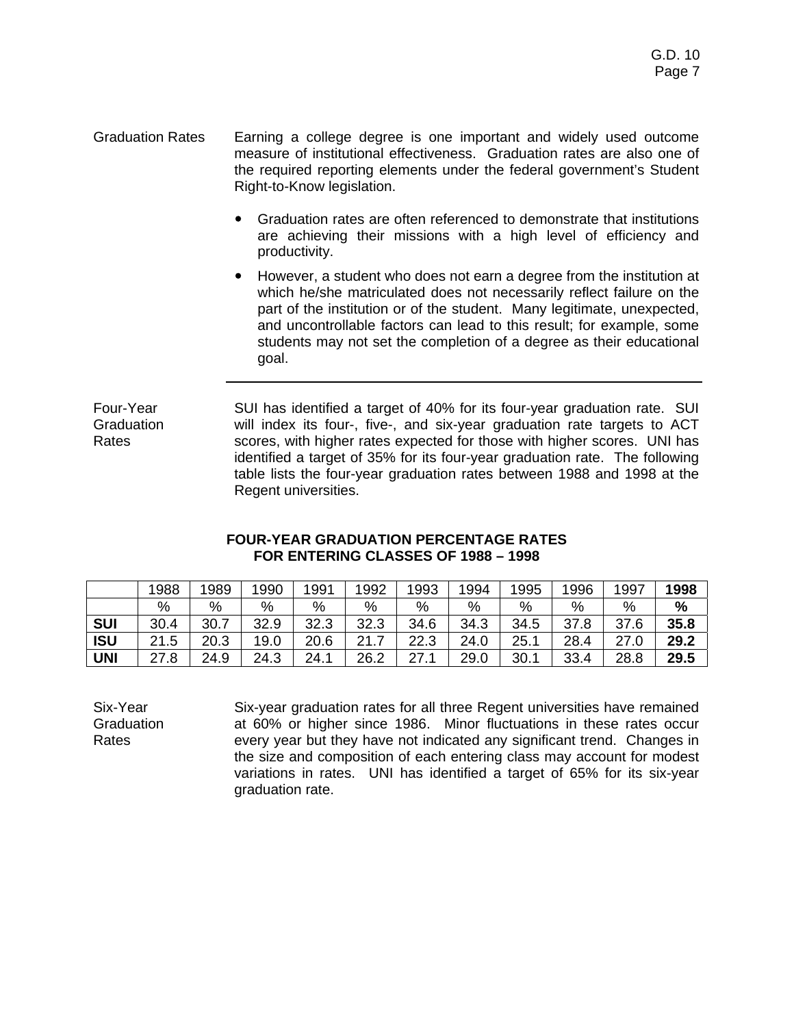## Graduation Rates

Earning a college degree is one important and widely used outcome measure of institutional effectiveness. Graduation rates are also one of the required reporting elements under the federal government's Student Right-to-Know legislation.

- Graduation rates are often referenced to demonstrate that institutions are achieving their missions with a high level of efficiency and productivity.
- However, a student who does not earn a degree from the institution at which he/she matriculated does not necessarily reflect failure on the part of the institution or of the student. Many legitimate, unexpected, and uncontrollable factors can lead to this result; for example, some students may not set the completion of a degree as their educational goal.

---

## Four-Year Graduation Rates

SUI has identified a target of 40% for its four-year graduation rate. SUI will index its four-, five-, and six-year graduation rate targets to ACT scores, with higher rates expected for those with higher scores. UNI has identified a target of 35% for its four-year graduation rate. The following table lists the four-year graduation rates between 1988 and 1998 at the Regent universities.

**FOUR-YEAR GRADUATION PERCENTAGE RATES FOR ENTERING CLASSES OF 1988 – 1998**

| | 1988 | 1989 | 1990 | 1991 | 1992 | 1993 | 1994 | 1995 | 1996 | 1997 | **1998** |
|---|---|---|---|---|---|---|---|---|---|---|---|
| | % | % | % | % | % | % | % | % | % | % | **%** |
| **SUI** | 30.4 | 30.7 | 32.9 | 32.3 | 32.3 | 34.6 | 34.3 | 34.5 | 37.8 | 37.6 | **35.8** |
| **ISU** | 21.5 | 20.3 | 19.0 | 20.6 | 21.7 | 22.3 | 24.0 | 25.1 | 28.4 | 27.0 | **29.2** |
| **UNI** | 27.8 | 24.9 | 24.3 | 24.1 | 26.2 | 27.1 | 29.0 | 30.1 | 33.4 | 28.8 | **29.5** |

## Six-Year Graduation Rates

Six-year graduation rates for all three Regent universities have remained at 60% or higher since 1986. Minor fluctuations in these rates occur every year but they have not indicated any significant trend. Changes in the size and composition of each entering class may account for modest variations in rates. UNI has identified a target of 65% for its six-year graduation rate.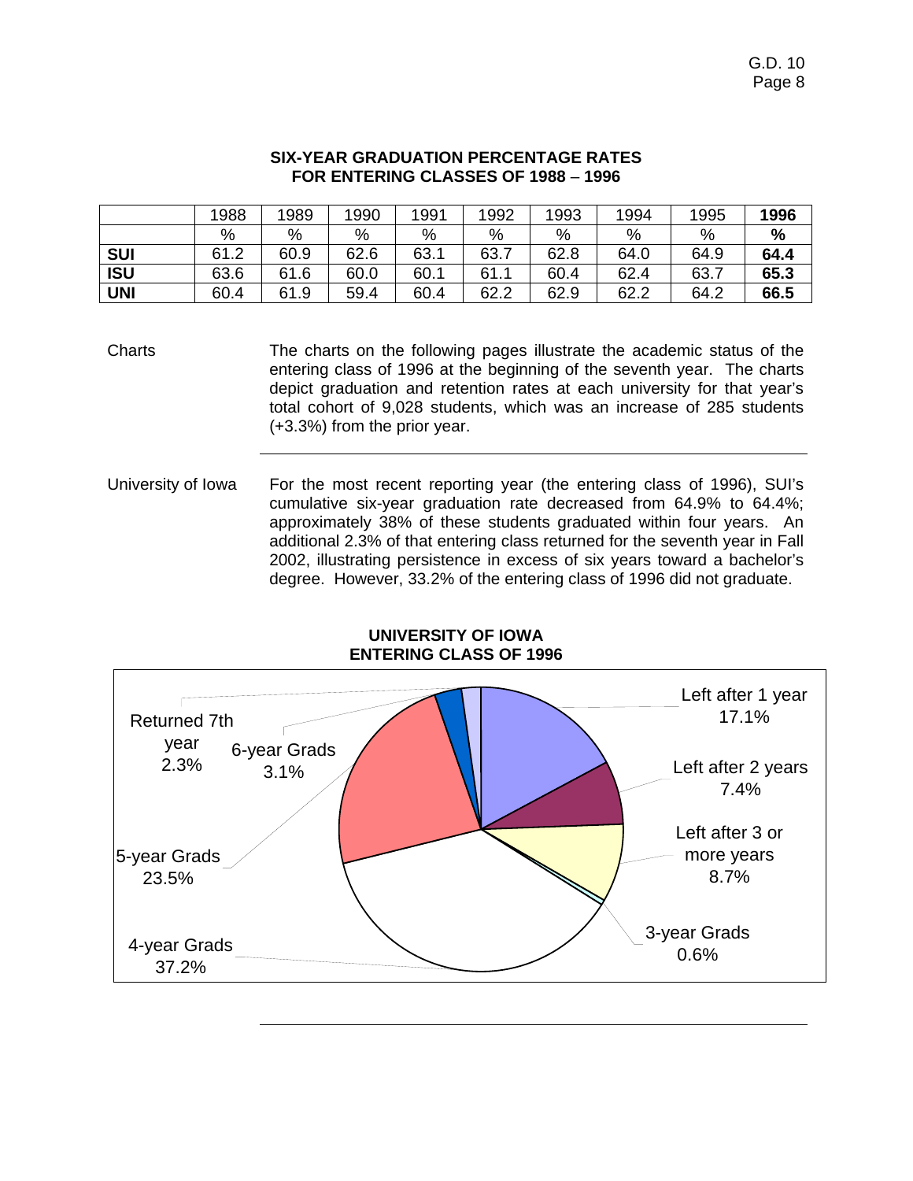**SIX-YEAR GRADUATION PERCENTAGE RATES FOR ENTERING CLASSES OF 1988 – 1996**

| | 1988 | 1989 | 1990 | 1991 | 1992 | 1993 | 1994 | 1995 | **1996** |
|---|---|---|---|---|---|---|---|---|---|
| | % | % | % | % | % | % | % | % | **%** |
| **SUI** | 61.2 | 60.9 | 62.6 | 63.1 | 63.7 | 62.8 | 64.0 | 64.9 | **64.4** |
| **ISU** | 63.6 | 61.6 | 60.0 | 60.1 | 61.1 | 60.4 | 62.4 | 63.7 | **65.3** |
| **UNI** | 60.4 | 61.9 | 59.4 | 60.4 | 62.2 | 62.9 | 62.2 | 64.2 | **66.5** |

Charts

The charts on the following pages illustrate the academic status of the entering class of 1996 at the beginning of the seventh year. The charts depict graduation and retention rates at each university for that year's total cohort of 9,028 students, which was an increase of 285 students (+3.3%) from the prior year.

---

University of Iowa

For the most recent reporting year (the entering class of 1996), SUI's cumulative six-year graduation rate decreased from 64.9% to 64.4%; approximately 38% of these students graduated within four years. An additional 2.3% of that entering class returned for the seventh year in Fall 2002, illustrating persistence in excess of six years toward a bachelor's degree. However, 33.2% of the entering class of 1996 did not graduate.

**UNIVERSITY OF IOWA ENTERING CLASS OF 1996**

| Category | % |
|---|---|
| Left after 1 year | 17.1% |
| Left after 2 years | 7.4% |
| Left after 3 or more years | 8.7% |
| 3-year Grads | 0.6% |
| 4-year Grads | 37.2% |
| 5-year Grads | 23.5% |
| 6-year Grads | 3.1% |
| Returned 7th year | 2.3% |

---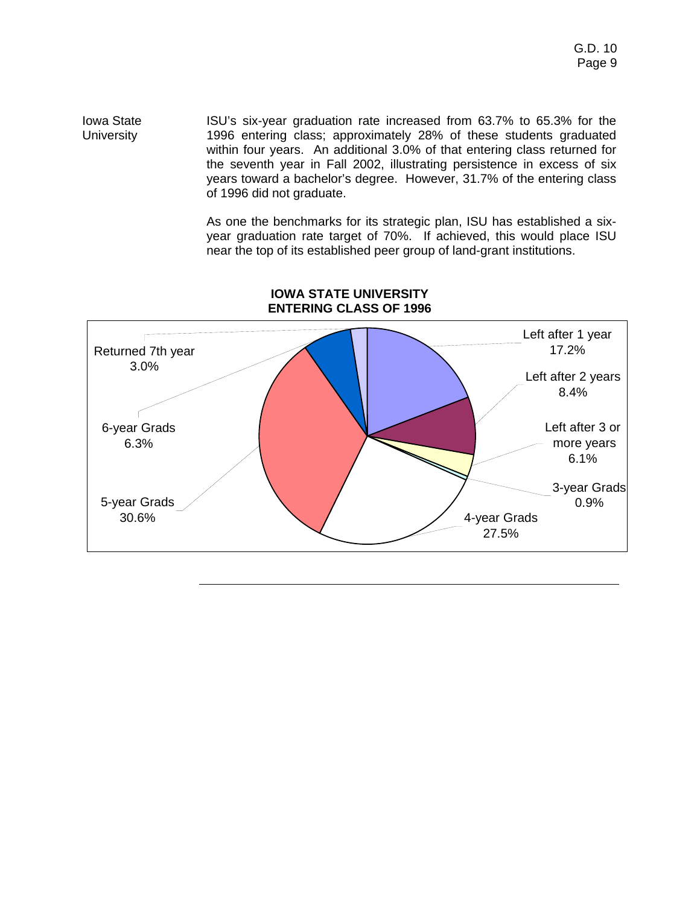**Iowa State University**

ISU's six-year graduation rate increased from 63.7% to 65.3% for the 1996 entering class; approximately 28% of these students graduated within four years. An additional 3.0% of that entering class returned for the seventh year in Fall 2002, illustrating persistence in excess of six years toward a bachelor's degree. However, 31.7% of the entering class of 1996 did not graduate.

As one the benchmarks for its strategic plan, ISU has established a six-year graduation rate target of 70%. If achieved, this would place ISU near the top of its established peer group of land-grant institutions.

**IOWA STATE UNIVERSITY ENTERING CLASS OF 1996**

| Category | Percent |
|---|---|
| Left after 1 year | 17.2% |
| Left after 2 years | 8.4% |
| Left after 3 or more years | 6.1% |
| 3-year Grads | 0.9% |
| 4-year Grads | 27.5% |
| 5-year Grads | 30.6% |
| 6-year Grads | 6.3% |
| Returned 7th year | 3.0% |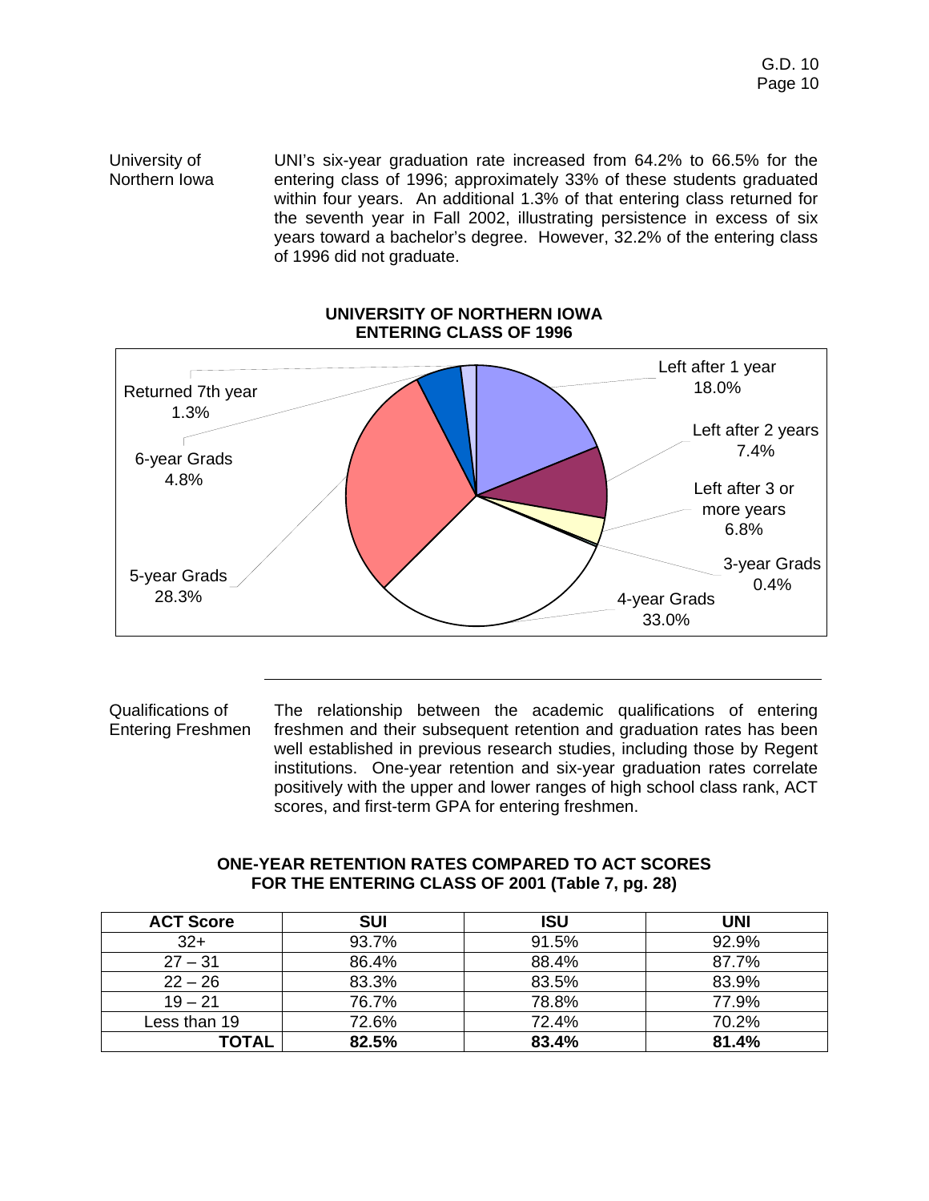University of Northern Iowa

UNI's six-year graduation rate increased from 64.2% to 66.5% for the entering class of 1996; approximately 33% of these students graduated within four years. An additional 1.3% of that entering class returned for the seventh year in Fall 2002, illustrating persistence in excess of six years toward a bachelor's degree. However, 32.2% of the entering class of 1996 did not graduate.

**UNIVERSITY OF NORTHERN IOWA**
**ENTERING CLASS OF 1996**

Left after 1 year 18.0%
Left after 2 years 7.4%
Left after 3 or more years 6.8%
3-year Grads 0.4%
4-year Grads 33.0%
5-year Grads 28.3%
6-year Grads 4.8%
Returned 7th year 1.3%

---

Qualifications of Entering Freshmen

The relationship between the academic qualifications of entering freshmen and their subsequent retention and graduation rates has been well established in previous research studies, including those by Regent institutions. One-year retention and six-year graduation rates correlate positively with the upper and lower ranges of high school class rank, ACT scores, and first-term GPA for entering freshmen.

**ONE-YEAR RETENTION RATES COMPARED TO ACT SCORES FOR THE ENTERING CLASS OF 2001 (Table 7, pg. 28)**

| ACT Score | SUI | ISU | UNI |
|---|---|---|---|
| 32+ | 93.7% | 91.5% | 92.9% |
| 27 – 31 | 86.4% | 88.4% | 87.7% |
| 22 – 26 | 83.3% | 83.5% | 83.9% |
| 19 – 21 | 76.7% | 78.8% | 77.9% |
| Less than 19 | 72.6% | 72.4% | 70.2% |
| **TOTAL** | **82.5%** | **83.4%** | **81.4%** |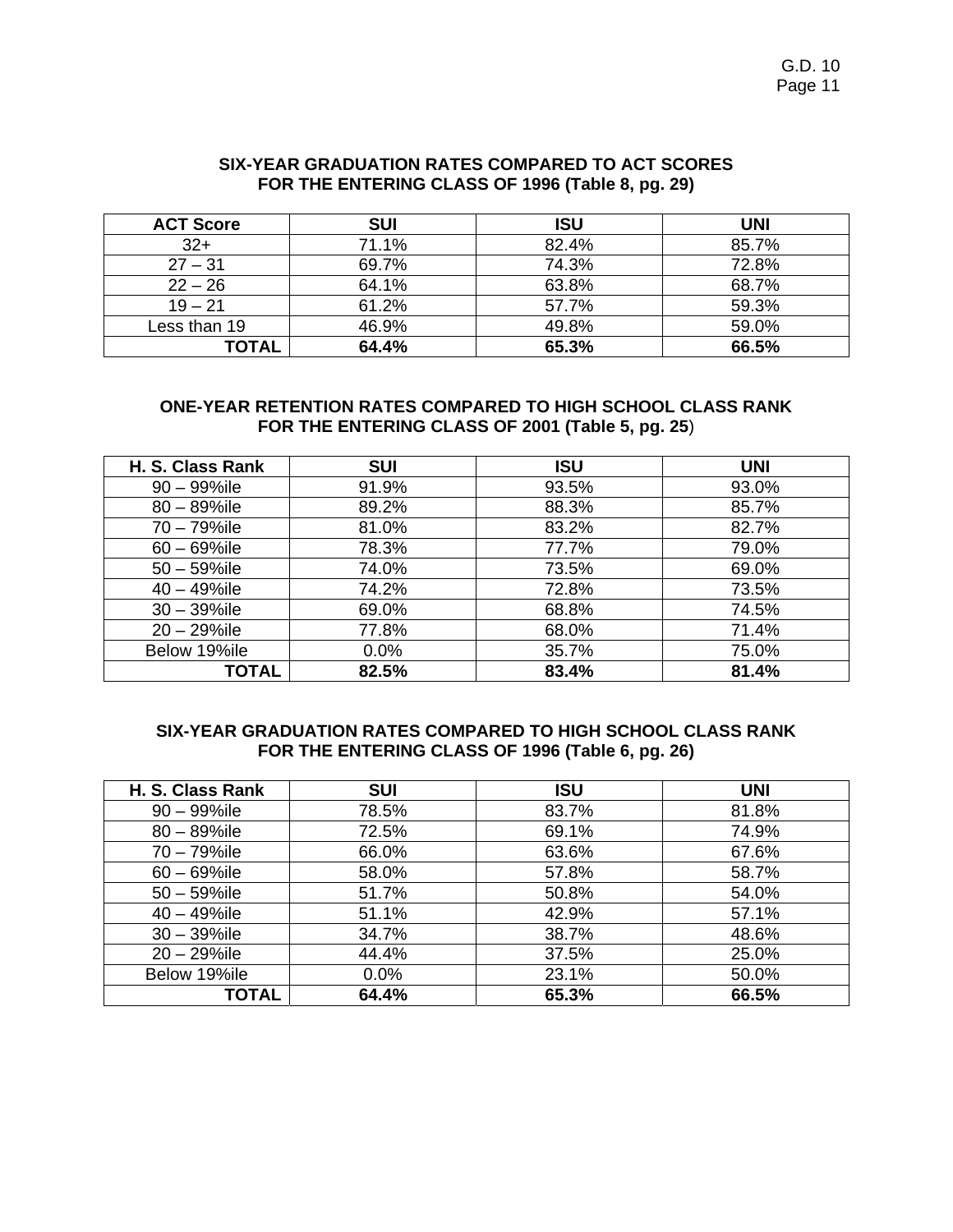**SIX-YEAR GRADUATION RATES COMPARED TO ACT SCORES FOR THE ENTERING CLASS OF 1996 (Table 8, pg. 29)**

| ACT Score | SUI | ISU | UNI |
|---|---|---|---|
| 32+ | 71.1% | 82.4% | 85.7% |
| 27 – 31 | 69.7% | 74.3% | 72.8% |
| 22 – 26 | 64.1% | 63.8% | 68.7% |
| 19 – 21 | 61.2% | 57.7% | 59.3% |
| Less than 19 | 46.9% | 49.8% | 59.0% |
| **TOTAL** | **64.4%** | **65.3%** | **66.5%** |

**ONE-YEAR RETENTION RATES COMPARED TO HIGH SCHOOL CLASS RANK FOR THE ENTERING CLASS OF 2001 (Table 5, pg. 25)**

| H. S. Class Rank | SUI | ISU | UNI |
|---|---|---|---|
| 90 – 99%ile | 91.9% | 93.5% | 93.0% |
| 80 – 89%ile | 89.2% | 88.3% | 85.7% |
| 70 – 79%ile | 81.0% | 83.2% | 82.7% |
| 60 – 69%ile | 78.3% | 77.7% | 79.0% |
| 50 – 59%ile | 74.0% | 73.5% | 69.0% |
| 40 – 49%ile | 74.2% | 72.8% | 73.5% |
| 30 – 39%ile | 69.0% | 68.8% | 74.5% |
| 20 – 29%ile | 77.8% | 68.0% | 71.4% |
| Below 19%ile | 0.0% | 35.7% | 75.0% |
| **TOTAL** | **82.5%** | **83.4%** | **81.4%** |

**SIX-YEAR GRADUATION RATES COMPARED TO HIGH SCHOOL CLASS RANK FOR THE ENTERING CLASS OF 1996 (Table 6, pg. 26)**

| H. S. Class Rank | SUI | ISU | UNI |
|---|---|---|---|
| 90 – 99%ile | 78.5% | 83.7% | 81.8% |
| 80 – 89%ile | 72.5% | 69.1% | 74.9% |
| 70 – 79%ile | 66.0% | 63.6% | 67.6% |
| 60 – 69%ile | 58.0% | 57.8% | 58.7% |
| 50 – 59%ile | 51.7% | 50.8% | 54.0% |
| 40 – 49%ile | 51.1% | 42.9% | 57.1% |
| 30 – 39%ile | 34.7% | 38.7% | 48.6% |
| 20 – 29%ile | 44.4% | 37.5% | 25.0% |
| Below 19%ile | 0.0% | 23.1% | 50.0% |
| **TOTAL** | **64.4%** | **65.3%** | **66.5%** |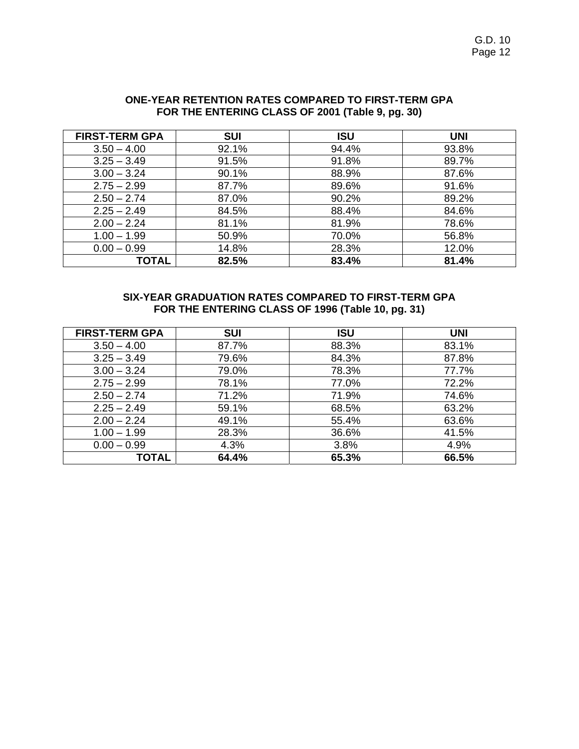**ONE-YEAR RETENTION RATES COMPARED TO FIRST-TERM GPA FOR THE ENTERING CLASS OF 2001 (Table 9, pg. 30)**

| FIRST-TERM GPA | SUI | ISU | UNI |
|---|---|---|---|
| 3.50 – 4.00 | 92.1% | 94.4% | 93.8% |
| 3.25 – 3.49 | 91.5% | 91.8% | 89.7% |
| 3.00 – 3.24 | 90.1% | 88.9% | 87.6% |
| 2.75 – 2.99 | 87.7% | 89.6% | 91.6% |
| 2.50 – 2.74 | 87.0% | 90.2% | 89.2% |
| 2.25 – 2.49 | 84.5% | 88.4% | 84.6% |
| 2.00 – 2.24 | 81.1% | 81.9% | 78.6% |
| 1.00 – 1.99 | 50.9% | 70.0% | 56.8% |
| 0.00 – 0.99 | 14.8% | 28.3% | 12.0% |
| **TOTAL** | **82.5%** | **83.4%** | **81.4%** |

**SIX-YEAR GRADUATION RATES COMPARED TO FIRST-TERM GPA FOR THE ENTERING CLASS OF 1996 (Table 10, pg. 31)**

| FIRST-TERM GPA | SUI | ISU | UNI |
|---|---|---|---|
| 3.50 – 4.00 | 87.7% | 88.3% | 83.1% |
| 3.25 – 3.49 | 79.6% | 84.3% | 87.8% |
| 3.00 – 3.24 | 79.0% | 78.3% | 77.7% |
| 2.75 – 2.99 | 78.1% | 77.0% | 72.2% |
| 2.50 – 2.74 | 71.2% | 71.9% | 74.6% |
| 2.25 – 2.49 | 59.1% | 68.5% | 63.2% |
| 2.00 – 2.24 | 49.1% | 55.4% | 63.6% |
| 1.00 – 1.99 | 28.3% | 36.6% | 41.5% |
| 0.00 – 0.99 | 4.3% | 3.8% | 4.9% |
| **TOTAL** | **64.4%** | **65.3%** | **66.5%** |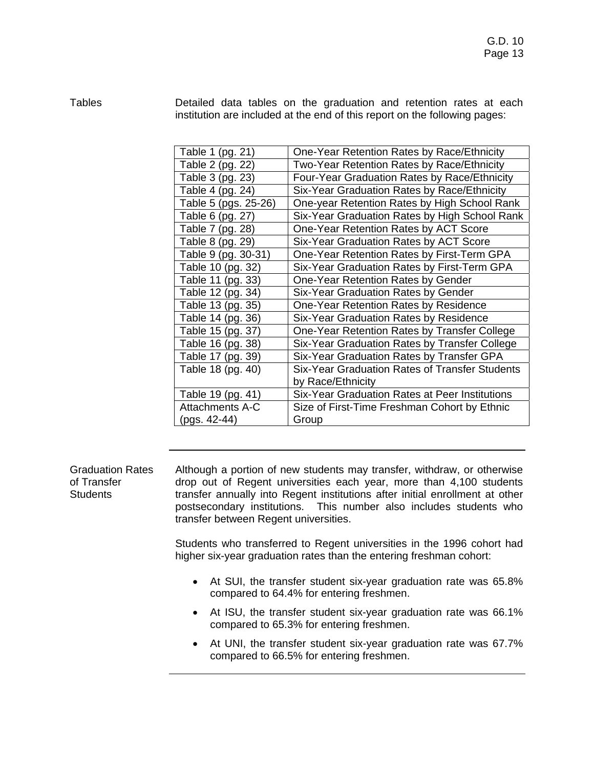## Tables

Detailed data tables on the graduation and retention rates at each institution are included at the end of this report on the following pages:

| | |
|---|---|
| Table 1 (pg. 21) | One-Year Retention Rates by Race/Ethnicity |
| Table 2 (pg. 22) | Two-Year Retention Rates by Race/Ethnicity |
| Table 3 (pg. 23) | Four-Year Graduation Rates by Race/Ethnicity |
| Table 4 (pg. 24) | Six-Year Graduation Rates by Race/Ethnicity |
| Table 5 (pgs. 25-26) | One-year Retention Rates by High School Rank |
| Table 6 (pg. 27) | Six-Year Graduation Rates by High School Rank |
| Table 7 (pg. 28) | One-Year Retention Rates by ACT Score |
| Table 8 (pg. 29) | Six-Year Graduation Rates by ACT Score |
| Table 9 (pg. 30-31) | One-Year Retention Rates by First-Term GPA |
| Table 10 (pg. 32) | Six-Year Graduation Rates by First-Term GPA |
| Table 11 (pg. 33) | One-Year Retention Rates by Gender |
| Table 12 (pg. 34) | Six-Year Graduation Rates by Gender |
| Table 13 (pg. 35) | One-Year Retention Rates by Residence |
| Table 14 (pg. 36) | Six-Year Graduation Rates by Residence |
| Table 15 (pg. 37) | One-Year Retention Rates by Transfer College |
| Table 16 (pg. 38) | Six-Year Graduation Rates by Transfer College |
| Table 17 (pg. 39) | Six-Year Graduation Rates by Transfer GPA |
| Table 18 (pg. 40) | Six-Year Graduation Rates of Transfer Students by Race/Ethnicity |
| Table 19 (pg. 41) | Six-Year Graduation Rates at Peer Institutions |
| Attachments A-C (pgs. 42-44) | Size of First-Time Freshman Cohort by Ethnic Group |

## Graduation Rates of Transfer Students

Although a portion of new students may transfer, withdraw, or otherwise drop out of Regent universities each year, more than 4,100 students transfer annually into Regent institutions after initial enrollment at other postsecondary institutions. This number also includes students who transfer between Regent universities.

Students who transferred to Regent universities in the 1996 cohort had higher six-year graduation rates than the entering freshman cohort:

- At SUI, the transfer student six-year graduation rate was 65.8% compared to 64.4% for entering freshmen.
- At ISU, the transfer student six-year graduation rate was 66.1% compared to 65.3% for entering freshmen.
- At UNI, the transfer student six-year graduation rate was 67.7% compared to 66.5% for entering freshmen.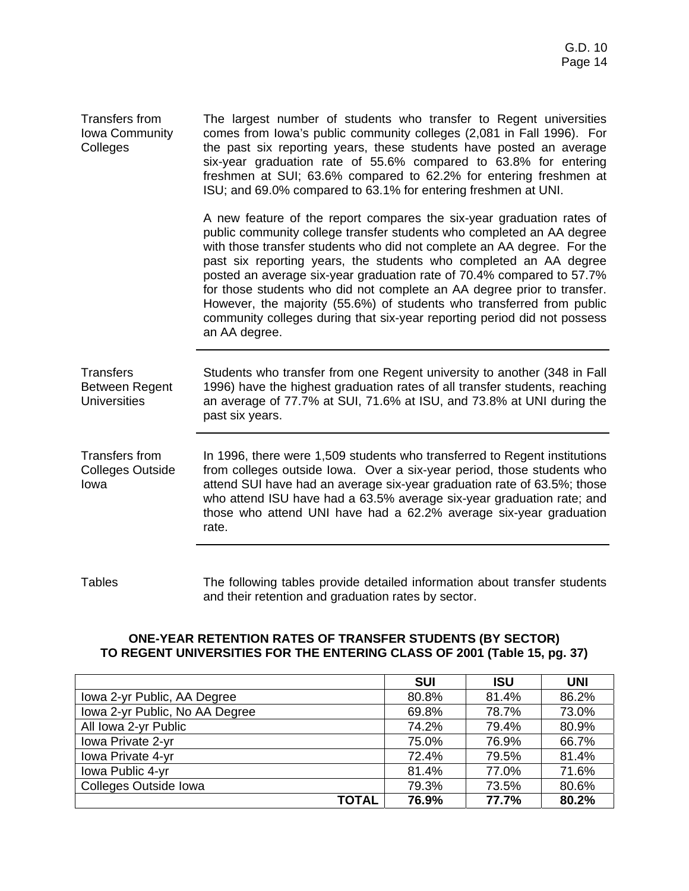**Transfers from Iowa Community Colleges**

The largest number of students who transfer to Regent universities comes from Iowa's public community colleges (2,081 in Fall 1996). For the past six reporting years, these students have posted an average six-year graduation rate of 55.6% compared to 63.8% for entering freshmen at SUI; 63.6% compared to 62.2% for entering freshmen at ISU; and 69.0% compared to 63.1% for entering freshmen at UNI.

A new feature of the report compares the six-year graduation rates of public community college transfer students who completed an AA degree with those transfer students who did not complete an AA degree. For the past six reporting years, the students who completed an AA degree posted an average six-year graduation rate of 70.4% compared to 57.7% for those students who did not complete an AA degree prior to transfer. However, the majority (55.6%) of students who transferred from public community colleges during that six-year reporting period did not possess an AA degree.

---

**Transfers Between Regent Universities**

Students who transfer from one Regent university to another (348 in Fall 1996) have the highest graduation rates of all transfer students, reaching an average of 77.7% at SUI, 71.6% at ISU, and 73.8% at UNI during the past six years.

---

**Transfers from Colleges Outside Iowa**

In 1996, there were 1,509 students who transferred to Regent institutions from colleges outside Iowa. Over a six-year period, those students who attend SUI have had an average six-year graduation rate of 63.5%; those who attend ISU have had a 63.5% average six-year graduation rate; and those who attend UNI have had a 62.2% average six-year graduation rate.

---

**Tables**

The following tables provide detailed information about transfer students and their retention and graduation rates by sector.

**ONE-YEAR RETENTION RATES OF TRANSFER STUDENTS (BY SECTOR) TO REGENT UNIVERSITIES FOR THE ENTERING CLASS OF 2001 (Table 15, pg. 37)**

| | SUI | ISU | UNI |
|---|---|---|---|
| Iowa 2-yr Public, AA Degree | 80.8% | 81.4% | 86.2% |
| Iowa 2-yr Public, No AA Degree | 69.8% | 78.7% | 73.0% |
| All Iowa 2-yr Public | 74.2% | 79.4% | 80.9% |
| Iowa Private 2-yr | 75.0% | 76.9% | 66.7% |
| Iowa Private 4-yr | 72.4% | 79.5% | 81.4% |
| Iowa Public 4-yr | 81.4% | 77.0% | 71.6% |
| Colleges Outside Iowa | 79.3% | 73.5% | 80.6% |
| **TOTAL** | **76.9%** | **77.7%** | **80.2%** |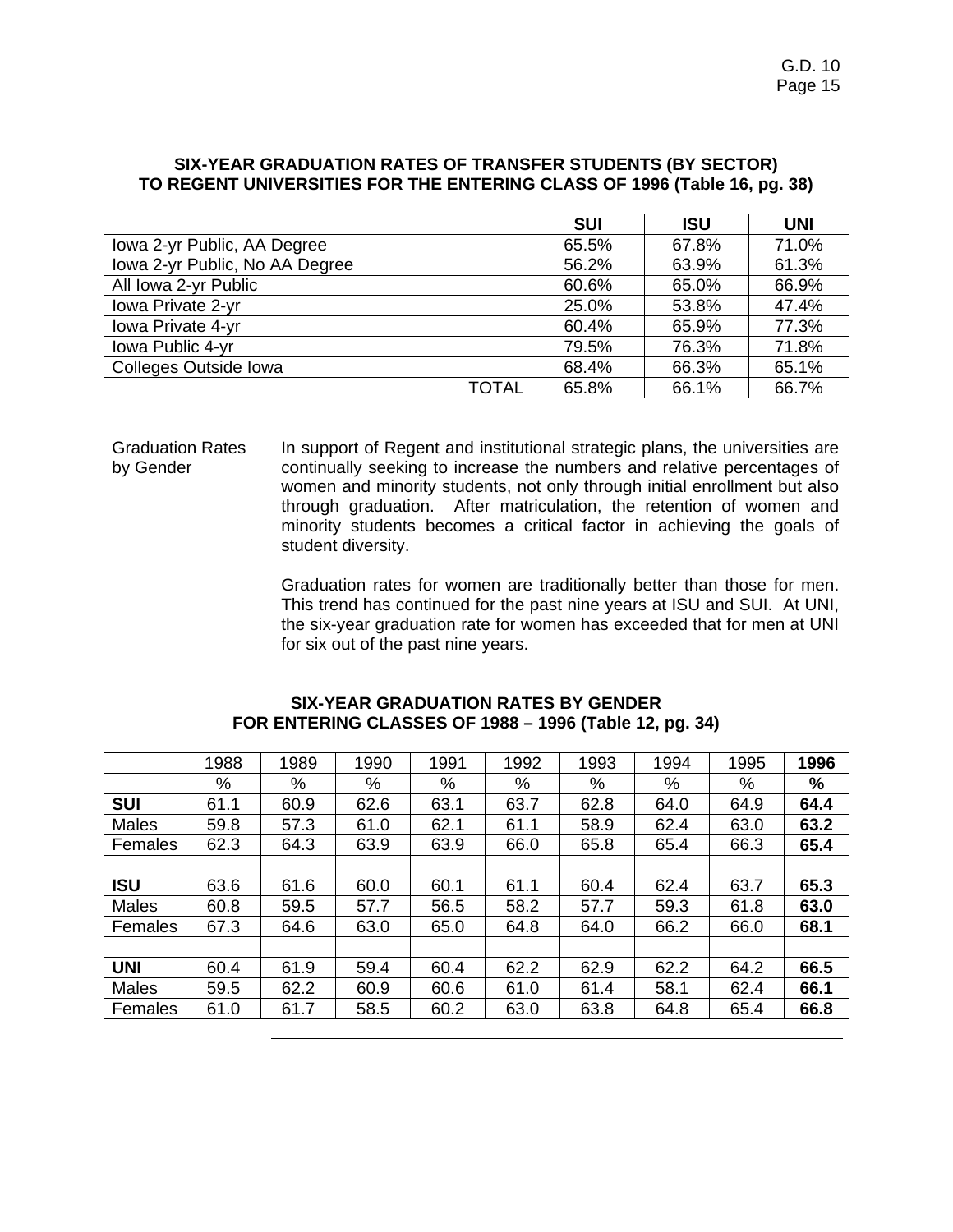**SIX-YEAR GRADUATION RATES OF TRANSFER STUDENTS (BY SECTOR) TO REGENT UNIVERSITIES FOR THE ENTERING CLASS OF 1996 (Table 16, pg. 38)**

| | SUI | ISU | UNI |
|---|---|---|---|
| Iowa 2-yr Public, AA Degree | 65.5% | 67.8% | 71.0% |
| Iowa 2-yr Public, No AA Degree | 56.2% | 63.9% | 61.3% |
| All Iowa 2-yr Public | 60.6% | 65.0% | 66.9% |
| Iowa Private 2-yr | 25.0% | 53.8% | 47.4% |
| Iowa Private 4-yr | 60.4% | 65.9% | 77.3% |
| Iowa Public 4-yr | 79.5% | 76.3% | 71.8% |
| Colleges Outside Iowa | 68.4% | 66.3% | 65.1% |
| TOTAL | 65.8% | 66.1% | 66.7% |

Graduation Rates by Gender

In support of Regent and institutional strategic plans, the universities are continually seeking to increase the numbers and relative percentages of women and minority students, not only through initial enrollment but also through graduation. After matriculation, the retention of women and minority students becomes a critical factor in achieving the goals of student diversity.

Graduation rates for women are traditionally better than those for men. This trend has continued for the past nine years at ISU and SUI. At UNI, the six-year graduation rate for women has exceeded that for men at UNI for six out of the past nine years.

**SIX-YEAR GRADUATION RATES BY GENDER FOR ENTERING CLASSES OF 1988 – 1996 (Table 12, pg. 34)**

| | 1988 | 1989 | 1990 | 1991 | 1992 | 1993 | 1994 | 1995 | **1996** |
|---|---|---|---|---|---|---|---|---|---|
| | % | % | % | % | % | % | % | % | **%** |
| **SUI** | 61.1 | 60.9 | 62.6 | 63.1 | 63.7 | 62.8 | 64.0 | 64.9 | **64.4** |
| Males | 59.8 | 57.3 | 61.0 | 62.1 | 61.1 | 58.9 | 62.4 | 63.0 | **63.2** |
| Females | 62.3 | 64.3 | 63.9 | 63.9 | 66.0 | 65.8 | 65.4 | 66.3 | **65.4** |
| | | | | | | | | | |
| **ISU** | 63.6 | 61.6 | 60.0 | 60.1 | 61.1 | 60.4 | 62.4 | 63.7 | **65.3** |
| Males | 60.8 | 59.5 | 57.7 | 56.5 | 58.2 | 57.7 | 59.3 | 61.8 | **63.0** |
| Females | 67.3 | 64.6 | 63.0 | 65.0 | 64.8 | 64.0 | 66.2 | 66.0 | **68.1** |
| | | | | | | | | | |
| **UNI** | 60.4 | 61.9 | 59.4 | 60.4 | 62.2 | 62.9 | 62.2 | 64.2 | **66.5** |
| Males | 59.5 | 62.2 | 60.9 | 60.6 | 61.0 | 61.4 | 58.1 | 62.4 | **66.1** |
| Females | 61.0 | 61.7 | 58.5 | 60.2 | 63.0 | 63.8 | 64.8 | 65.4 | **66.8** |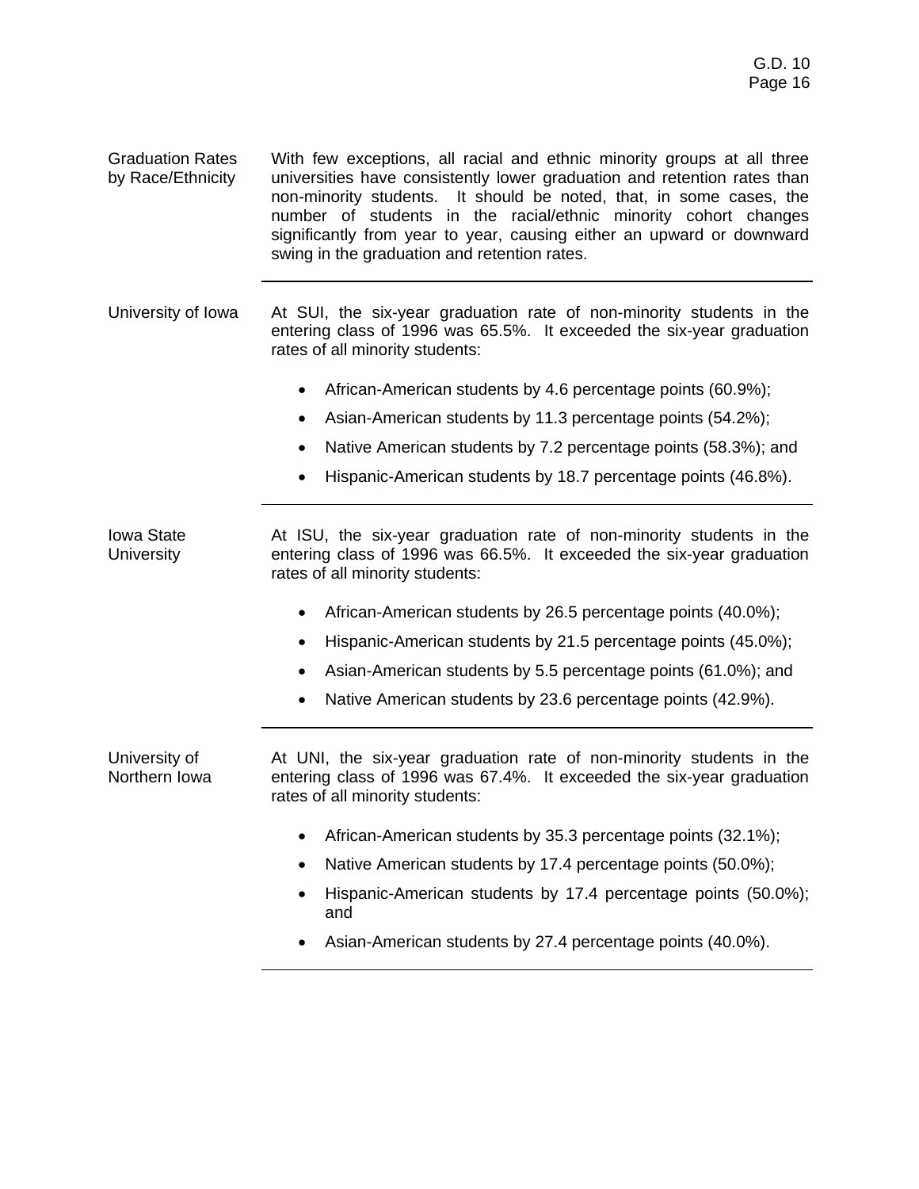**Graduation Rates by Race/Ethnicity**

With few exceptions, all racial and ethnic minority groups at all three universities have consistently lower graduation and retention rates than non-minority students. It should be noted, that, in some cases, the number of students in the racial/ethnic minority cohort changes significantly from year to year, causing either an upward or downward swing in the graduation and retention rates.

---

**University of Iowa**

At SUI, the six-year graduation rate of non-minority students in the entering class of 1996 was 65.5%. It exceeded the six-year graduation rates of all minority students:

- African-American students by 4.6 percentage points (60.9%);
- Asian-American students by 11.3 percentage points (54.2%);
- Native American students by 7.2 percentage points (58.3%); and
- Hispanic-American students by 18.7 percentage points (46.8%).

---

**Iowa State University**

At ISU, the six-year graduation rate of non-minority students in the entering class of 1996 was 66.5%. It exceeded the six-year graduation rates of all minority students:

- African-American students by 26.5 percentage points (40.0%);
- Hispanic-American students by 21.5 percentage points (45.0%);
- Asian-American students by 5.5 percentage points (61.0%); and
- Native American students by 23.6 percentage points (42.9%).

---

**University of Northern Iowa**

At UNI, the six-year graduation rate of non-minority students in the entering class of 1996 was 67.4%. It exceeded the six-year graduation rates of all minority students:

- African-American students by 35.3 percentage points (32.1%);
- Native American students by 17.4 percentage points (50.0%);
- Hispanic-American students by 17.4 percentage points (50.0%); and
- Asian-American students by 27.4 percentage points (40.0%).

---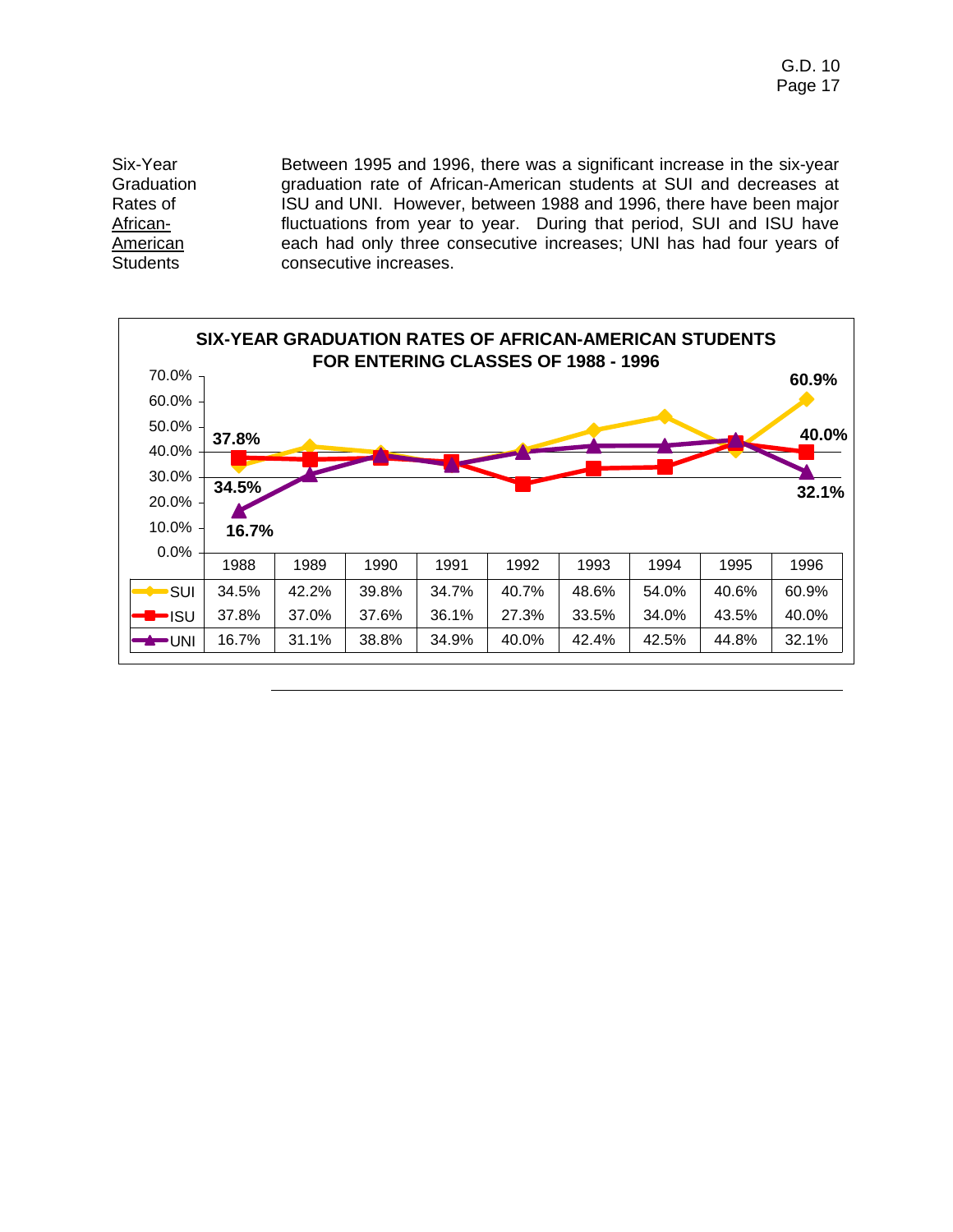**Six-Year Graduation Rates of African-American Students**

Between 1995 and 1996, there was a significant increase in the six-year graduation rate of African-American students at SUI and decreases at ISU and UNI. However, between 1988 and 1996, there have been major fluctuations from year to year. During that period, SUI and ISU have each had only three consecutive increases; UNI has had four years of consecutive increases.

**SIX-YEAR GRADUATION RATES OF AFRICAN-AMERICAN STUDENTS FOR ENTERING CLASSES OF 1988 - 1996**

| | 1988 | 1989 | 1990 | 1991 | 1992 | 1993 | 1994 | 1995 | 1996 |
|---|---|---|---|---|---|---|---|---|---|
| SUI | 34.5% | 42.2% | 39.8% | 34.7% | 40.7% | 48.6% | 54.0% | 40.6% | 60.9% |
| ISU | 37.8% | 37.0% | 37.6% | 36.1% | 27.3% | 33.5% | 34.0% | 43.5% | 40.0% |
| UNI | 16.7% | 31.1% | 38.8% | 34.9% | 40.0% | 42.4% | 42.5% | 44.8% | 32.1% |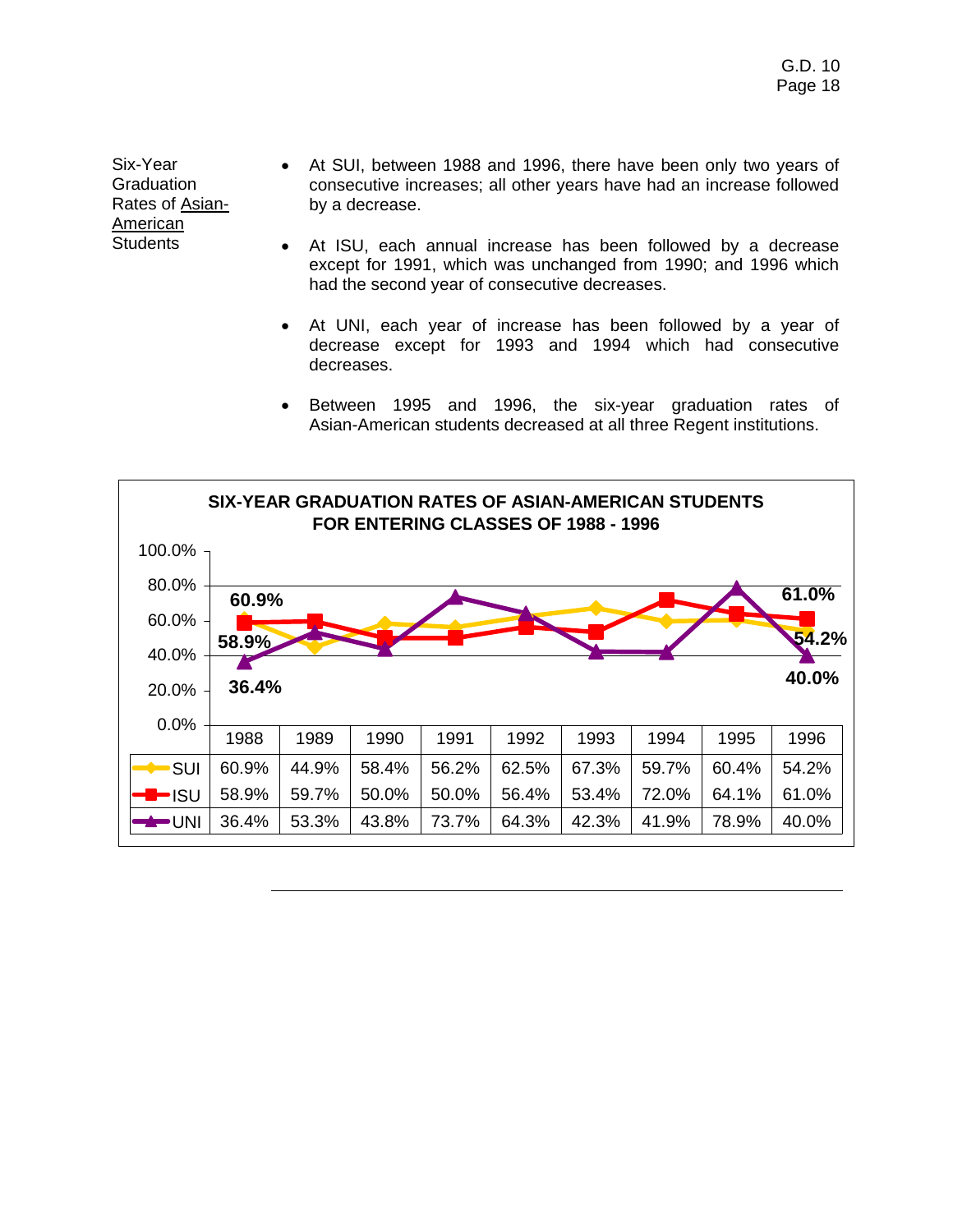Six-Year Graduation Rates of Asian-American Students

- At SUI, between 1988 and 1996, there have been only two years of consecutive increases; all other years have had an increase followed by a decrease.
- At ISU, each annual increase has been followed by a decrease except for 1991, which was unchanged from 1990; and 1996 which had the second year of consecutive decreases.
- At UNI, each year of increase has been followed by a year of decrease except for 1993 and 1994 which had consecutive decreases.
- Between 1995 and 1996, the six-year graduation rates of Asian-American students decreased at all three Regent institutions.

**SIX-YEAR GRADUATION RATES OF ASIAN-AMERICAN STUDENTS FOR ENTERING CLASSES OF 1988 - 1996**

| | 1988 | 1989 | 1990 | 1991 | 1992 | 1993 | 1994 | 1995 | 1996 |
|---|---|---|---|---|---|---|---|---|---|
| SUI | 60.9% | 44.9% | 58.4% | 56.2% | 62.5% | 67.3% | 59.7% | 60.4% | 54.2% |
| ISU | 58.9% | 59.7% | 50.0% | 50.0% | 56.4% | 53.4% | 72.0% | 64.1% | 61.0% |
| UNI | 36.4% | 53.3% | 43.8% | 73.7% | 64.3% | 42.3% | 41.9% | 78.9% | 40.0% |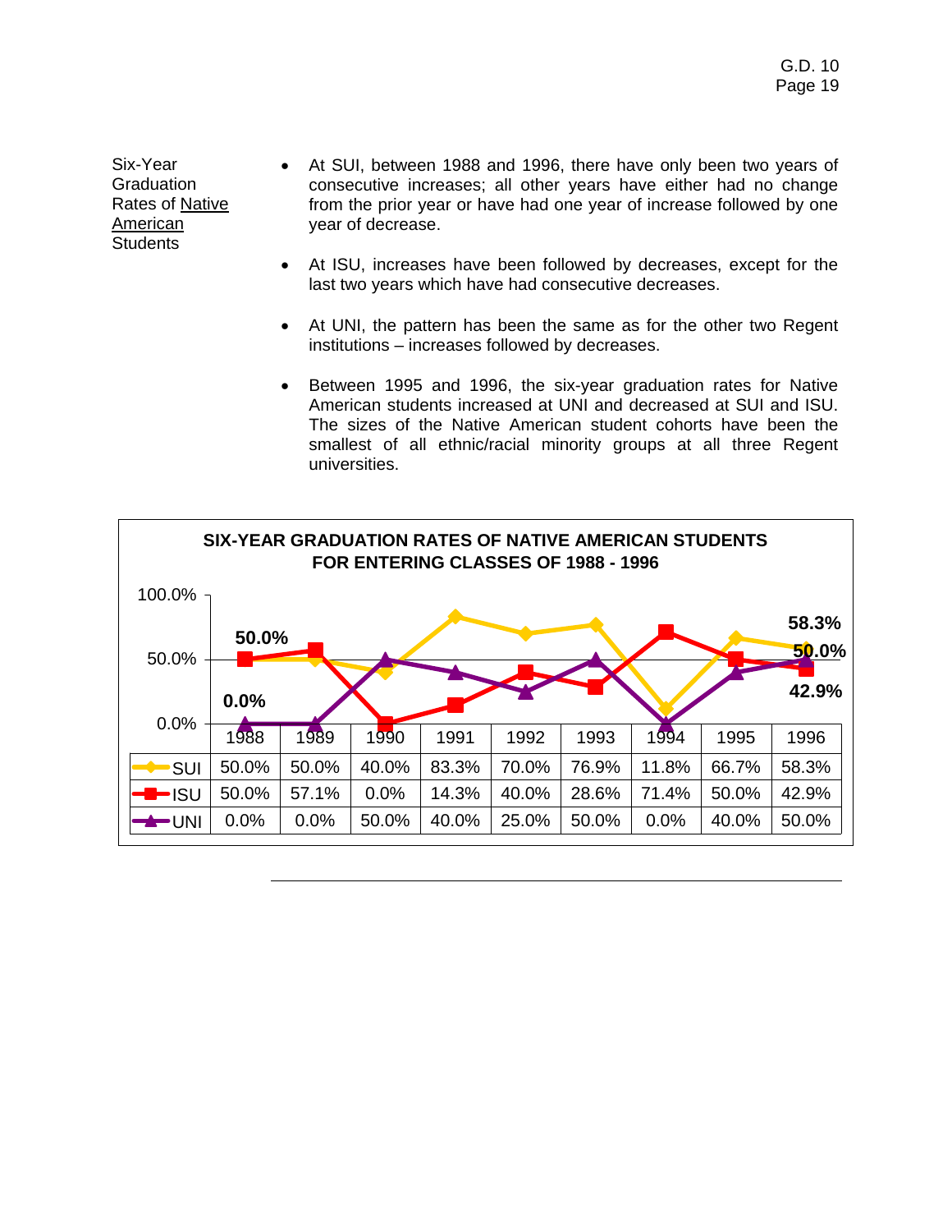**Six-Year Graduation Rates of Native American Students**

- At SUI, between 1988 and 1996, there have only been two years of consecutive increases; all other years have either had no change from the prior year or have had one year of increase followed by one year of decrease.

- At ISU, increases have been followed by decreases, except for the last two years which have had consecutive decreases.

- At UNI, the pattern has been the same as for the other two Regent institutions – increases followed by decreases.

- Between 1995 and 1996, the six-year graduation rates for Native American students increased at UNI and decreased at SUI and ISU. The sizes of the Native American student cohorts have been the smallest of all ethnic/racial minority groups at all three Regent universities.

**SIX-YEAR GRADUATION RATES OF NATIVE AMERICAN STUDENTS FOR ENTERING CLASSES OF 1988 - 1996**

| | 1988 | 1989 | 1990 | 1991 | 1992 | 1993 | 1994 | 1995 | 1996 |
|---|---|---|---|---|---|---|---|---|---|
| SUI | 50.0% | 50.0% | 40.0% | 83.3% | 70.0% | 76.9% | 11.8% | 66.7% | 58.3% |
| ISU | 50.0% | 57.1% | 0.0% | 14.3% | 40.0% | 28.6% | 71.4% | 50.0% | 42.9% |
| UNI | 0.0% | 0.0% | 50.0% | 40.0% | 25.0% | 50.0% | 0.0% | 40.0% | 50.0% |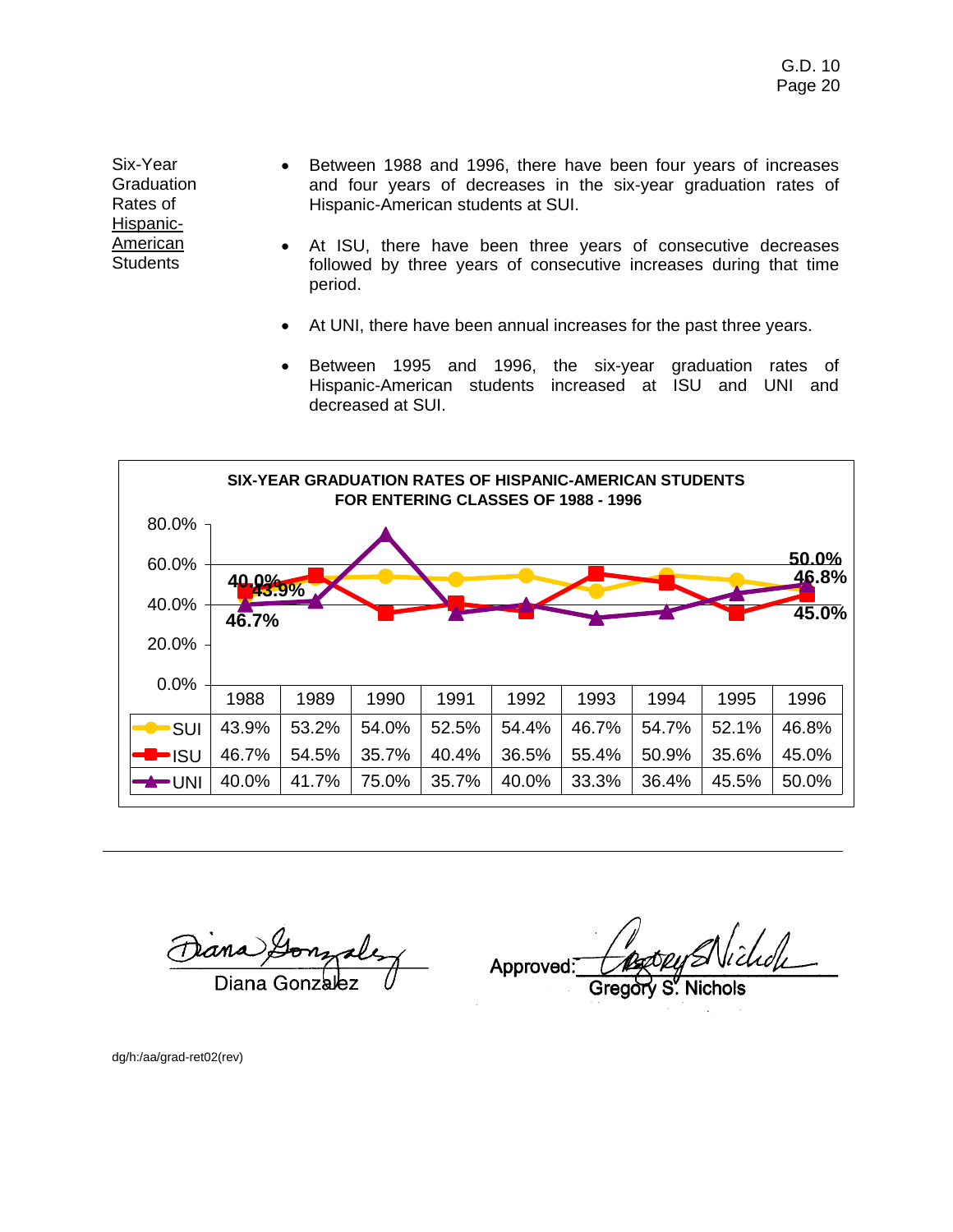Six-Year Graduation Rates of Hispanic-American Students

- Between 1988 and 1996, there have been four years of increases and four years of decreases in the six-year graduation rates of Hispanic-American students at SUI.
- At ISU, there have been three years of consecutive decreases followed by three years of consecutive increases during that time period.
- At UNI, there have been annual increases for the past three years.
- Between 1995 and 1996, the six-year graduation rates of Hispanic-American students increased at ISU and UNI and decreased at SUI.

**SIX-YEAR GRADUATION RATES OF HISPANIC-AMERICAN STUDENTS FOR ENTERING CLASSES OF 1988 - 1996**

| | 1988 | 1989 | 1990 | 1991 | 1992 | 1993 | 1994 | 1995 | 1996 |
|---|---|---|---|---|---|---|---|---|---|
| SUI | 43.9% | 53.2% | 54.0% | 52.5% | 54.4% | 46.7% | 54.7% | 52.1% | 46.8% |
| ISU | 46.7% | 54.5% | 35.7% | 40.4% | 36.5% | 55.4% | 50.9% | 35.6% | 45.0% |
| UNI | 40.0% | 41.7% | 75.0% | 35.7% | 40.0% | 33.3% | 36.4% | 45.5% | 50.0% |

Diana Gonzalez

Approved: Gregory S. Nichols

dg/h:/aa/grad-ret02(rev)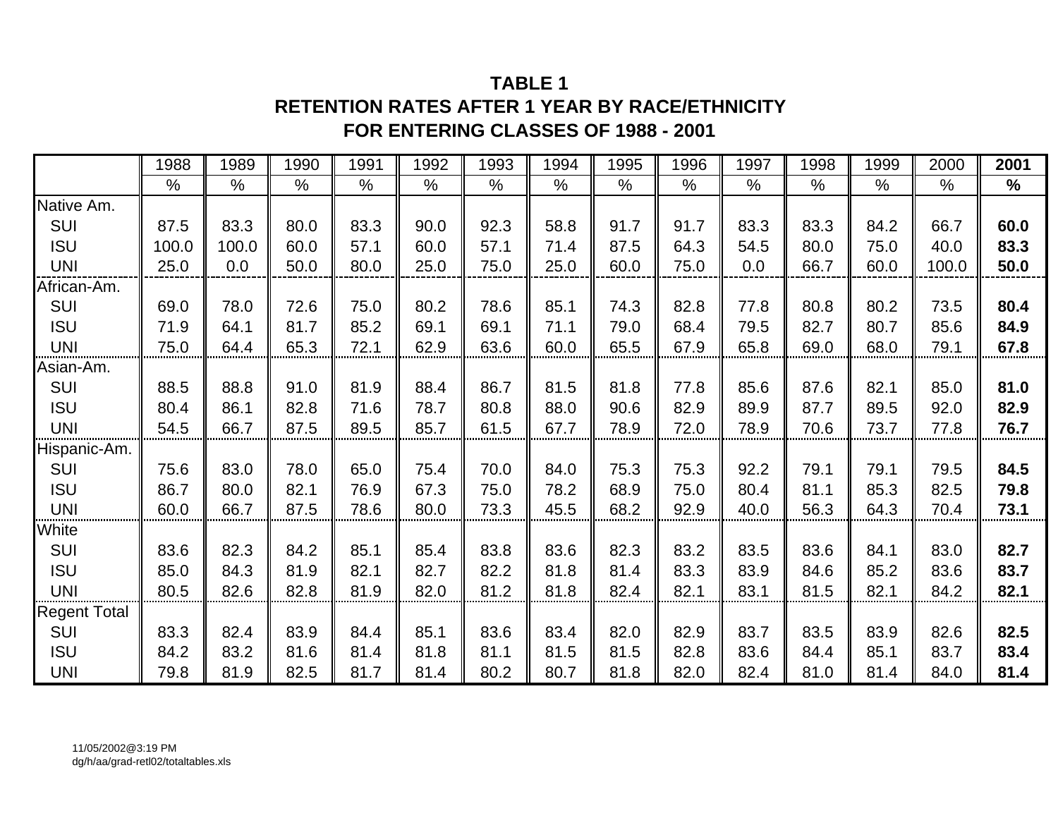**TABLE 1**
**RETENTION RATES AFTER 1 YEAR BY RACE/ETHNICITY**
**FOR ENTERING CLASSES OF 1988 - 2001**

| | 1988 | 1989 | 1990 | 1991 | 1992 | 1993 | 1994 | 1995 | 1996 | 1997 | 1998 | 1999 | 2000 | **2001** |
|---|---|---|---|---|---|---|---|---|---|---|---|---|---|---|
| | % | % | % | % | % | % | % | % | % | % | % | % | % | **%** |
| Native Am. | | | | | | | | | | | | | | |
| SUI | 87.5 | 83.3 | 80.0 | 83.3 | 90.0 | 92.3 | 58.8 | 91.7 | 91.7 | 83.3 | 83.3 | 84.2 | 66.7 | **60.0** |
| ISU | 100.0 | 100.0 | 60.0 | 57.1 | 60.0 | 57.1 | 71.4 | 87.5 | 64.3 | 54.5 | 80.0 | 75.0 | 40.0 | **83.3** |
| UNI | 25.0 | 0.0 | 50.0 | 80.0 | 25.0 | 75.0 | 25.0 | 60.0 | 75.0 | 0.0 | 66.7 | 60.0 | 100.0 | **50.0** |
| African-Am. | | | | | | | | | | | | | | |
| SUI | 69.0 | 78.0 | 72.6 | 75.0 | 80.2 | 78.6 | 85.1 | 74.3 | 82.8 | 77.8 | 80.8 | 80.2 | 73.5 | **80.4** |
| ISU | 71.9 | 64.1 | 81.7 | 85.2 | 69.1 | 69.1 | 71.1 | 79.0 | 68.4 | 79.5 | 82.7 | 80.7 | 85.6 | **84.9** |
| UNI | 75.0 | 64.4 | 65.3 | 72.1 | 62.9 | 63.6 | 60.0 | 65.5 | 67.9 | 65.8 | 69.0 | 68.0 | 79.1 | **67.8** |
| Asian-Am. | | | | | | | | | | | | | | |
| SUI | 88.5 | 88.8 | 91.0 | 81.9 | 88.4 | 86.7 | 81.5 | 81.8 | 77.8 | 85.6 | 87.6 | 82.1 | 85.0 | **81.0** |
| ISU | 80.4 | 86.1 | 82.8 | 71.6 | 78.7 | 80.8 | 88.0 | 90.6 | 82.9 | 89.9 | 87.7 | 89.5 | 92.0 | **82.9** |
| UNI | 54.5 | 66.7 | 87.5 | 89.5 | 85.7 | 61.5 | 67.7 | 78.9 | 72.0 | 78.9 | 70.6 | 73.7 | 77.8 | **76.7** |
| Hispanic-Am. | | | | | | | | | | | | | | |
| SUI | 75.6 | 83.0 | 78.0 | 65.0 | 75.4 | 70.0 | 84.0 | 75.3 | 75.3 | 92.2 | 79.1 | 79.1 | 79.5 | **84.5** |
| ISU | 86.7 | 80.0 | 82.1 | 76.9 | 67.3 | 75.0 | 78.2 | 68.9 | 75.0 | 80.4 | 81.1 | 85.3 | 82.5 | **79.8** |
| UNI | 60.0 | 66.7 | 87.5 | 78.6 | 80.0 | 73.3 | 45.5 | 68.2 | 92.9 | 40.0 | 56.3 | 64.3 | 70.4 | **73.1** |
| White | | | | | | | | | | | | | | |
| SUI | 83.6 | 82.3 | 84.2 | 85.1 | 85.4 | 83.8 | 83.6 | 82.3 | 83.2 | 83.5 | 83.6 | 84.1 | 83.0 | **82.7** |
| ISU | 85.0 | 84.3 | 81.9 | 82.1 | 82.7 | 82.2 | 81.8 | 81.4 | 83.3 | 83.9 | 84.6 | 85.2 | 83.6 | **83.7** |
| UNI | 80.5 | 82.6 | 82.8 | 81.9 | 82.0 | 81.2 | 81.8 | 82.4 | 82.1 | 83.1 | 81.5 | 82.1 | 84.2 | **82.1** |
| Regent Total | | | | | | | | | | | | | | |
| SUI | 83.3 | 82.4 | 83.9 | 84.4 | 85.1 | 83.6 | 83.4 | 82.0 | 82.9 | 83.7 | 83.5 | 83.9 | 82.6 | **82.5** |
| ISU | 84.2 | 83.2 | 81.6 | 81.4 | 81.8 | 81.1 | 81.5 | 81.5 | 82.8 | 83.6 | 84.4 | 85.1 | 83.7 | **83.4** |
| UNI | 79.8 | 81.9 | 82.5 | 81.7 | 81.4 | 80.2 | 80.7 | 81.8 | 82.0 | 82.4 | 81.0 | 81.4 | 84.0 | **81.4** |

11/05/2002@3:19 PM
dg/h/aa/grad-retl02/totaltables.xls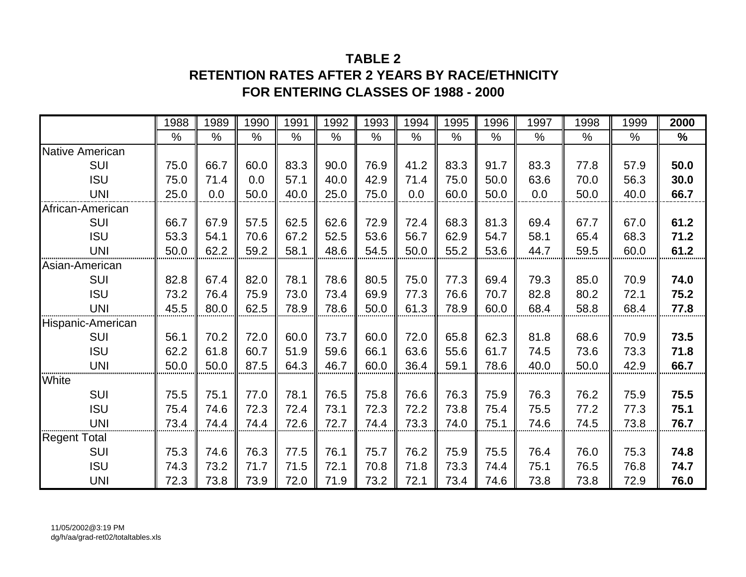# TABLE 2
## RETENTION RATES AFTER 2 YEARS BY RACE/ETHNICITY
## FOR ENTERING CLASSES OF 1988 - 2000

| | 1988 | 1989 | 1990 | 1991 | 1992 | 1993 | 1994 | 1995 | 1996 | 1997 | 1998 | 1999 | **2000** |
|---|---|---|---|---|---|---|---|---|---|---|---|---|---|
| | % | % | % | % | % | % | % | % | % | % | % | % | **%** |
| Native American | | | | | | | | | | | | | |
| SUI | 75.0 | 66.7 | 60.0 | 83.3 | 90.0 | 76.9 | 41.2 | 83.3 | 91.7 | 83.3 | 77.8 | 57.9 | **50.0** |
| ISU | 75.0 | 71.4 | 0.0 | 57.1 | 40.0 | 42.9 | 71.4 | 75.0 | 50.0 | 63.6 | 70.0 | 56.3 | **30.0** |
| UNI | 25.0 | 0.0 | 50.0 | 40.0 | 25.0 | 75.0 | 0.0 | 60.0 | 50.0 | 0.0 | 50.0 | 40.0 | **66.7** |
| African-American | | | | | | | | | | | | | |
| SUI | 66.7 | 67.9 | 57.5 | 62.5 | 62.6 | 72.9 | 72.4 | 68.3 | 81.3 | 69.4 | 67.7 | 67.0 | **61.2** |
| ISU | 53.3 | 54.1 | 70.6 | 67.2 | 52.5 | 53.6 | 56.7 | 62.9 | 54.7 | 58.1 | 65.4 | 68.3 | **71.2** |
| UNI | 50.0 | 62.2 | 59.2 | 58.1 | 48.6 | 54.5 | 50.0 | 55.2 | 53.6 | 44.7 | 59.5 | 60.0 | **61.2** |
| Asian-American | | | | | | | | | | | | | |
| SUI | 82.8 | 67.4 | 82.0 | 78.1 | 78.6 | 80.5 | 75.0 | 77.3 | 69.4 | 79.3 | 85.0 | 70.9 | **74.0** |
| ISU | 73.2 | 76.4 | 75.9 | 73.0 | 73.4 | 69.9 | 77.3 | 76.6 | 70.7 | 82.8 | 80.2 | 72.1 | **75.2** |
| UNI | 45.5 | 80.0 | 62.5 | 78.9 | 78.6 | 50.0 | 61.3 | 78.9 | 60.0 | 68.4 | 58.8 | 68.4 | **77.8** |
| Hispanic-American | | | | | | | | | | | | | |
| SUI | 56.1 | 70.2 | 72.0 | 60.0 | 73.7 | 60.0 | 72.0 | 65.8 | 62.3 | 81.8 | 68.6 | 70.9 | **73.5** |
| ISU | 62.2 | 61.8 | 60.7 | 51.9 | 59.6 | 66.1 | 63.6 | 55.6 | 61.7 | 74.5 | 73.6 | 73.3 | **71.8** |
| UNI | 50.0 | 50.0 | 87.5 | 64.3 | 46.7 | 60.0 | 36.4 | 59.1 | 78.6 | 40.0 | 50.0 | 42.9 | **66.7** |
| White | | | | | | | | | | | | | |
| SUI | 75.5 | 75.1 | 77.0 | 78.1 | 76.5 | 75.8 | 76.6 | 76.3 | 75.9 | 76.3 | 76.2 | 75.9 | **75.5** |
| ISU | 75.4 | 74.6 | 72.3 | 72.4 | 73.1 | 72.3 | 72.2 | 73.8 | 75.4 | 75.5 | 77.2 | 77.3 | **75.1** |
| UNI | 73.4 | 74.4 | 74.4 | 72.6 | 72.7 | 74.4 | 73.3 | 74.0 | 75.1 | 74.6 | 74.5 | 73.8 | **76.7** |
| Regent Total | | | | | | | | | | | | | |
| SUI | 75.3 | 74.6 | 76.3 | 77.5 | 76.1 | 75.7 | 76.2 | 75.9 | 75.5 | 76.4 | 76.0 | 75.3 | **74.8** |
| ISU | 74.3 | 73.2 | 71.7 | 71.5 | 72.1 | 70.8 | 71.8 | 73.3 | 74.4 | 75.1 | 76.5 | 76.8 | **74.7** |
| UNI | 72.3 | 73.8 | 73.9 | 72.0 | 71.9 | 73.2 | 72.1 | 73.4 | 74.6 | 73.8 | 73.8 | 72.9 | **76.0** |

11/05/2002@3:19 PM
dg/h/aa/grad-ret02/totaltables.xls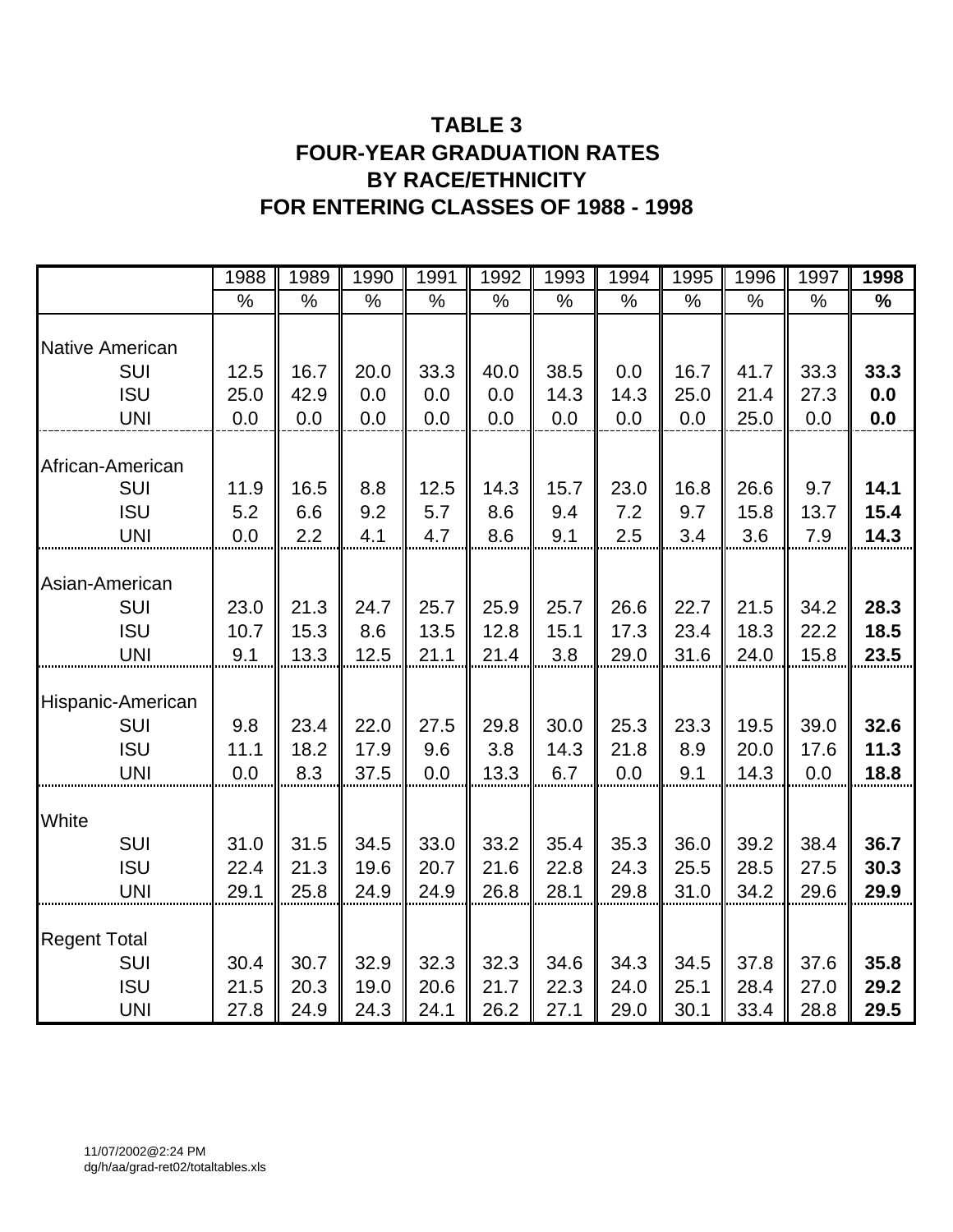# TABLE 3
# FOUR-YEAR GRADUATION RATES
# BY RACE/ETHNICITY
# FOR ENTERING CLASSES OF 1988 - 1998

| | 1988 | 1989 | 1990 | 1991 | 1992 | 1993 | 1994 | 1995 | 1996 | 1997 | **1998** |
|---|---|---|---|---|---|---|---|---|---|---|---|
| | % | % | % | % | % | % | % | % | % | % | **%** |
| Native American | | | | | | | | | | | |
| SUI | 12.5 | 16.7 | 20.0 | 33.3 | 40.0 | 38.5 | 0.0 | 16.7 | 41.7 | 33.3 | **33.3** |
| ISU | 25.0 | 42.9 | 0.0 | 0.0 | 0.0 | 14.3 | 14.3 | 25.0 | 21.4 | 27.3 | **0.0** |
| UNI | 0.0 | 0.0 | 0.0 | 0.0 | 0.0 | 0.0 | 0.0 | 0.0 | 25.0 | 0.0 | **0.0** |
| African-American | | | | | | | | | | | |
| SUI | 11.9 | 16.5 | 8.8 | 12.5 | 14.3 | 15.7 | 23.0 | 16.8 | 26.6 | 9.7 | **14.1** |
| ISU | 5.2 | 6.6 | 9.2 | 5.7 | 8.6 | 9.4 | 7.2 | 9.7 | 15.8 | 13.7 | **15.4** |
| UNI | 0.0 | 2.2 | 4.1 | 4.7 | 8.6 | 9.1 | 2.5 | 3.4 | 3.6 | 7.9 | **14.3** |
| Asian-American | | | | | | | | | | | |
| SUI | 23.0 | 21.3 | 24.7 | 25.7 | 25.9 | 25.7 | 26.6 | 22.7 | 21.5 | 34.2 | **28.3** |
| ISU | 10.7 | 15.3 | 8.6 | 13.5 | 12.8 | 15.1 | 17.3 | 23.4 | 18.3 | 22.2 | **18.5** |
| UNI | 9.1 | 13.3 | 12.5 | 21.1 | 21.4 | 3.8 | 29.0 | 31.6 | 24.0 | 15.8 | **23.5** |
| Hispanic-American | | | | | | | | | | | |
| SUI | 9.8 | 23.4 | 22.0 | 27.5 | 29.8 | 30.0 | 25.3 | 23.3 | 19.5 | 39.0 | **32.6** |
| ISU | 11.1 | 18.2 | 17.9 | 9.6 | 3.8 | 14.3 | 21.8 | 8.9 | 20.0 | 17.6 | **11.3** |
| UNI | 0.0 | 8.3 | 37.5 | 0.0 | 13.3 | 6.7 | 0.0 | 9.1 | 14.3 | 0.0 | **18.8** |
| White | | | | | | | | | | | |
| SUI | 31.0 | 31.5 | 34.5 | 33.0 | 33.2 | 35.4 | 35.3 | 36.0 | 39.2 | 38.4 | **36.7** |
| ISU | 22.4 | 21.3 | 19.6 | 20.7 | 21.6 | 22.8 | 24.3 | 25.5 | 28.5 | 27.5 | **30.3** |
| UNI | 29.1 | 25.8 | 24.9 | 24.9 | 26.8 | 28.1 | 29.8 | 31.0 | 34.2 | 29.6 | **29.9** |
| Regent Total | | | | | | | | | | | |
| SUI | 30.4 | 30.7 | 32.9 | 32.3 | 32.3 | 34.6 | 34.3 | 34.5 | 37.8 | 37.6 | **35.8** |
| ISU | 21.5 | 20.3 | 19.0 | 20.6 | 21.7 | 22.3 | 24.0 | 25.1 | 28.4 | 27.0 | **29.2** |
| UNI | 27.8 | 24.9 | 24.3 | 24.1 | 26.2 | 27.1 | 29.0 | 30.1 | 33.4 | 28.8 | **29.5** |

11/07/2002@2:24 PM
dg/h/aa/grad-ret02/totaltables.xls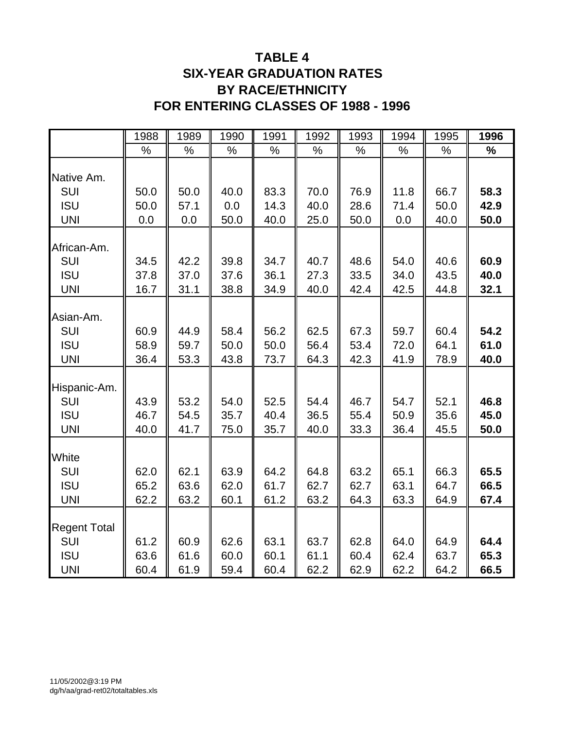# TABLE 4
# SIX-YEAR GRADUATION RATES
# BY RACE/ETHNICITY
# FOR ENTERING CLASSES OF 1988 - 1996

| | 1988 | 1989 | 1990 | 1991 | 1992 | 1993 | 1994 | 1995 | **1996** |
|---|---|---|---|---|---|---|---|---|---|
| | % | % | % | % | % | % | % | % | **%** |
| Native Am. | | | | | | | | | |
| SUI | 50.0 | 50.0 | 40.0 | 83.3 | 70.0 | 76.9 | 11.8 | 66.7 | **58.3** |
| ISU | 50.0 | 57.1 | 0.0 | 14.3 | 40.0 | 28.6 | 71.4 | 50.0 | **42.9** |
| UNI | 0.0 | 0.0 | 50.0 | 40.0 | 25.0 | 50.0 | 0.0 | 40.0 | **50.0** |
| African-Am. | | | | | | | | | |
| SUI | 34.5 | 42.2 | 39.8 | 34.7 | 40.7 | 48.6 | 54.0 | 40.6 | **60.9** |
| ISU | 37.8 | 37.0 | 37.6 | 36.1 | 27.3 | 33.5 | 34.0 | 43.5 | **40.0** |
| UNI | 16.7 | 31.1 | 38.8 | 34.9 | 40.0 | 42.4 | 42.5 | 44.8 | **32.1** |
| Asian-Am. | | | | | | | | | |
| SUI | 60.9 | 44.9 | 58.4 | 56.2 | 62.5 | 67.3 | 59.7 | 60.4 | **54.2** |
| ISU | 58.9 | 59.7 | 50.0 | 50.0 | 56.4 | 53.4 | 72.0 | 64.1 | **61.0** |
| UNI | 36.4 | 53.3 | 43.8 | 73.7 | 64.3 | 42.3 | 41.9 | 78.9 | **40.0** |
| Hispanic-Am. | | | | | | | | | |
| SUI | 43.9 | 53.2 | 54.0 | 52.5 | 54.4 | 46.7 | 54.7 | 52.1 | **46.8** |
| ISU | 46.7 | 54.5 | 35.7 | 40.4 | 36.5 | 55.4 | 50.9 | 35.6 | **45.0** |
| UNI | 40.0 | 41.7 | 75.0 | 35.7 | 40.0 | 33.3 | 36.4 | 45.5 | **50.0** |
| White | | | | | | | | | |
| SUI | 62.0 | 62.1 | 63.9 | 64.2 | 64.8 | 63.2 | 65.1 | 66.3 | **65.5** |
| ISU | 65.2 | 63.6 | 62.0 | 61.7 | 62.7 | 62.7 | 63.1 | 64.7 | **66.5** |
| UNI | 62.2 | 63.2 | 60.1 | 61.2 | 63.2 | 64.3 | 63.3 | 64.9 | **67.4** |
| Regent Total | | | | | | | | | |
| SUI | 61.2 | 60.9 | 62.6 | 63.1 | 63.7 | 62.8 | 64.0 | 64.9 | **64.4** |
| ISU | 63.6 | 61.6 | 60.0 | 60.1 | 61.1 | 60.4 | 62.4 | 63.7 | **65.3** |
| UNI | 60.4 | 61.9 | 59.4 | 60.4 | 62.2 | 62.9 | 62.2 | 64.2 | **66.5** |

11/05/2002@3:19 PM
dg/h/aa/grad-ret02/totaltables.xls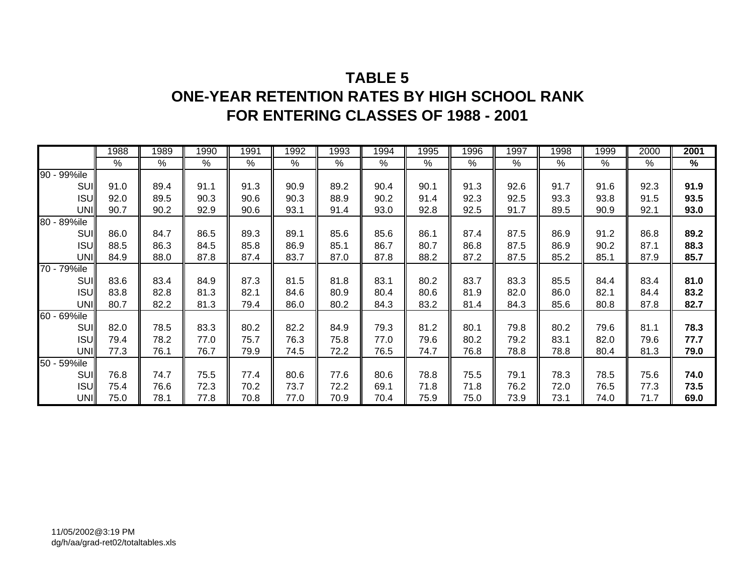# TABLE 5
# ONE-YEAR RETENTION RATES BY HIGH SCHOOL RANK
# FOR ENTERING CLASSES OF 1988 - 2001

| | 1988 | 1989 | 1990 | 1991 | 1992 | 1993 | 1994 | 1995 | 1996 | 1997 | 1998 | 1999 | 2000 | **2001** |
|---|---|---|---|---|---|---|---|---|---|---|---|---|---|---|
| | % | % | % | % | % | % | % | % | % | % | % | % | % | **%** |
| 90 - 99%ile | | | | | | | | | | | | | | |
| SUI | 91.0 | 89.4 | 91.1 | 91.3 | 90.9 | 89.2 | 90.4 | 90.1 | 91.3 | 92.6 | 91.7 | 91.6 | 92.3 | **91.9** |
| ISU | 92.0 | 89.5 | 90.3 | 90.6 | 90.3 | 88.9 | 90.2 | 91.4 | 92.3 | 92.5 | 93.3 | 93.8 | 91.5 | **93.5** |
| UNI | 90.7 | 90.2 | 92.9 | 90.6 | 93.1 | 91.4 | 93.0 | 92.8 | 92.5 | 91.7 | 89.5 | 90.9 | 92.1 | **93.0** |
| 80 - 89%ile | | | | | | | | | | | | | | |
| SUI | 86.0 | 84.7 | 86.5 | 89.3 | 89.1 | 85.6 | 85.6 | 86.1 | 87.4 | 87.5 | 86.9 | 91.2 | 86.8 | **89.2** |
| ISU | 88.5 | 86.3 | 84.5 | 85.8 | 86.9 | 85.1 | 86.7 | 80.7 | 86.8 | 87.5 | 86.9 | 90.2 | 87.1 | **88.3** |
| UNI | 84.9 | 88.0 | 87.8 | 87.4 | 83.7 | 87.0 | 87.8 | 88.2 | 87.2 | 87.5 | 85.2 | 85.1 | 87.9 | **85.7** |
| 70 - 79%ile | | | | | | | | | | | | | | |
| SUI | 83.6 | 83.4 | 84.9 | 87.3 | 81.5 | 81.8 | 83.1 | 80.2 | 83.7 | 83.3 | 85.5 | 84.4 | 83.4 | **81.0** |
| ISU | 83.8 | 82.8 | 81.3 | 82.1 | 84.6 | 80.9 | 80.4 | 80.6 | 81.9 | 82.0 | 86.0 | 82.1 | 84.4 | **83.2** |
| UNI | 80.7 | 82.2 | 81.3 | 79.4 | 86.0 | 80.2 | 84.3 | 83.2 | 81.4 | 84.3 | 85.6 | 80.8 | 87.8 | **82.7** |
| 60 - 69%ile | | | | | | | | | | | | | | |
| SUI | 82.0 | 78.5 | 83.3 | 80.2 | 82.2 | 84.9 | 79.3 | 81.2 | 80.1 | 79.8 | 80.2 | 79.6 | 81.1 | **78.3** |
| ISU | 79.4 | 78.2 | 77.0 | 75.7 | 76.3 | 75.8 | 77.0 | 79.6 | 80.2 | 79.2 | 83.1 | 82.0 | 79.6 | **77.7** |
| UNI | 77.3 | 76.1 | 76.7 | 79.9 | 74.5 | 72.2 | 76.5 | 74.7 | 76.8 | 78.8 | 78.8 | 80.4 | 81.3 | **79.0** |
| 50 - 59%ile | | | | | | | | | | | | | | |
| SUI | 76.8 | 74.7 | 75.5 | 77.4 | 80.6 | 77.6 | 80.6 | 78.8 | 75.5 | 79.1 | 78.3 | 78.5 | 75.6 | **74.0** |
| ISU | 75.4 | 76.6 | 72.3 | 70.2 | 73.7 | 72.2 | 69.1 | 71.8 | 71.8 | 76.2 | 72.0 | 76.5 | 77.3 | **73.5** |
| UNI | 75.0 | 78.1 | 77.8 | 70.8 | 77.0 | 70.9 | 70.4 | 75.9 | 75.0 | 73.9 | 73.1 | 74.0 | 71.7 | **69.0** |

11/05/2002@3:19 PM
dg/h/aa/grad-ret02/totaltables.xls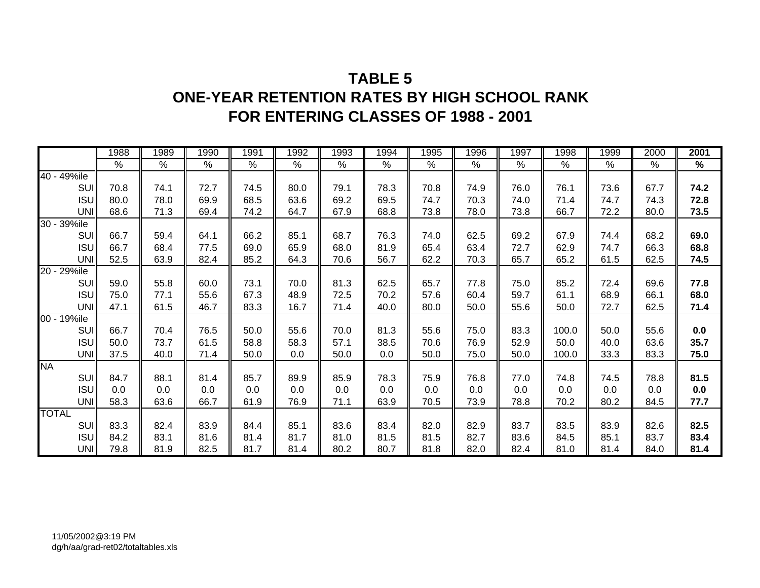# TABLE 5
# ONE-YEAR RETENTION RATES BY HIGH SCHOOL RANK
# FOR ENTERING CLASSES OF 1988 - 2001

| | 1988 | 1989 | 1990 | 1991 | 1992 | 1993 | 1994 | 1995 | 1996 | 1997 | 1998 | 1999 | 2000 | **2001** |
|---|---|---|---|---|---|---|---|---|---|---|---|---|---|---|
| | % | % | % | % | % | % | % | % | % | % | % | % | % | **%** |
| 40 - 49%ile | | | | | | | | | | | | | | |
| SUI | 70.8 | 74.1 | 72.7 | 74.5 | 80.0 | 79.1 | 78.3 | 70.8 | 74.9 | 76.0 | 76.1 | 73.6 | 67.7 | **74.2** |
| ISU | 80.0 | 78.0 | 69.9 | 68.5 | 63.6 | 69.2 | 69.5 | 74.7 | 70.3 | 74.0 | 71.4 | 74.7 | 74.3 | **72.8** |
| UNI | 68.6 | 71.3 | 69.4 | 74.2 | 64.7 | 67.9 | 68.8 | 73.8 | 78.0 | 73.8 | 66.7 | 72.2 | 80.0 | **73.5** |
| 30 - 39%ile | | | | | | | | | | | | | | |
| SUI | 66.7 | 59.4 | 64.1 | 66.2 | 85.1 | 68.7 | 76.3 | 74.0 | 62.5 | 69.2 | 67.9 | 74.4 | 68.2 | **69.0** |
| ISU | 66.7 | 68.4 | 77.5 | 69.0 | 65.9 | 68.0 | 81.9 | 65.4 | 63.4 | 72.7 | 62.9 | 74.7 | 66.3 | **68.8** |
| UNI | 52.5 | 63.9 | 82.4 | 85.2 | 64.3 | 70.6 | 56.7 | 62.2 | 70.3 | 65.7 | 65.2 | 61.5 | 62.5 | **74.5** |
| 20 - 29%ile | | | | | | | | | | | | | | |
| SUI | 59.0 | 55.8 | 60.0 | 73.1 | 70.0 | 81.3 | 62.5 | 65.7 | 77.8 | 75.0 | 85.2 | 72.4 | 69.6 | **77.8** |
| ISU | 75.0 | 77.1 | 55.6 | 67.3 | 48.9 | 72.5 | 70.2 | 57.6 | 60.4 | 59.7 | 61.1 | 68.9 | 66.1 | **68.0** |
| UNI | 47.1 | 61.5 | 46.7 | 83.3 | 16.7 | 71.4 | 40.0 | 80.0 | 50.0 | 55.6 | 50.0 | 72.7 | 62.5 | **71.4** |
| 00 - 19%ile | | | | | | | | | | | | | | |
| SUI | 66.7 | 70.4 | 76.5 | 50.0 | 55.6 | 70.0 | 81.3 | 55.6 | 75.0 | 83.3 | 100.0 | 50.0 | 55.6 | **0.0** |
| ISU | 50.0 | 73.7 | 61.5 | 58.8 | 58.3 | 57.1 | 38.5 | 70.6 | 76.9 | 52.9 | 50.0 | 40.0 | 63.6 | **35.7** |
| UNI | 37.5 | 40.0 | 71.4 | 50.0 | 0.0 | 50.0 | 0.0 | 50.0 | 75.0 | 50.0 | 100.0 | 33.3 | 83.3 | **75.0** |
| NA | | | | | | | | | | | | | | |
| SUI | 84.7 | 88.1 | 81.4 | 85.7 | 89.9 | 85.9 | 78.3 | 75.9 | 76.8 | 77.0 | 74.8 | 74.5 | 78.8 | **81.5** |
| ISU | 0.0 | 0.0 | 0.0 | 0.0 | 0.0 | 0.0 | 0.0 | 0.0 | 0.0 | 0.0 | 0.0 | 0.0 | 0.0 | **0.0** |
| UNI | 58.3 | 63.6 | 66.7 | 61.9 | 76.9 | 71.1 | 63.9 | 70.5 | 73.9 | 78.8 | 70.2 | 80.2 | 84.5 | **77.7** |
| TOTAL | | | | | | | | | | | | | | |
| SUI | 83.3 | 82.4 | 83.9 | 84.4 | 85.1 | 83.6 | 83.4 | 82.0 | 82.9 | 83.7 | 83.5 | 83.9 | 82.6 | **82.5** |
| ISU | 84.2 | 83.1 | 81.6 | 81.4 | 81.7 | 81.0 | 81.5 | 81.5 | 82.7 | 83.6 | 84.5 | 85.1 | 83.7 | **83.4** |
| UNI | 79.8 | 81.9 | 82.5 | 81.7 | 81.4 | 80.2 | 80.7 | 81.8 | 82.0 | 82.4 | 81.0 | 81.4 | 84.0 | **81.4** |

11/05/2002@3:19 PM
dg/h/aa/grad-ret02/totaltables.xls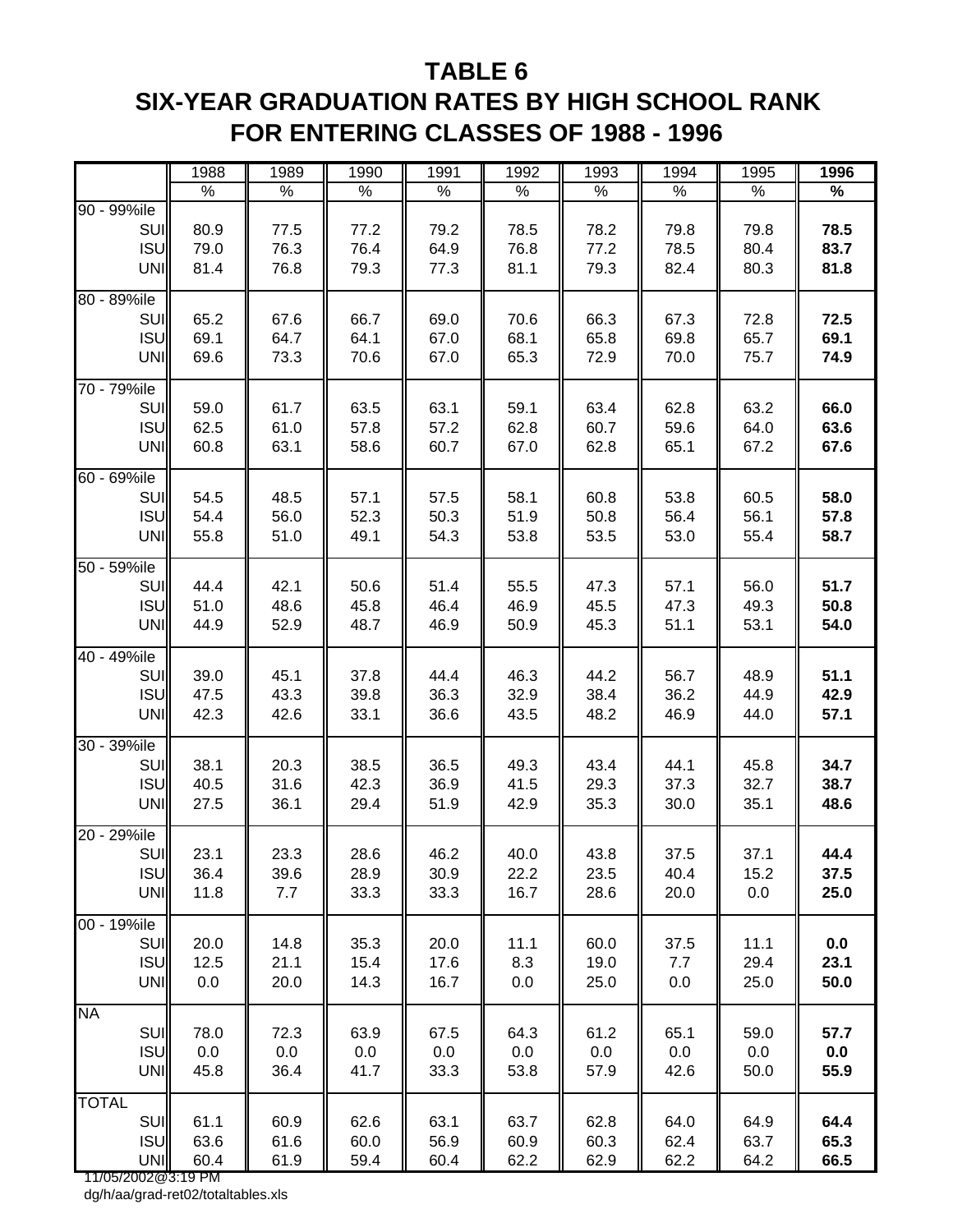# TABLE 6
## SIX-YEAR GRADUATION RATES BY HIGH SCHOOL RANK
## FOR ENTERING CLASSES OF 1988 - 1996

| | 1988 | 1989 | 1990 | 1991 | 1992 | 1993 | 1994 | 1995 | **1996** |
|---|---|---|---|---|---|---|---|---|---|
| | % | % | % | % | % | % | % | % | **%** |
| 90 - 99%ile | | | | | | | | | |
| SUI | 80.9 | 77.5 | 77.2 | 79.2 | 78.5 | 78.2 | 79.8 | 79.8 | **78.5** |
| ISU | 79.0 | 76.3 | 76.4 | 64.9 | 76.8 | 77.2 | 78.5 | 80.4 | **83.7** |
| UNI | 81.4 | 76.8 | 79.3 | 77.3 | 81.1 | 79.3 | 82.4 | 80.3 | **81.8** |
| 80 - 89%ile | | | | | | | | | |
| SUI | 65.2 | 67.6 | 66.7 | 69.0 | 70.6 | 66.3 | 67.3 | 72.8 | **72.5** |
| ISU | 69.1 | 64.7 | 64.1 | 67.0 | 68.1 | 65.8 | 69.8 | 65.7 | **69.1** |
| UNI | 69.6 | 73.3 | 70.6 | 67.0 | 65.3 | 72.9 | 70.0 | 75.7 | **74.9** |
| 70 - 79%ile | | | | | | | | | |
| SUI | 59.0 | 61.7 | 63.5 | 63.1 | 59.1 | 63.4 | 62.8 | 63.2 | **66.0** |
| ISU | 62.5 | 61.0 | 57.8 | 57.2 | 62.8 | 60.7 | 59.6 | 64.0 | **63.6** |
| UNI | 60.8 | 63.1 | 58.6 | 60.7 | 67.0 | 62.8 | 65.1 | 67.2 | **67.6** |
| 60 - 69%ile | | | | | | | | | |
| SUI | 54.5 | 48.5 | 57.1 | 57.5 | 58.1 | 60.8 | 53.8 | 60.5 | **58.0** |
| ISU | 54.4 | 56.0 | 52.3 | 50.3 | 51.9 | 50.8 | 56.4 | 56.1 | **57.8** |
| UNI | 55.8 | 51.0 | 49.1 | 54.3 | 53.8 | 53.5 | 53.0 | 55.4 | **58.7** |
| 50 - 59%ile | | | | | | | | | |
| SUI | 44.4 | 42.1 | 50.6 | 51.4 | 55.5 | 47.3 | 57.1 | 56.0 | **51.7** |
| ISU | 51.0 | 48.6 | 45.8 | 46.4 | 46.9 | 45.5 | 47.3 | 49.3 | **50.8** |
| UNI | 44.9 | 52.9 | 48.7 | 46.9 | 50.9 | 45.3 | 51.1 | 53.1 | **54.0** |
| 40 - 49%ile | | | | | | | | | |
| SUI | 39.0 | 45.1 | 37.8 | 44.4 | 46.3 | 44.2 | 56.7 | 48.9 | **51.1** |
| ISU | 47.5 | 43.3 | 39.8 | 36.3 | 32.9 | 38.4 | 36.2 | 44.9 | **42.9** |
| UNI | 42.3 | 42.6 | 33.1 | 36.6 | 43.5 | 48.2 | 46.9 | 44.0 | **57.1** |
| 30 - 39%ile | | | | | | | | | |
| SUI | 38.1 | 20.3 | 38.5 | 36.5 | 49.3 | 43.4 | 44.1 | 45.8 | **34.7** |
| ISU | 40.5 | 31.6 | 42.3 | 36.9 | 41.5 | 29.3 | 37.3 | 32.7 | **38.7** |
| UNI | 27.5 | 36.1 | 29.4 | 51.9 | 42.9 | 35.3 | 30.0 | 35.1 | **48.6** |
| 20 - 29%ile | | | | | | | | | |
| SUI | 23.1 | 23.3 | 28.6 | 46.2 | 40.0 | 43.8 | 37.5 | 37.1 | **44.4** |
| ISU | 36.4 | 39.6 | 28.9 | 30.9 | 22.2 | 23.5 | 40.4 | 15.2 | **37.5** |
| UNI | 11.8 | 7.7 | 33.3 | 33.3 | 16.7 | 28.6 | 20.0 | 0.0 | **25.0** |
| 00 - 19%ile | | | | | | | | | |
| SUI | 20.0 | 14.8 | 35.3 | 20.0 | 11.1 | 60.0 | 37.5 | 11.1 | **0.0** |
| ISU | 12.5 | 21.1 | 15.4 | 17.6 | 8.3 | 19.0 | 7.7 | 29.4 | **23.1** |
| UNI | 0.0 | 20.0 | 14.3 | 16.7 | 0.0 | 25.0 | 0.0 | 25.0 | **50.0** |
| NA | | | | | | | | | |
| SUI | 78.0 | 72.3 | 63.9 | 67.5 | 64.3 | 61.2 | 65.1 | 59.0 | **57.7** |
| ISU | 0.0 | 0.0 | 0.0 | 0.0 | 0.0 | 0.0 | 0.0 | 0.0 | **0.0** |
| UNI | 45.8 | 36.4 | 41.7 | 33.3 | 53.8 | 57.9 | 42.6 | 50.0 | **55.9** |
| TOTAL | | | | | | | | | |
| SUI | 61.1 | 60.9 | 62.6 | 63.1 | 63.7 | 62.8 | 64.0 | 64.9 | **64.4** |
| ISU | 63.6 | 61.6 | 60.0 | 56.9 | 60.9 | 60.3 | 62.4 | 63.7 | **65.3** |
| UNI | 60.4 | 61.9 | 59.4 | 60.4 | 62.2 | 62.9 | 62.2 | 64.2 | **66.5** |

11/05/2002@3:19 PM
dg/h/aa/grad-ret02/totaltables.xls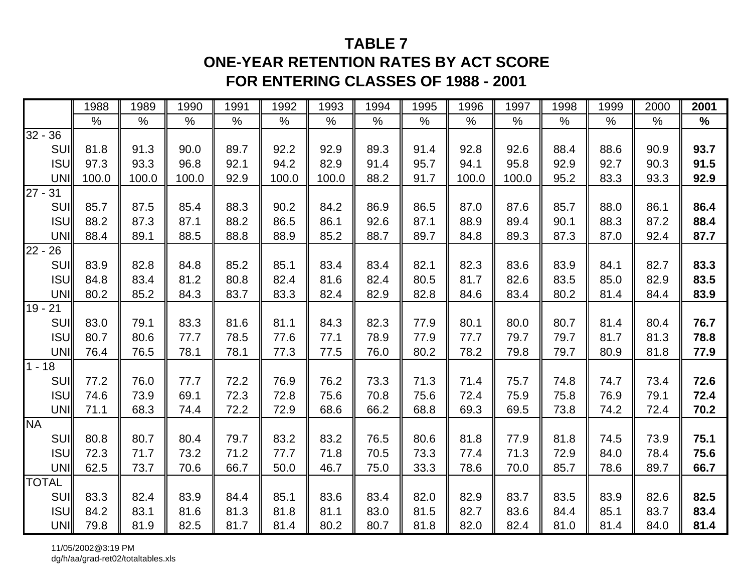# TABLE 7
## ONE-YEAR RETENTION RATES BY ACT SCORE
## FOR ENTERING CLASSES OF 1988 - 2001

| | 1988 | 1989 | 1990 | 1991 | 1992 | 1993 | 1994 | 1995 | 1996 | 1997 | 1998 | 1999 | 2000 | **2001** |
|---|---|---|---|---|---|---|---|---|---|---|---|---|---|---|
| | % | % | % | % | % | % | % | % | % | % | % | % | % | **%** |
| 32 - 36 | | | | | | | | | | | | | | |
| SUI | 81.8 | 91.3 | 90.0 | 89.7 | 92.2 | 92.9 | 89.3 | 91.4 | 92.8 | 92.6 | 88.4 | 88.6 | 90.9 | **93.7** |
| ISU | 97.3 | 93.3 | 96.8 | 92.1 | 94.2 | 82.9 | 91.4 | 95.7 | 94.1 | 95.8 | 92.9 | 92.7 | 90.3 | **91.5** |
| UNI | 100.0 | 100.0 | 100.0 | 92.9 | 100.0 | 100.0 | 88.2 | 91.7 | 100.0 | 100.0 | 95.2 | 83.3 | 93.3 | **92.9** |
| 27 - 31 | | | | | | | | | | | | | | |
| SUI | 85.7 | 87.5 | 85.4 | 88.3 | 90.2 | 84.2 | 86.9 | 86.5 | 87.0 | 87.6 | 85.7 | 88.0 | 86.1 | **86.4** |
| ISU | 88.2 | 87.3 | 87.1 | 88.2 | 86.5 | 86.1 | 92.6 | 87.1 | 88.9 | 89.4 | 90.1 | 88.3 | 87.2 | **88.4** |
| UNI | 88.4 | 89.1 | 88.5 | 88.8 | 88.9 | 85.2 | 88.7 | 89.7 | 84.8 | 89.3 | 87.3 | 87.0 | 92.4 | **87.7** |
| 22 - 26 | | | | | | | | | | | | | | |
| SUI | 83.9 | 82.8 | 84.8 | 85.2 | 85.1 | 83.4 | 83.4 | 82.1 | 82.3 | 83.6 | 83.9 | 84.1 | 82.7 | **83.3** |
| ISU | 84.8 | 83.4 | 81.2 | 80.8 | 82.4 | 81.6 | 82.4 | 80.5 | 81.7 | 82.6 | 83.5 | 85.0 | 82.9 | **83.5** |
| UNI | 80.2 | 85.2 | 84.3 | 83.7 | 83.3 | 82.4 | 82.9 | 82.8 | 84.6 | 83.4 | 80.2 | 81.4 | 84.4 | **83.9** |
| 19 - 21 | | | | | | | | | | | | | | |
| SUI | 83.0 | 79.1 | 83.3 | 81.6 | 81.1 | 84.3 | 82.3 | 77.9 | 80.1 | 80.0 | 80.7 | 81.4 | 80.4 | **76.7** |
| ISU | 80.7 | 80.6 | 77.7 | 78.5 | 77.6 | 77.1 | 78.9 | 77.9 | 77.7 | 79.7 | 79.7 | 81.7 | 81.3 | **78.8** |
| UNI | 76.4 | 76.5 | 78.1 | 78.1 | 77.3 | 77.5 | 76.0 | 80.2 | 78.2 | 79.8 | 79.7 | 80.9 | 81.8 | **77.9** |
| 1 - 18 | | | | | | | | | | | | | | |
| SUI | 77.2 | 76.0 | 77.7 | 72.2 | 76.9 | 76.2 | 73.3 | 71.3 | 71.4 | 75.7 | 74.8 | 74.7 | 73.4 | **72.6** |
| ISU | 74.6 | 73.9 | 69.1 | 72.3 | 72.8 | 75.6 | 70.8 | 75.6 | 72.4 | 75.9 | 75.8 | 76.9 | 79.1 | **72.4** |
| UNI | 71.1 | 68.3 | 74.4 | 72.2 | 72.9 | 68.6 | 66.2 | 68.8 | 69.3 | 69.5 | 73.8 | 74.2 | 72.4 | **70.2** |
| NA | | | | | | | | | | | | | | |
| SUI | 80.8 | 80.7 | 80.4 | 79.7 | 83.2 | 83.2 | 76.5 | 80.6 | 81.8 | 77.9 | 81.8 | 74.5 | 73.9 | **75.1** |
| ISU | 72.3 | 71.7 | 73.2 | 71.2 | 77.7 | 71.8 | 70.5 | 73.3 | 77.4 | 71.3 | 72.9 | 84.0 | 78.4 | **75.6** |
| UNI | 62.5 | 73.7 | 70.6 | 66.7 | 50.0 | 46.7 | 75.0 | 33.3 | 78.6 | 70.0 | 85.7 | 78.6 | 89.7 | **66.7** |
| TOTAL | | | | | | | | | | | | | | |
| SUI | 83.3 | 82.4 | 83.9 | 84.4 | 85.1 | 83.6 | 83.4 | 82.0 | 82.9 | 83.7 | 83.5 | 83.9 | 82.6 | **82.5** |
| ISU | 84.2 | 83.1 | 81.6 | 81.3 | 81.8 | 81.1 | 83.0 | 81.5 | 82.7 | 83.6 | 84.4 | 85.1 | 83.7 | **83.4** |
| UNI | 79.8 | 81.9 | 82.5 | 81.7 | 81.4 | 80.2 | 80.7 | 81.8 | 82.0 | 82.4 | 81.0 | 81.4 | 84.0 | **81.4** |

11/05/2002@3:19 PM
dg/h/aa/grad-ret02/totaltables.xls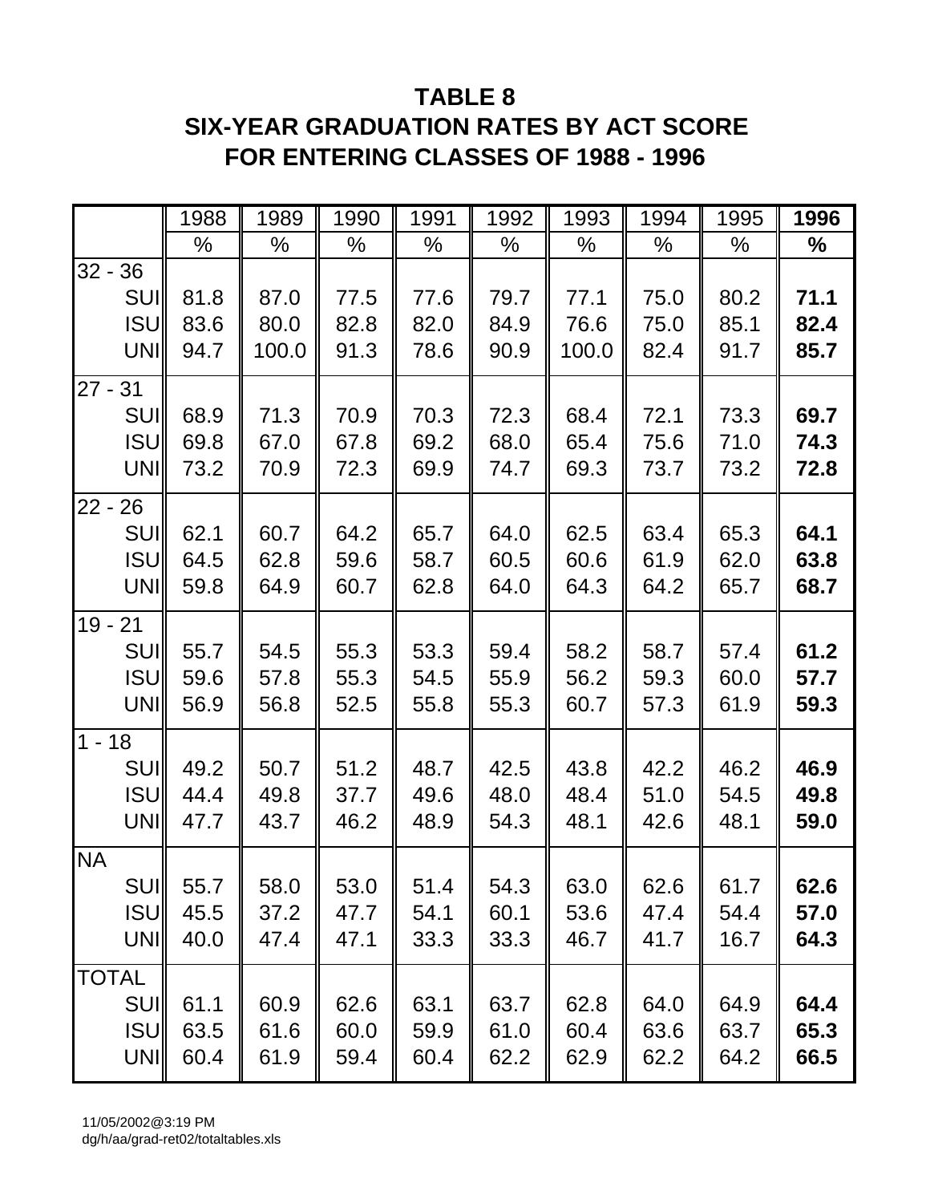# TABLE 8
# SIX-YEAR GRADUATION RATES BY ACT SCORE
# FOR ENTERING CLASSES OF 1988 - 1996

| | 1988 | 1989 | 1990 | 1991 | 1992 | 1993 | 1994 | 1995 | **1996** |
|---|---|---|---|---|---|---|---|---|---|
| | % | % | % | % | % | % | % | % | **%** |
| 32 - 36 | | | | | | | | | |
| SUI | 81.8 | 87.0 | 77.5 | 77.6 | 79.7 | 77.1 | 75.0 | 80.2 | **71.1** |
| ISU | 83.6 | 80.0 | 82.8 | 82.0 | 84.9 | 76.6 | 75.0 | 85.1 | **82.4** |
| UNI | 94.7 | 100.0 | 91.3 | 78.6 | 90.9 | 100.0 | 82.4 | 91.7 | **85.7** |
| 27 - 31 | | | | | | | | | |
| SUI | 68.9 | 71.3 | 70.9 | 70.3 | 72.3 | 68.4 | 72.1 | 73.3 | **69.7** |
| ISU | 69.8 | 67.0 | 67.8 | 69.2 | 68.0 | 65.4 | 75.6 | 71.0 | **74.3** |
| UNI | 73.2 | 70.9 | 72.3 | 69.9 | 74.7 | 69.3 | 73.7 | 73.2 | **72.8** |
| 22 - 26 | | | | | | | | | |
| SUI | 62.1 | 60.7 | 64.2 | 65.7 | 64.0 | 62.5 | 63.4 | 65.3 | **64.1** |
| ISU | 64.5 | 62.8 | 59.6 | 58.7 | 60.5 | 60.6 | 61.9 | 62.0 | **63.8** |
| UNI | 59.8 | 64.9 | 60.7 | 62.8 | 64.0 | 64.3 | 64.2 | 65.7 | **68.7** |
| 19 - 21 | | | | | | | | | |
| SUI | 55.7 | 54.5 | 55.3 | 53.3 | 59.4 | 58.2 | 58.7 | 57.4 | **61.2** |
| ISU | 59.6 | 57.8 | 55.3 | 54.5 | 55.9 | 56.2 | 59.3 | 60.0 | **57.7** |
| UNI | 56.9 | 56.8 | 52.5 | 55.8 | 55.3 | 60.7 | 57.3 | 61.9 | **59.3** |
| 1 - 18 | | | | | | | | | |
| SUI | 49.2 | 50.7 | 51.2 | 48.7 | 42.5 | 43.8 | 42.2 | 46.2 | **46.9** |
| ISU | 44.4 | 49.8 | 37.7 | 49.6 | 48.0 | 48.4 | 51.0 | 54.5 | **49.8** |
| UNI | 47.7 | 43.7 | 46.2 | 48.9 | 54.3 | 48.1 | 42.6 | 48.1 | **59.0** |
| NA | | | | | | | | | |
| SUI | 55.7 | 58.0 | 53.0 | 51.4 | 54.3 | 63.0 | 62.6 | 61.7 | **62.6** |
| ISU | 45.5 | 37.2 | 47.7 | 54.1 | 60.1 | 53.6 | 47.4 | 54.4 | **57.0** |
| UNI | 40.0 | 47.4 | 47.1 | 33.3 | 33.3 | 46.7 | 41.7 | 16.7 | **64.3** |
| TOTAL | | | | | | | | | |
| SUI | 61.1 | 60.9 | 62.6 | 63.1 | 63.7 | 62.8 | 64.0 | 64.9 | **64.4** |
| ISU | 63.5 | 61.6 | 60.0 | 59.9 | 61.0 | 60.4 | 63.6 | 63.7 | **65.3** |
| UNI | 60.4 | 61.9 | 59.4 | 60.4 | 62.2 | 62.9 | 62.2 | 64.2 | **66.5** |

11/05/2002@3:19 PM
dg/h/aa/grad-ret02/totaltables.xls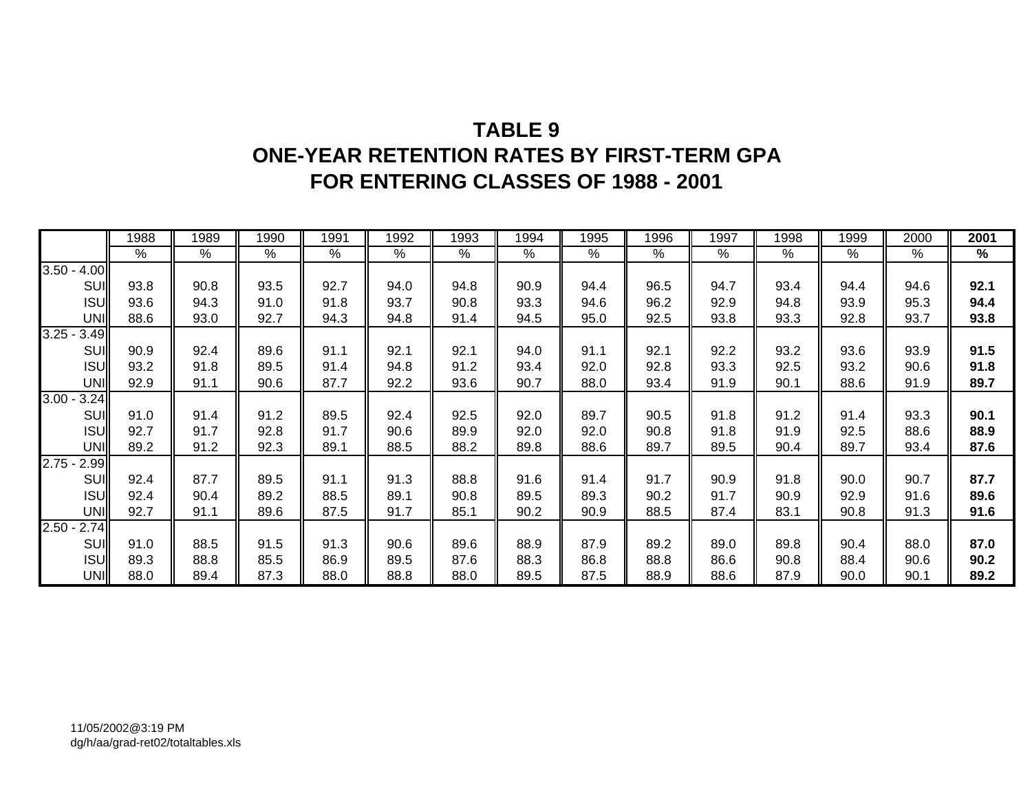# TABLE 9
# ONE-YEAR RETENTION RATES BY FIRST-TERM GPA
# FOR ENTERING CLASSES OF 1988 - 2001

| | 1988 | 1989 | 1990 | 1991 | 1992 | 1993 | 1994 | 1995 | 1996 | 1997 | 1998 | 1999 | 2000 | **2001** |
|---|---|---|---|---|---|---|---|---|---|---|---|---|---|---|
| | % | % | % | % | % | % | % | % | % | % | % | % | % | **%** |
| 3.50 - 4.00 | | | | | | | | | | | | | | |
| SUI | 93.8 | 90.8 | 93.5 | 92.7 | 94.0 | 94.8 | 90.9 | 94.4 | 96.5 | 94.7 | 93.4 | 94.4 | 94.6 | **92.1** |
| ISU | 93.6 | 94.3 | 91.0 | 91.8 | 93.7 | 90.8 | 93.3 | 94.6 | 96.2 | 92.9 | 94.8 | 93.9 | 95.3 | **94.4** |
| UNI | 88.6 | 93.0 | 92.7 | 94.3 | 94.8 | 91.4 | 94.5 | 95.0 | 92.5 | 93.8 | 93.3 | 92.8 | 93.7 | **93.8** |
| 3.25 - 3.49 | | | | | | | | | | | | | | |
| SUI | 90.9 | 92.4 | 89.6 | 91.1 | 92.1 | 92.1 | 94.0 | 91.1 | 92.1 | 92.2 | 93.2 | 93.6 | 93.9 | **91.5** |
| ISU | 93.2 | 91.8 | 89.5 | 91.4 | 94.8 | 91.2 | 93.4 | 92.0 | 92.8 | 93.3 | 92.5 | 93.2 | 90.6 | **91.8** |
| UNI | 92.9 | 91.1 | 90.6 | 87.7 | 92.2 | 93.6 | 90.7 | 88.0 | 93.4 | 91.9 | 90.1 | 88.6 | 91.9 | **89.7** |
| 3.00 - 3.24 | | | | | | | | | | | | | | |
| SUI | 91.0 | 91.4 | 91.2 | 89.5 | 92.4 | 92.5 | 92.0 | 89.7 | 90.5 | 91.8 | 91.2 | 91.4 | 93.3 | **90.1** |
| ISU | 92.7 | 91.7 | 92.8 | 91.7 | 90.6 | 89.9 | 92.0 | 92.0 | 90.8 | 91.8 | 91.9 | 92.5 | 88.6 | **88.9** |
| UNI | 89.2 | 91.2 | 92.3 | 89.1 | 88.5 | 88.2 | 89.8 | 88.6 | 89.7 | 89.5 | 90.4 | 89.7 | 93.4 | **87.6** |
| 2.75 - 2.99 | | | | | | | | | | | | | | |
| SUI | 92.4 | 87.7 | 89.5 | 91.1 | 91.3 | 88.8 | 91.6 | 91.4 | 91.7 | 90.9 | 91.8 | 90.0 | 90.7 | **87.7** |
| ISU | 92.4 | 90.4 | 89.2 | 88.5 | 89.1 | 90.8 | 89.5 | 89.3 | 90.2 | 91.7 | 90.9 | 92.9 | 91.6 | **89.6** |
| UNI | 92.7 | 91.1 | 89.6 | 87.5 | 91.7 | 85.1 | 90.2 | 90.9 | 88.5 | 87.4 | 83.1 | 90.8 | 91.3 | **91.6** |
| 2.50 - 2.74 | | | | | | | | | | | | | | |
| SUI | 91.0 | 88.5 | 91.5 | 91.3 | 90.6 | 89.6 | 88.9 | 87.9 | 89.2 | 89.0 | 89.8 | 90.4 | 88.0 | **87.0** |
| ISU | 89.3 | 88.8 | 85.5 | 86.9 | 89.5 | 87.6 | 88.3 | 86.8 | 88.8 | 86.6 | 90.8 | 88.4 | 90.6 | **90.2** |
| UNI | 88.0 | 89.4 | 87.3 | 88.0 | 88.8 | 88.0 | 89.5 | 87.5 | 88.9 | 88.6 | 87.9 | 90.0 | 90.1 | **89.2** |

11/05/2002@3:19 PM
dg/h/aa/grad-ret02/totaltables.xls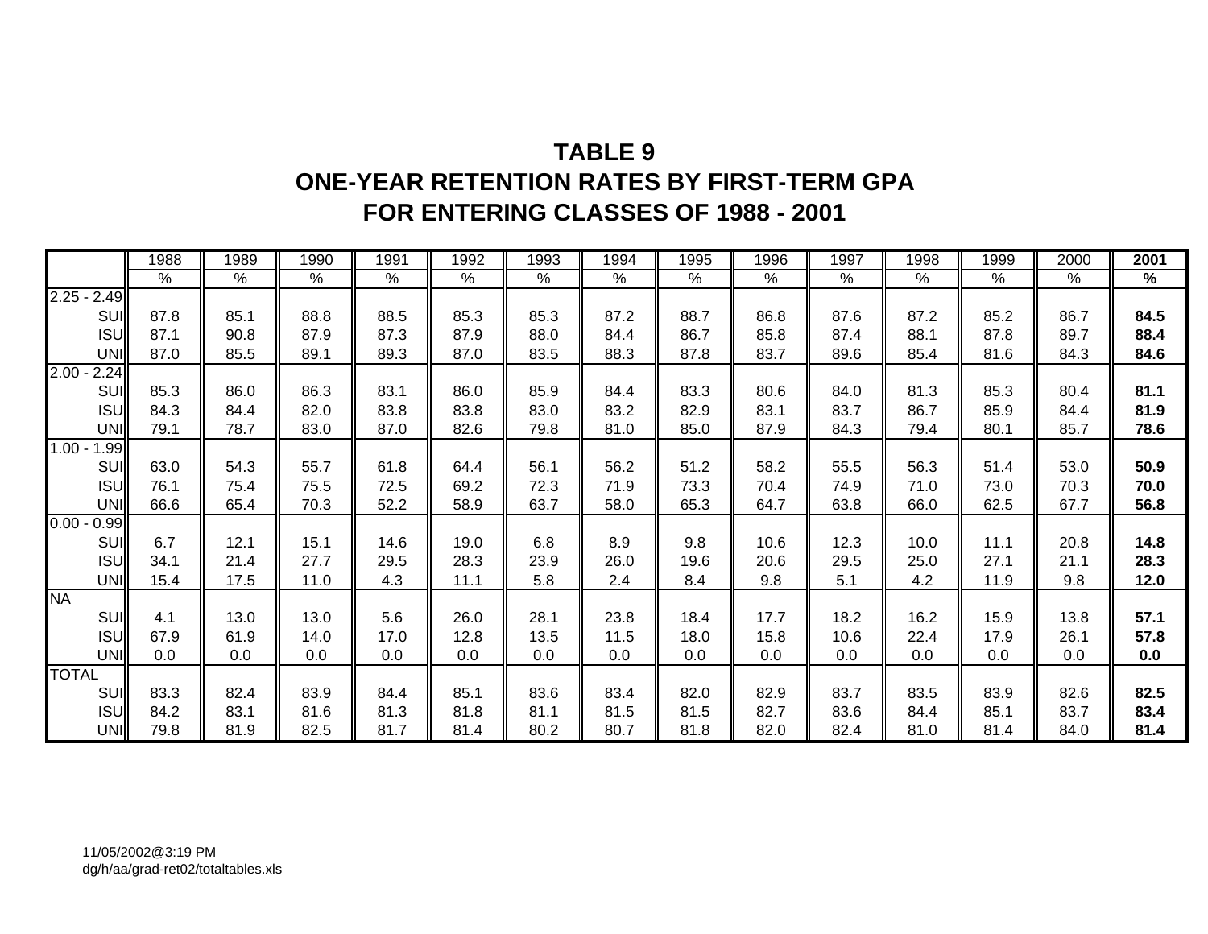# TABLE 9
## ONE-YEAR RETENTION RATES BY FIRST-TERM GPA
## FOR ENTERING CLASSES OF 1988 - 2001

| | 1988 | 1989 | 1990 | 1991 | 1992 | 1993 | 1994 | 1995 | 1996 | 1997 | 1998 | 1999 | 2000 | **2001** |
|---|---|---|---|---|---|---|---|---|---|---|---|---|---|---|
| | % | % | % | % | % | % | % | % | % | % | % | % | % | **%** |
| 2.25 - 2.49 | | | | | | | | | | | | | | |
| SUI | 87.8 | 85.1 | 88.8 | 88.5 | 85.3 | 85.3 | 87.2 | 88.7 | 86.8 | 87.6 | 87.2 | 85.2 | 86.7 | **84.5** |
| ISU | 87.1 | 90.8 | 87.9 | 87.3 | 87.9 | 88.0 | 84.4 | 86.7 | 85.8 | 87.4 | 88.1 | 87.8 | 89.7 | **88.4** |
| UNI | 87.0 | 85.5 | 89.1 | 89.3 | 87.0 | 83.5 | 88.3 | 87.8 | 83.7 | 89.6 | 85.4 | 81.6 | 84.3 | **84.6** |
| 2.00 - 2.24 | | | | | | | | | | | | | | |
| SUI | 85.3 | 86.0 | 86.3 | 83.1 | 86.0 | 85.9 | 84.4 | 83.3 | 80.6 | 84.0 | 81.3 | 85.3 | 80.4 | **81.1** |
| ISU | 84.3 | 84.4 | 82.0 | 83.8 | 83.8 | 83.0 | 83.2 | 82.9 | 83.1 | 83.7 | 86.7 | 85.9 | 84.4 | **81.9** |
| UNI | 79.1 | 78.7 | 83.0 | 87.0 | 82.6 | 79.8 | 81.0 | 85.0 | 87.9 | 84.3 | 79.4 | 80.1 | 85.7 | **78.6** |
| 1.00 - 1.99 | | | | | | | | | | | | | | |
| SUI | 63.0 | 54.3 | 55.7 | 61.8 | 64.4 | 56.1 | 56.2 | 51.2 | 58.2 | 55.5 | 56.3 | 51.4 | 53.0 | **50.9** |
| ISU | 76.1 | 75.4 | 75.5 | 72.5 | 69.2 | 72.3 | 71.9 | 73.3 | 70.4 | 74.9 | 71.0 | 73.0 | 70.3 | **70.0** |
| UNI | 66.6 | 65.4 | 70.3 | 52.2 | 58.9 | 63.7 | 58.0 | 65.3 | 64.7 | 63.8 | 66.0 | 62.5 | 67.7 | **56.8** |
| 0.00 - 0.99 | | | | | | | | | | | | | | |
| SUI | 6.7 | 12.1 | 15.1 | 14.6 | 19.0 | 6.8 | 8.9 | 9.8 | 10.6 | 12.3 | 10.0 | 11.1 | 20.8 | **14.8** |
| ISU | 34.1 | 21.4 | 27.7 | 29.5 | 28.3 | 23.9 | 26.0 | 19.6 | 20.6 | 29.5 | 25.0 | 27.1 | 21.1 | **28.3** |
| UNI | 15.4 | 17.5 | 11.0 | 4.3 | 11.1 | 5.8 | 2.4 | 8.4 | 9.8 | 5.1 | 4.2 | 11.9 | 9.8 | **12.0** |
| NA | | | | | | | | | | | | | | |
| SUI | 4.1 | 13.0 | 13.0 | 5.6 | 26.0 | 28.1 | 23.8 | 18.4 | 17.7 | 18.2 | 16.2 | 15.9 | 13.8 | **57.1** |
| ISU | 67.9 | 61.9 | 14.0 | 17.0 | 12.8 | 13.5 | 11.5 | 18.0 | 15.8 | 10.6 | 22.4 | 17.9 | 26.1 | **57.8** |
| UNI | 0.0 | 0.0 | 0.0 | 0.0 | 0.0 | 0.0 | 0.0 | 0.0 | 0.0 | 0.0 | 0.0 | 0.0 | 0.0 | **0.0** |
| TOTAL | | | | | | | | | | | | | | |
| SUI | 83.3 | 82.4 | 83.9 | 84.4 | 85.1 | 83.6 | 83.4 | 82.0 | 82.9 | 83.7 | 83.5 | 83.9 | 82.6 | **82.5** |
| ISU | 84.2 | 83.1 | 81.6 | 81.3 | 81.8 | 81.1 | 81.5 | 81.5 | 82.7 | 83.6 | 84.4 | 85.1 | 83.7 | **83.4** |
| UNI | 79.8 | 81.9 | 82.5 | 81.7 | 81.4 | 80.2 | 80.7 | 81.8 | 82.0 | 82.4 | 81.0 | 81.4 | 84.0 | **81.4** |

11/05/2002@3:19 PM
dg/h/aa/grad-ret02/totaltables.xls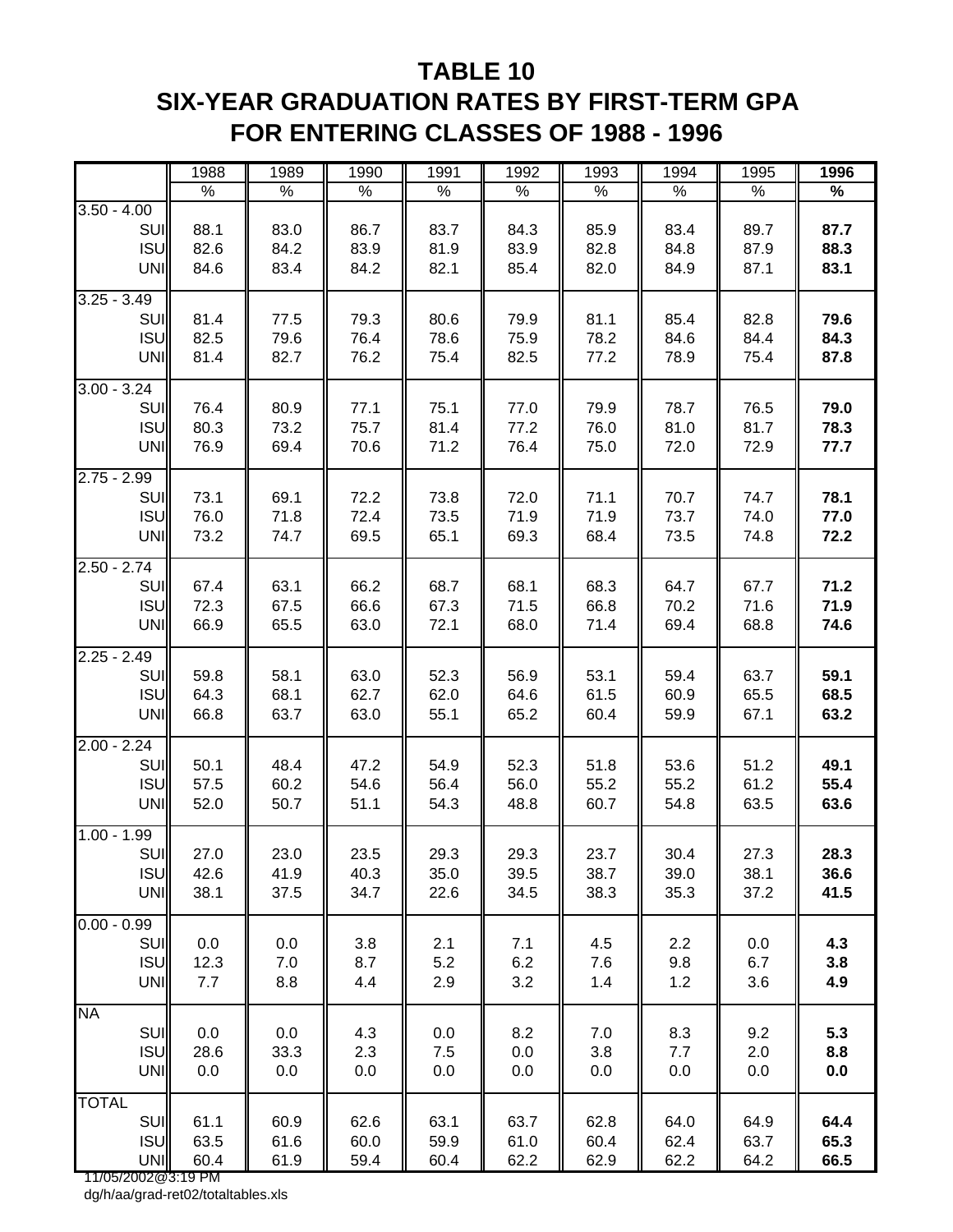# TABLE 10
## SIX-YEAR GRADUATION RATES BY FIRST-TERM GPA
## FOR ENTERING CLASSES OF 1988 - 1996

| | 1988 | 1989 | 1990 | 1991 | 1992 | 1993 | 1994 | 1995 | **1996** |
|---|---|---|---|---|---|---|---|---|---|
| | % | % | % | % | % | % | % | % | **%** |
| 3.50 - 4.00 | | | | | | | | | |
| SUI | 88.1 | 83.0 | 86.7 | 83.7 | 84.3 | 85.9 | 83.4 | 89.7 | **87.7** |
| ISU | 82.6 | 84.2 | 83.9 | 81.9 | 83.9 | 82.8 | 84.8 | 87.9 | **88.3** |
| UNI | 84.6 | 83.4 | 84.2 | 82.1 | 85.4 | 82.0 | 84.9 | 87.1 | **83.1** |
| 3.25 - 3.49 | | | | | | | | | |
| SUI | 81.4 | 77.5 | 79.3 | 80.6 | 79.9 | 81.1 | 85.4 | 82.8 | **79.6** |
| ISU | 82.5 | 79.6 | 76.4 | 78.6 | 75.9 | 78.2 | 84.6 | 84.4 | **84.3** |
| UNI | 81.4 | 82.7 | 76.2 | 75.4 | 82.5 | 77.2 | 78.9 | 75.4 | **87.8** |
| 3.00 - 3.24 | | | | | | | | | |
| SUI | 76.4 | 80.9 | 77.1 | 75.1 | 77.0 | 79.9 | 78.7 | 76.5 | **79.0** |
| ISU | 80.3 | 73.2 | 75.7 | 81.4 | 77.2 | 76.0 | 81.0 | 81.7 | **78.3** |
| UNI | 76.9 | 69.4 | 70.6 | 71.2 | 76.4 | 75.0 | 72.0 | 72.9 | **77.7** |
| 2.75 - 2.99 | | | | | | | | | |
| SUI | 73.1 | 69.1 | 72.2 | 73.8 | 72.0 | 71.1 | 70.7 | 74.7 | **78.1** |
| ISU | 76.0 | 71.8 | 72.4 | 73.5 | 71.9 | 71.9 | 73.7 | 74.0 | **77.0** |
| UNI | 73.2 | 74.7 | 69.5 | 65.1 | 69.3 | 68.4 | 73.5 | 74.8 | **72.2** |
| 2.50 - 2.74 | | | | | | | | | |
| SUI | 67.4 | 63.1 | 66.2 | 68.7 | 68.1 | 68.3 | 64.7 | 67.7 | **71.2** |
| ISU | 72.3 | 67.5 | 66.6 | 67.3 | 71.5 | 66.8 | 70.2 | 71.6 | **71.9** |
| UNI | 66.9 | 65.5 | 63.0 | 72.1 | 68.0 | 71.4 | 69.4 | 68.8 | **74.6** |
| 2.25 - 2.49 | | | | | | | | | |
| SUI | 59.8 | 58.1 | 63.0 | 52.3 | 56.9 | 53.1 | 59.4 | 63.7 | **59.1** |
| ISU | 64.3 | 68.1 | 62.7 | 62.0 | 64.6 | 61.5 | 60.9 | 65.5 | **68.5** |
| UNI | 66.8 | 63.7 | 63.0 | 55.1 | 65.2 | 60.4 | 59.9 | 67.1 | **63.2** |
| 2.00 - 2.24 | | | | | | | | | |
| SUI | 50.1 | 48.4 | 47.2 | 54.9 | 52.3 | 51.8 | 53.6 | 51.2 | **49.1** |
| ISU | 57.5 | 60.2 | 54.6 | 56.4 | 56.0 | 55.2 | 55.2 | 61.2 | **55.4** |
| UNI | 52.0 | 50.7 | 51.1 | 54.3 | 48.8 | 60.7 | 54.8 | 63.5 | **63.6** |
| 1.00 - 1.99 | | | | | | | | | |
| SUI | 27.0 | 23.0 | 23.5 | 29.3 | 29.3 | 23.7 | 30.4 | 27.3 | **28.3** |
| ISU | 42.6 | 41.9 | 40.3 | 35.0 | 39.5 | 38.7 | 39.0 | 38.1 | **36.6** |
| UNI | 38.1 | 37.5 | 34.7 | 22.6 | 34.5 | 38.3 | 35.3 | 37.2 | **41.5** |
| 0.00 - 0.99 | | | | | | | | | |
| SUI | 0.0 | 0.0 | 3.8 | 2.1 | 7.1 | 4.5 | 2.2 | 0.0 | **4.3** |
| ISU | 12.3 | 7.0 | 8.7 | 5.2 | 6.2 | 7.6 | 9.8 | 6.7 | **3.8** |
| UNI | 7.7 | 8.8 | 4.4 | 2.9 | 3.2 | 1.4 | 1.2 | 3.6 | **4.9** |
| NA | | | | | | | | | |
| SUI | 0.0 | 0.0 | 4.3 | 0.0 | 8.2 | 7.0 | 8.3 | 9.2 | **5.3** |
| ISU | 28.6 | 33.3 | 2.3 | 7.5 | 0.0 | 3.8 | 7.7 | 2.0 | **8.8** |
| UNI | 0.0 | 0.0 | 0.0 | 0.0 | 0.0 | 0.0 | 0.0 | 0.0 | **0.0** |
| TOTAL | | | | | | | | | |
| SUI | 61.1 | 60.9 | 62.6 | 63.1 | 63.7 | 62.8 | 64.0 | 64.9 | **64.4** |
| ISU | 63.5 | 61.6 | 60.0 | 59.9 | 61.0 | 60.4 | 62.4 | 63.7 | **65.3** |
| UNI | 60.4 | 61.9 | 59.4 | 60.4 | 62.2 | 62.9 | 62.2 | 64.2 | **66.5** |

11/05/2002@3:19 PM
dg/h/aa/grad-ret02/totaltables.xls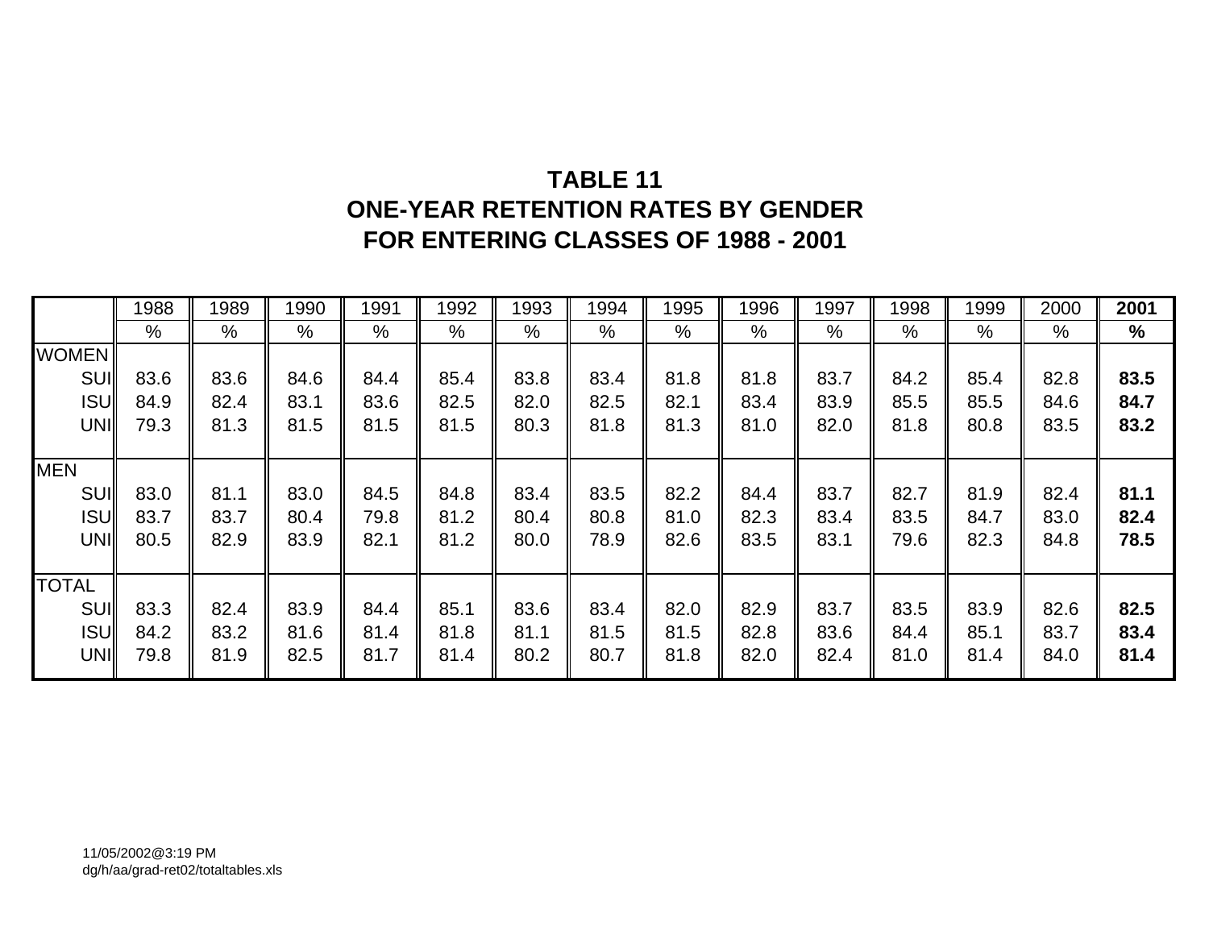# TABLE 11
# ONE-YEAR RETENTION RATES BY GENDER
# FOR ENTERING CLASSES OF 1988 - 2001

| | 1988 | 1989 | 1990 | 1991 | 1992 | 1993 | 1994 | 1995 | 1996 | 1997 | 1998 | 1999 | 2000 | **2001** |
|---|---|---|---|---|---|---|---|---|---|---|---|---|---|---|
| | % | % | % | % | % | % | % | % | % | % | % | % | % | **%** |
| WOMEN | | | | | | | | | | | | | | |
| SUI | 83.6 | 83.6 | 84.6 | 84.4 | 85.4 | 83.8 | 83.4 | 81.8 | 81.8 | 83.7 | 84.2 | 85.4 | 82.8 | **83.5** |
| ISU | 84.9 | 82.4 | 83.1 | 83.6 | 82.5 | 82.0 | 82.5 | 82.1 | 83.4 | 83.9 | 85.5 | 85.5 | 84.6 | **84.7** |
| UNI | 79.3 | 81.3 | 81.5 | 81.5 | 81.5 | 80.3 | 81.8 | 81.3 | 81.0 | 82.0 | 81.8 | 80.8 | 83.5 | **83.2** |
| MEN | | | | | | | | | | | | | | |
| SUI | 83.0 | 81.1 | 83.0 | 84.5 | 84.8 | 83.4 | 83.5 | 82.2 | 84.4 | 83.7 | 82.7 | 81.9 | 82.4 | **81.1** |
| ISU | 83.7 | 83.7 | 80.4 | 79.8 | 81.2 | 80.4 | 80.8 | 81.0 | 82.3 | 83.4 | 83.5 | 84.7 | 83.0 | **82.4** |
| UNI | 80.5 | 82.9 | 83.9 | 82.1 | 81.2 | 80.0 | 78.9 | 82.6 | 83.5 | 83.1 | 79.6 | 82.3 | 84.8 | **78.5** |
| TOTAL | | | | | | | | | | | | | | |
| SUI | 83.3 | 82.4 | 83.9 | 84.4 | 85.1 | 83.6 | 83.4 | 82.0 | 82.9 | 83.7 | 83.5 | 83.9 | 82.6 | **82.5** |
| ISU | 84.2 | 83.2 | 81.6 | 81.4 | 81.8 | 81.1 | 81.5 | 81.5 | 82.8 | 83.6 | 84.4 | 85.1 | 83.7 | **83.4** |
| UNI | 79.8 | 81.9 | 82.5 | 81.7 | 81.4 | 80.2 | 80.7 | 81.8 | 82.0 | 82.4 | 81.0 | 81.4 | 84.0 | **81.4** |

11/05/2002@3:19 PM
dg/h/aa/grad-ret02/totaltables.xls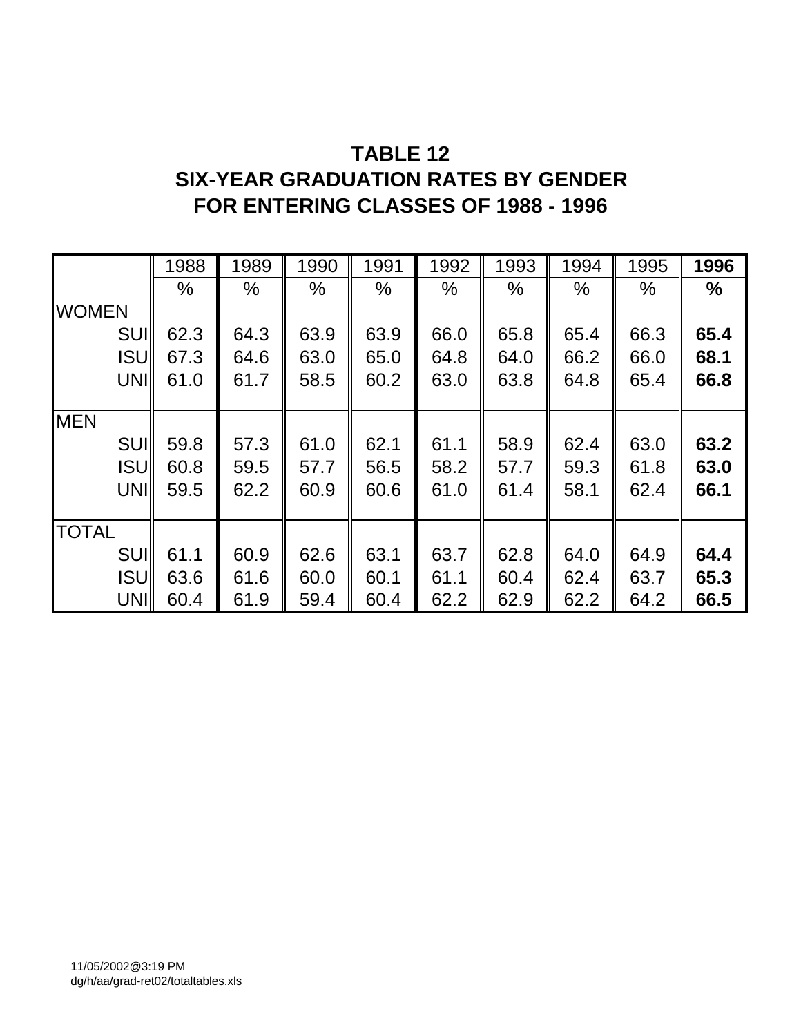# TABLE 12
# SIX-YEAR GRADUATION RATES BY GENDER
# FOR ENTERING CLASSES OF 1988 - 1996

| | 1988 | 1989 | 1990 | 1991 | 1992 | 1993 | 1994 | 1995 | **1996** |
|---|---|---|---|---|---|---|---|---|---|
| | % | % | % | % | % | % | % | % | **%** |
| WOMEN | | | | | | | | | |
| SUI | 62.3 | 64.3 | 63.9 | 63.9 | 66.0 | 65.8 | 65.4 | 66.3 | **65.4** |
| ISU | 67.3 | 64.6 | 63.0 | 65.0 | 64.8 | 64.0 | 66.2 | 66.0 | **68.1** |
| UNI | 61.0 | 61.7 | 58.5 | 60.2 | 63.0 | 63.8 | 64.8 | 65.4 | **66.8** |
| MEN | | | | | | | | | |
| SUI | 59.8 | 57.3 | 61.0 | 62.1 | 61.1 | 58.9 | 62.4 | 63.0 | **63.2** |
| ISU | 60.8 | 59.5 | 57.7 | 56.5 | 58.2 | 57.7 | 59.3 | 61.8 | **63.0** |
| UNI | 59.5 | 62.2 | 60.9 | 60.6 | 61.0 | 61.4 | 58.1 | 62.4 | **66.1** |
| TOTAL | | | | | | | | | |
| SUI | 61.1 | 60.9 | 62.6 | 63.1 | 63.7 | 62.8 | 64.0 | 64.9 | **64.4** |
| ISU | 63.6 | 61.6 | 60.0 | 60.1 | 61.1 | 60.4 | 62.4 | 63.7 | **65.3** |
| UNI | 60.4 | 61.9 | 59.4 | 60.4 | 62.2 | 62.9 | 62.2 | 64.2 | **66.5** |

11/05/2002@3:19 PM
dg/h/aa/grad-ret02/totaltables.xls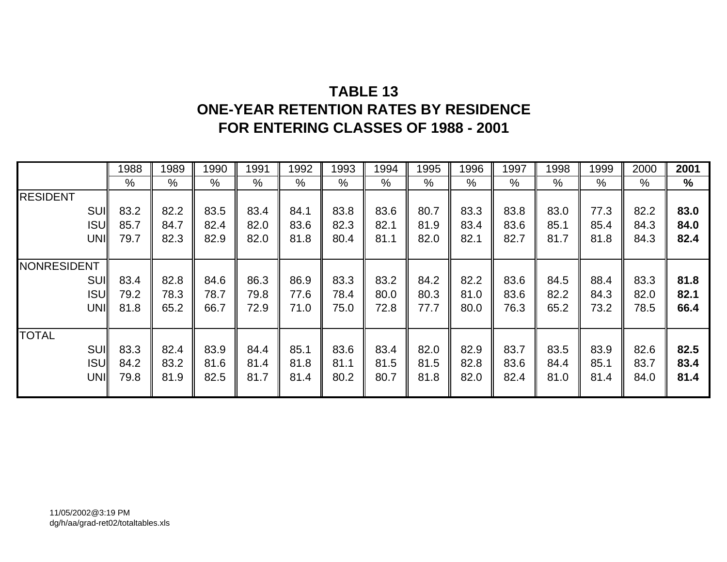# TABLE 13
# ONE-YEAR RETENTION RATES BY RESIDENCE
# FOR ENTERING CLASSES OF 1988 - 2001

| | 1988 | 1989 | 1990 | 1991 | 1992 | 1993 | 1994 | 1995 | 1996 | 1997 | 1998 | 1999 | 2000 | **2001** |
|---|---|---|---|---|---|---|---|---|---|---|---|---|---|---|
| | % | % | % | % | % | % | % | % | % | % | % | % | % | **%** |
| RESIDENT | | | | | | | | | | | | | | |
| SUI | 83.2 | 82.2 | 83.5 | 83.4 | 84.1 | 83.8 | 83.6 | 80.7 | 83.3 | 83.8 | 83.0 | 77.3 | 82.2 | **83.0** |
| ISU | 85.7 | 84.7 | 82.4 | 82.0 | 83.6 | 82.3 | 82.1 | 81.9 | 83.4 | 83.6 | 85.1 | 85.4 | 84.3 | **84.0** |
| UNI | 79.7 | 82.3 | 82.9 | 82.0 | 81.8 | 80.4 | 81.1 | 82.0 | 82.1 | 82.7 | 81.7 | 81.8 | 84.3 | **82.4** |
| NONRESIDENT | | | | | | | | | | | | | | |
| SUI | 83.4 | 82.8 | 84.6 | 86.3 | 86.9 | 83.3 | 83.2 | 84.2 | 82.2 | 83.6 | 84.5 | 88.4 | 83.3 | **81.8** |
| ISU | 79.2 | 78.3 | 78.7 | 79.8 | 77.6 | 78.4 | 80.0 | 80.3 | 81.0 | 83.6 | 82.2 | 84.3 | 82.0 | **82.1** |
| UNI | 81.8 | 65.2 | 66.7 | 72.9 | 71.0 | 75.0 | 72.8 | 77.7 | 80.0 | 76.3 | 65.2 | 73.2 | 78.5 | **66.4** |
| TOTAL | | | | | | | | | | | | | | |
| SUI | 83.3 | 82.4 | 83.9 | 84.4 | 85.1 | 83.6 | 83.4 | 82.0 | 82.9 | 83.7 | 83.5 | 83.9 | 82.6 | **82.5** |
| ISU | 84.2 | 83.2 | 81.6 | 81.4 | 81.8 | 81.1 | 81.5 | 81.5 | 82.8 | 83.6 | 84.4 | 85.1 | 83.7 | **83.4** |
| UNI | 79.8 | 81.9 | 82.5 | 81.7 | 81.4 | 80.2 | 80.7 | 81.8 | 82.0 | 82.4 | 81.0 | 81.4 | 84.0 | **81.4** |

11/05/2002@3:19 PM
dg/h/aa/grad-ret02/totaltables.xls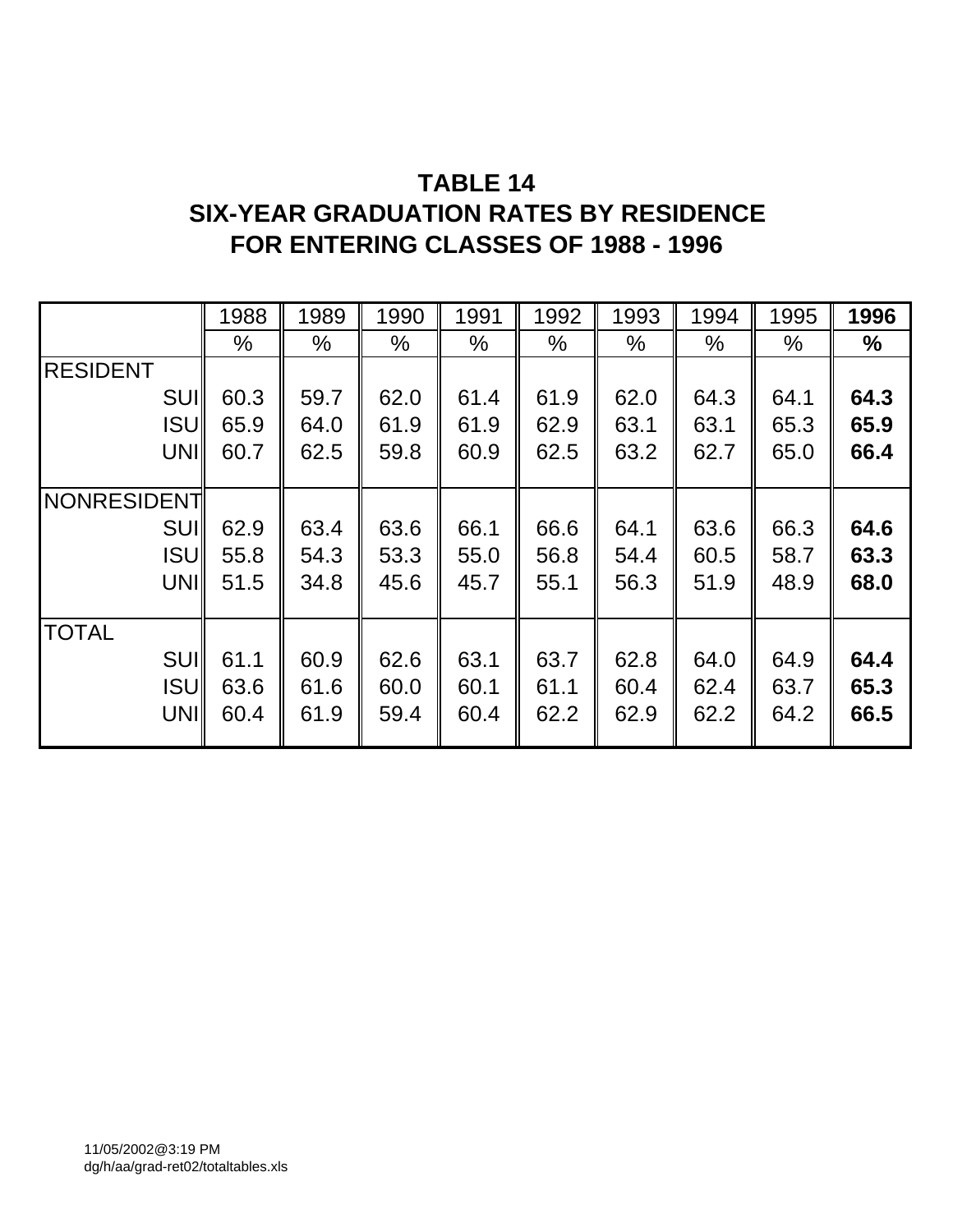# TABLE 14
# SIX-YEAR GRADUATION RATES BY RESIDENCE
# FOR ENTERING CLASSES OF 1988 - 1996

| | 1988 | 1989 | 1990 | 1991 | 1992 | 1993 | 1994 | 1995 | **1996** |
|---|---|---|---|---|---|---|---|---|---|
| | % | % | % | % | % | % | % | % | **%** |
| RESIDENT | | | | | | | | | |
| SUI | 60.3 | 59.7 | 62.0 | 61.4 | 61.9 | 62.0 | 64.3 | 64.1 | **64.3** |
| ISU | 65.9 | 64.0 | 61.9 | 61.9 | 62.9 | 63.1 | 63.1 | 65.3 | **65.9** |
| UNI | 60.7 | 62.5 | 59.8 | 60.9 | 62.5 | 63.2 | 62.7 | 65.0 | **66.4** |
| NONRESIDENT | | | | | | | | | |
| SUI | 62.9 | 63.4 | 63.6 | 66.1 | 66.6 | 64.1 | 63.6 | 66.3 | **64.6** |
| ISU | 55.8 | 54.3 | 53.3 | 55.0 | 56.8 | 54.4 | 60.5 | 58.7 | **63.3** |
| UNI | 51.5 | 34.8 | 45.6 | 45.7 | 55.1 | 56.3 | 51.9 | 48.9 | **68.0** |
| TOTAL | | | | | | | | | |
| SUI | 61.1 | 60.9 | 62.6 | 63.1 | 63.7 | 62.8 | 64.0 | 64.9 | **64.4** |
| ISU | 63.6 | 61.6 | 60.0 | 60.1 | 61.1 | 60.4 | 62.4 | 63.7 | **65.3** |
| UNI | 60.4 | 61.9 | 59.4 | 60.4 | 62.2 | 62.9 | 62.2 | 64.2 | **66.5** |

11/05/2002@3:19 PM
dg/h/aa/grad-ret02/totaltables.xls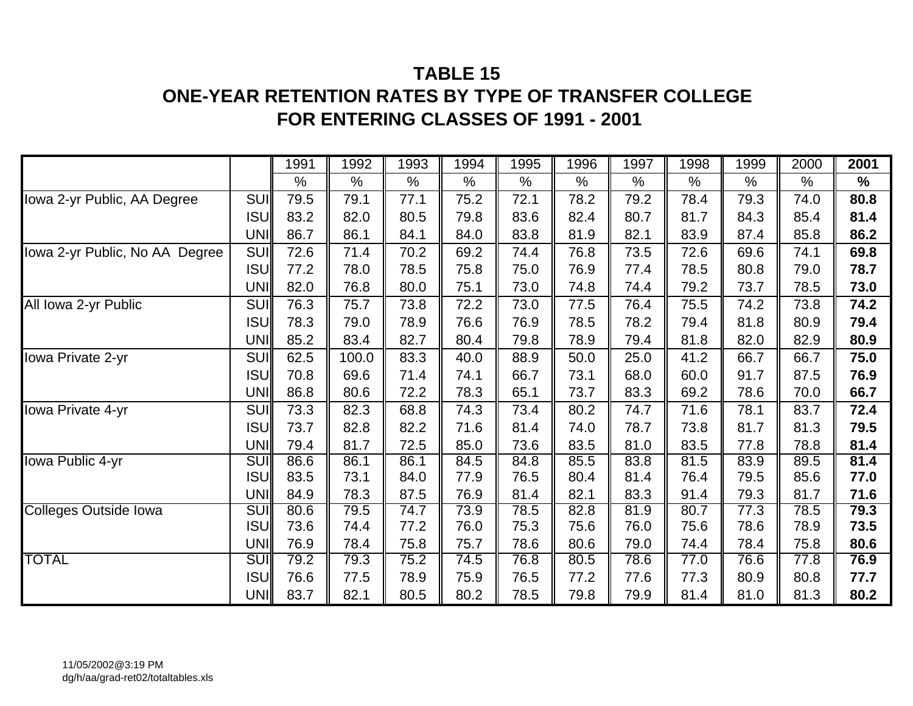# TABLE 15
# ONE-YEAR RETENTION RATES BY TYPE OF TRANSFER COLLEGE
# FOR ENTERING CLASSES OF 1991 - 2001

| | | 1991 | 1992 | 1993 | 1994 | 1995 | 1996 | 1997 | 1998 | 1999 | 2000 | **2001** |
|---|---|---|---|---|---|---|---|---|---|---|---|---|
| | | % | % | % | % | % | % | % | % | % | % | **%** |
| Iowa 2-yr Public, AA Degree | SUI | 79.5 | 79.1 | 77.1 | 75.2 | 72.1 | 78.2 | 79.2 | 78.4 | 79.3 | 74.0 | **80.8** |
| | ISU | 83.2 | 82.0 | 80.5 | 79.8 | 83.6 | 82.4 | 80.7 | 81.7 | 84.3 | 85.4 | **81.4** |
| | UNI | 86.7 | 86.1 | 84.1 | 84.0 | 83.8 | 81.9 | 82.1 | 83.9 | 87.4 | 85.8 | **86.2** |
| Iowa 2-yr Public, No AA Degree | SUI | 72.6 | 71.4 | 70.2 | 69.2 | 74.4 | 76.8 | 73.5 | 72.6 | 69.6 | 74.1 | **69.8** |
| | ISU | 77.2 | 78.0 | 78.5 | 75.8 | 75.0 | 76.9 | 77.4 | 78.5 | 80.8 | 79.0 | **78.7** |
| | UNI | 82.0 | 76.8 | 80.0 | 75.1 | 73.0 | 74.8 | 74.4 | 79.2 | 73.7 | 78.5 | **73.0** |
| All Iowa 2-yr Public | SUI | 76.3 | 75.7 | 73.8 | 72.2 | 73.0 | 77.5 | 76.4 | 75.5 | 74.2 | 73.8 | **74.2** |
| | ISU | 78.3 | 79.0 | 78.9 | 76.6 | 76.9 | 78.5 | 78.2 | 79.4 | 81.8 | 80.9 | **79.4** |
| | UNI | 85.2 | 83.4 | 82.7 | 80.4 | 79.8 | 78.9 | 79.4 | 81.8 | 82.0 | 82.9 | **80.9** |
| Iowa Private 2-yr | SUI | 62.5 | 100.0 | 83.3 | 40.0 | 88.9 | 50.0 | 25.0 | 41.2 | 66.7 | 66.7 | **75.0** |
| | ISU | 70.8 | 69.6 | 71.4 | 74.1 | 66.7 | 73.1 | 68.0 | 60.0 | 91.7 | 87.5 | **76.9** |
| | UNI | 86.8 | 80.6 | 72.2 | 78.3 | 65.1 | 73.7 | 83.3 | 69.2 | 78.6 | 70.0 | **66.7** |
| Iowa Private 4-yr | SUI | 73.3 | 82.3 | 68.8 | 74.3 | 73.4 | 80.2 | 74.7 | 71.6 | 78.1 | 83.7 | **72.4** |
| | ISU | 73.7 | 82.8 | 82.2 | 71.6 | 81.4 | 74.0 | 78.7 | 73.8 | 81.7 | 81.3 | **79.5** |
| | UNI | 79.4 | 81.7 | 72.5 | 85.0 | 73.6 | 83.5 | 81.0 | 83.5 | 77.8 | 78.8 | **81.4** |
| Iowa Public 4-yr | SUI | 86.6 | 86.1 | 86.1 | 84.5 | 84.8 | 85.5 | 83.8 | 81.5 | 83.9 | 89.5 | **81.4** |
| | ISU | 83.5 | 73.1 | 84.0 | 77.9 | 76.5 | 80.4 | 81.4 | 76.4 | 79.5 | 85.6 | **77.0** |
| | UNI | 84.9 | 78.3 | 87.5 | 76.9 | 81.4 | 82.1 | 83.3 | 91.4 | 79.3 | 81.7 | **71.6** |
| Colleges Outside Iowa | SUI | 80.6 | 79.5 | 74.7 | 73.9 | 78.5 | 82.8 | 81.9 | 80.7 | 77.3 | 78.5 | **79.3** |
| | ISU | 73.6 | 74.4 | 77.2 | 76.0 | 75.3 | 75.6 | 76.0 | 75.6 | 78.6 | 78.9 | **73.5** |
| | UNI | 76.9 | 78.4 | 75.8 | 75.7 | 78.6 | 80.6 | 79.0 | 74.4 | 78.4 | 75.8 | **80.6** |
| TOTAL | SUI | 79.2 | 79.3 | 75.2 | 74.5 | 76.8 | 80.5 | 78.6 | 77.0 | 76.6 | 77.8 | **76.9** |
| | ISU | 76.6 | 77.5 | 78.9 | 75.9 | 76.5 | 77.2 | 77.6 | 77.3 | 80.9 | 80.8 | **77.7** |
| | UNI | 83.7 | 82.1 | 80.5 | 80.2 | 78.5 | 79.8 | 79.9 | 81.4 | 81.0 | 81.3 | **80.2** |

11/05/2002@3:19 PM
dg/h/aa/grad-ret02/totaltables.xls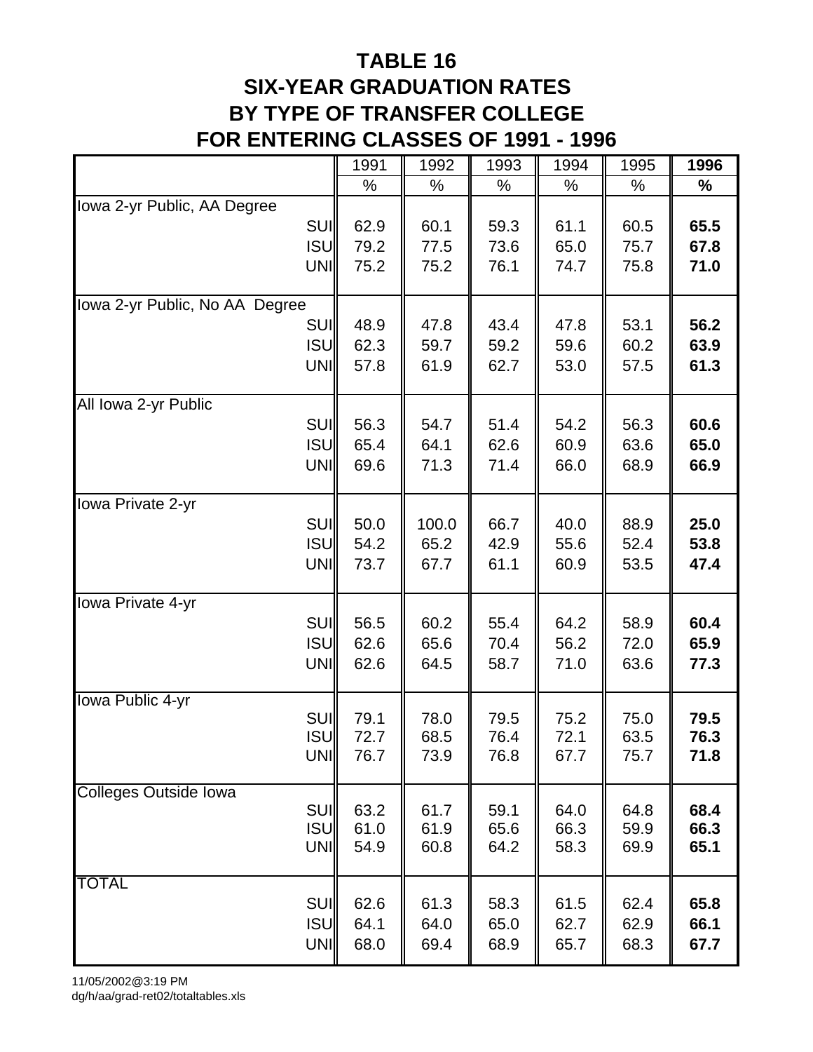# TABLE 16
# SIX-YEAR GRADUATION RATES
# BY TYPE OF TRANSFER COLLEGE
# FOR ENTERING CLASSES OF 1991 - 1996

| | 1991 | 1992 | 1993 | 1994 | 1995 | **1996** |
|---|---|---|---|---|---|---|
| | % | % | % | % | % | **%** |
| Iowa 2-yr Public, AA Degree | | | | | | |
| SUI | 62.9 | 60.1 | 59.3 | 61.1 | 60.5 | **65.5** |
| ISU | 79.2 | 77.5 | 73.6 | 65.0 | 75.7 | **67.8** |
| UNI | 75.2 | 75.2 | 76.1 | 74.7 | 75.8 | **71.0** |
| Iowa 2-yr Public, No AA Degree | | | | | | |
| SUI | 48.9 | 47.8 | 43.4 | 47.8 | 53.1 | **56.2** |
| ISU | 62.3 | 59.7 | 59.2 | 59.6 | 60.2 | **63.9** |
| UNI | 57.8 | 61.9 | 62.7 | 53.0 | 57.5 | **61.3** |
| All Iowa 2-yr Public | | | | | | |
| SUI | 56.3 | 54.7 | 51.4 | 54.2 | 56.3 | **60.6** |
| ISU | 65.4 | 64.1 | 62.6 | 60.9 | 63.6 | **65.0** |
| UNI | 69.6 | 71.3 | 71.4 | 66.0 | 68.9 | **66.9** |
| Iowa Private 2-yr | | | | | | |
| SUI | 50.0 | 100.0 | 66.7 | 40.0 | 88.9 | **25.0** |
| ISU | 54.2 | 65.2 | 42.9 | 55.6 | 52.4 | **53.8** |
| UNI | 73.7 | 67.7 | 61.1 | 60.9 | 53.5 | **47.4** |
| Iowa Private 4-yr | | | | | | |
| SUI | 56.5 | 60.2 | 55.4 | 64.2 | 58.9 | **60.4** |
| ISU | 62.6 | 65.6 | 70.4 | 56.2 | 72.0 | **65.9** |
| UNI | 62.6 | 64.5 | 58.7 | 71.0 | 63.6 | **77.3** |
| Iowa Public 4-yr | | | | | | |
| SUI | 79.1 | 78.0 | 79.5 | 75.2 | 75.0 | **79.5** |
| ISU | 72.7 | 68.5 | 76.4 | 72.1 | 63.5 | **76.3** |
| UNI | 76.7 | 73.9 | 76.8 | 67.7 | 75.7 | **71.8** |
| Colleges Outside Iowa | | | | | | |
| SUI | 63.2 | 61.7 | 59.1 | 64.0 | 64.8 | **68.4** |
| ISU | 61.0 | 61.9 | 65.6 | 66.3 | 59.9 | **66.3** |
| UNI | 54.9 | 60.8 | 64.2 | 58.3 | 69.9 | **65.1** |
| TOTAL | | | | | | |
| SUI | 62.6 | 61.3 | 58.3 | 61.5 | 62.4 | **65.8** |
| ISU | 64.1 | 64.0 | 65.0 | 62.7 | 62.9 | **66.1** |
| UNI | 68.0 | 69.4 | 68.9 | 65.7 | 68.3 | **67.7** |

11/05/2002@3:19 PM
dg/h/aa/grad-ret02/totaltables.xls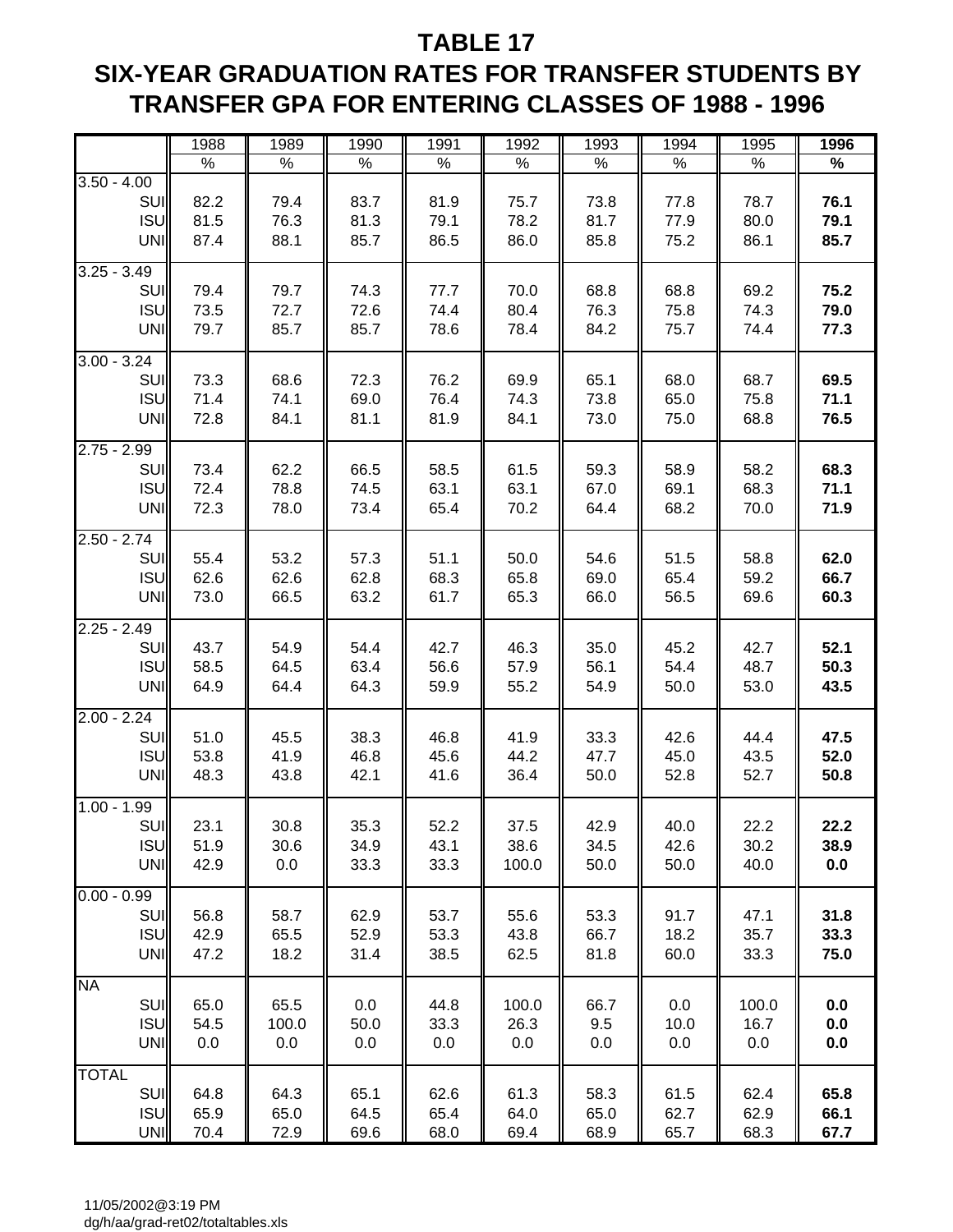# TABLE 17

## SIX-YEAR GRADUATION RATES FOR TRANSFER STUDENTS BY TRANSFER GPA FOR ENTERING CLASSES OF 1988 - 1996

| | 1988 | 1989 | 1990 | 1991 | 1992 | 1993 | 1994 | 1995 | **1996** |
|---|---|---|---|---|---|---|---|---|---|
| | % | % | % | % | % | % | % | % | **%** |
| **3.50 - 4.00** | | | | | | | | | |
| SUI | 82.2 | 79.4 | 83.7 | 81.9 | 75.7 | 73.8 | 77.8 | 78.7 | **76.1** |
| ISU | 81.5 | 76.3 | 81.3 | 79.1 | 78.2 | 81.7 | 77.9 | 80.0 | **79.1** |
| UNI | 87.4 | 88.1 | 85.7 | 86.5 | 86.0 | 85.8 | 75.2 | 86.1 | **85.7** |
| **3.25 - 3.49** | | | | | | | | | |
| SUI | 79.4 | 79.7 | 74.3 | 77.7 | 70.0 | 68.8 | 68.8 | 69.2 | **75.2** |
| ISU | 73.5 | 72.7 | 72.6 | 74.4 | 80.4 | 76.3 | 75.8 | 74.3 | **79.0** |
| UNI | 79.7 | 85.7 | 85.7 | 78.6 | 78.4 | 84.2 | 75.7 | 74.4 | **77.3** |
| **3.00 - 3.24** | | | | | | | | | |
| SUI | 73.3 | 68.6 | 72.3 | 76.2 | 69.9 | 65.1 | 68.0 | 68.7 | **69.5** |
| ISU | 71.4 | 74.1 | 69.0 | 76.4 | 74.3 | 73.8 | 65.0 | 75.8 | **71.1** |
| UNI | 72.8 | 84.1 | 81.1 | 81.9 | 84.1 | 73.0 | 75.0 | 68.8 | **76.5** |
| **2.75 - 2.99** | | | | | | | | | |
| SUI | 73.4 | 62.2 | 66.5 | 58.5 | 61.5 | 59.3 | 58.9 | 58.2 | **68.3** |
| ISU | 72.4 | 78.8 | 74.5 | 63.1 | 63.1 | 67.0 | 69.1 | 68.3 | **71.1** |
| UNI | 72.3 | 78.0 | 73.4 | 65.4 | 70.2 | 64.4 | 68.2 | 70.0 | **71.9** |
| **2.50 - 2.74** | | | | | | | | | |
| SUI | 55.4 | 53.2 | 57.3 | 51.1 | 50.0 | 54.6 | 51.5 | 58.8 | **62.0** |
| ISU | 62.6 | 62.6 | 62.8 | 68.3 | 65.8 | 69.0 | 65.4 | 59.2 | **66.7** |
| UNI | 73.0 | 66.5 | 63.2 | 61.7 | 65.3 | 66.0 | 56.5 | 69.6 | **60.3** |
| **2.25 - 2.49** | | | | | | | | | |
| SUI | 43.7 | 54.9 | 54.4 | 42.7 | 46.3 | 35.0 | 45.2 | 42.7 | **52.1** |
| ISU | 58.5 | 64.5 | 63.4 | 56.6 | 57.9 | 56.1 | 54.4 | 48.7 | **50.3** |
| UNI | 64.9 | 64.4 | 64.3 | 59.9 | 55.2 | 54.9 | 50.0 | 53.0 | **43.5** |
| **2.00 - 2.24** | | | | | | | | | |
| SUI | 51.0 | 45.5 | 38.3 | 46.8 | 41.9 | 33.3 | 42.6 | 44.4 | **47.5** |
| ISU | 53.8 | 41.9 | 46.8 | 45.6 | 44.2 | 47.7 | 45.0 | 43.5 | **52.0** |
| UNI | 48.3 | 43.8 | 42.1 | 41.6 | 36.4 | 50.0 | 52.8 | 52.7 | **50.8** |
| **1.00 - 1.99** | | | | | | | | | |
| SUI | 23.1 | 30.8 | 35.3 | 52.2 | 37.5 | 42.9 | 40.0 | 22.2 | **22.2** |
| ISU | 51.9 | 30.6 | 34.9 | 43.1 | 38.6 | 34.5 | 42.6 | 30.2 | **38.9** |
| UNI | 42.9 | 0.0 | 33.3 | 33.3 | 100.0 | 50.0 | 50.0 | 40.0 | **0.0** |
| **0.00 - 0.99** | | | | | | | | | |
| SUI | 56.8 | 58.7 | 62.9 | 53.7 | 55.6 | 53.3 | 91.7 | 47.1 | **31.8** |
| ISU | 42.9 | 65.5 | 52.9 | 53.3 | 43.8 | 66.7 | 18.2 | 35.7 | **33.3** |
| UNI | 47.2 | 18.2 | 31.4 | 38.5 | 62.5 | 81.8 | 60.0 | 33.3 | **75.0** |
| **NA** | | | | | | | | | |
| SUI | 65.0 | 65.5 | 0.0 | 44.8 | 100.0 | 66.7 | 0.0 | 100.0 | **0.0** |
| ISU | 54.5 | 100.0 | 50.0 | 33.3 | 26.3 | 9.5 | 10.0 | 16.7 | **0.0** |
| UNI | 0.0 | 0.0 | 0.0 | 0.0 | 0.0 | 0.0 | 0.0 | 0.0 | **0.0** |
| **TOTAL** | | | | | | | | | |
| SUI | 64.8 | 64.3 | 65.1 | 62.6 | 61.3 | 58.3 | 61.5 | 62.4 | **65.8** |
| ISU | 65.9 | 65.0 | 64.5 | 65.4 | 64.0 | 65.0 | 62.7 | 62.9 | **66.1** |
| UNI | 70.4 | 72.9 | 69.6 | 68.0 | 69.4 | 68.9 | 65.7 | 68.3 | **67.7** |

11/05/2002@3:19 PM
dg/h/aa/grad-ret02/totaltables.xls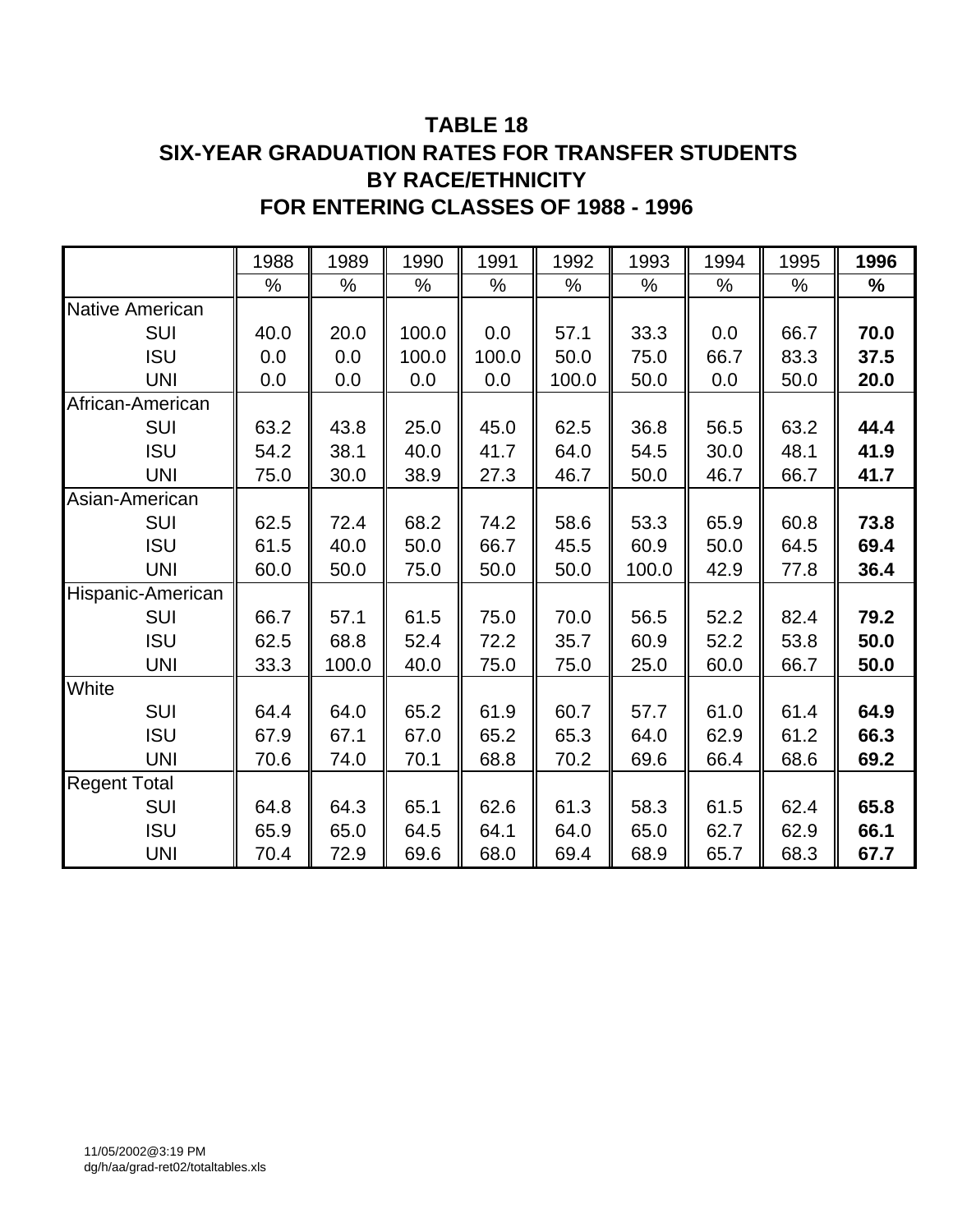# TABLE 18
## SIX-YEAR GRADUATION RATES FOR TRANSFER STUDENTS BY RACE/ETHNICITY FOR ENTERING CLASSES OF 1988 - 1996

| | 1988 | 1989 | 1990 | 1991 | 1992 | 1993 | 1994 | 1995 | **1996** |
|---|---|---|---|---|---|---|---|---|---|
| | % | % | % | % | % | % | % | % | **%** |
| Native American | | | | | | | | | |
| SUI | 40.0 | 20.0 | 100.0 | 0.0 | 57.1 | 33.3 | 0.0 | 66.7 | **70.0** |
| ISU | 0.0 | 0.0 | 100.0 | 100.0 | 50.0 | 75.0 | 66.7 | 83.3 | **37.5** |
| UNI | 0.0 | 0.0 | 0.0 | 0.0 | 100.0 | 50.0 | 0.0 | 50.0 | **20.0** |
| African-American | | | | | | | | | |
| SUI | 63.2 | 43.8 | 25.0 | 45.0 | 62.5 | 36.8 | 56.5 | 63.2 | **44.4** |
| ISU | 54.2 | 38.1 | 40.0 | 41.7 | 64.0 | 54.5 | 30.0 | 48.1 | **41.9** |
| UNI | 75.0 | 30.0 | 38.9 | 27.3 | 46.7 | 50.0 | 46.7 | 66.7 | **41.7** |
| Asian-American | | | | | | | | | |
| SUI | 62.5 | 72.4 | 68.2 | 74.2 | 58.6 | 53.3 | 65.9 | 60.8 | **73.8** |
| ISU | 61.5 | 40.0 | 50.0 | 66.7 | 45.5 | 60.9 | 50.0 | 64.5 | **69.4** |
| UNI | 60.0 | 50.0 | 75.0 | 50.0 | 50.0 | 100.0 | 42.9 | 77.8 | **36.4** |
| Hispanic-American | | | | | | | | | |
| SUI | 66.7 | 57.1 | 61.5 | 75.0 | 70.0 | 56.5 | 52.2 | 82.4 | **79.2** |
| ISU | 62.5 | 68.8 | 52.4 | 72.2 | 35.7 | 60.9 | 52.2 | 53.8 | **50.0** |
| UNI | 33.3 | 100.0 | 40.0 | 75.0 | 75.0 | 25.0 | 60.0 | 66.7 | **50.0** |
| White | | | | | | | | | |
| SUI | 64.4 | 64.0 | 65.2 | 61.9 | 60.7 | 57.7 | 61.0 | 61.4 | **64.9** |
| ISU | 67.9 | 67.1 | 67.0 | 65.2 | 65.3 | 64.0 | 62.9 | 61.2 | **66.3** |
| UNI | 70.6 | 74.0 | 70.1 | 68.8 | 70.2 | 69.6 | 66.4 | 68.6 | **69.2** |
| Regent Total | | | | | | | | | |
| SUI | 64.8 | 64.3 | 65.1 | 62.6 | 61.3 | 58.3 | 61.5 | 62.4 | **65.8** |
| ISU | 65.9 | 65.0 | 64.5 | 64.1 | 64.0 | 65.0 | 62.7 | 62.9 | **66.1** |
| UNI | 70.4 | 72.9 | 69.6 | 68.0 | 69.4 | 68.9 | 65.7 | 68.3 | **67.7** |

11/05/2002@3:19 PM
dg/h/aa/grad-ret02/totaltables.xls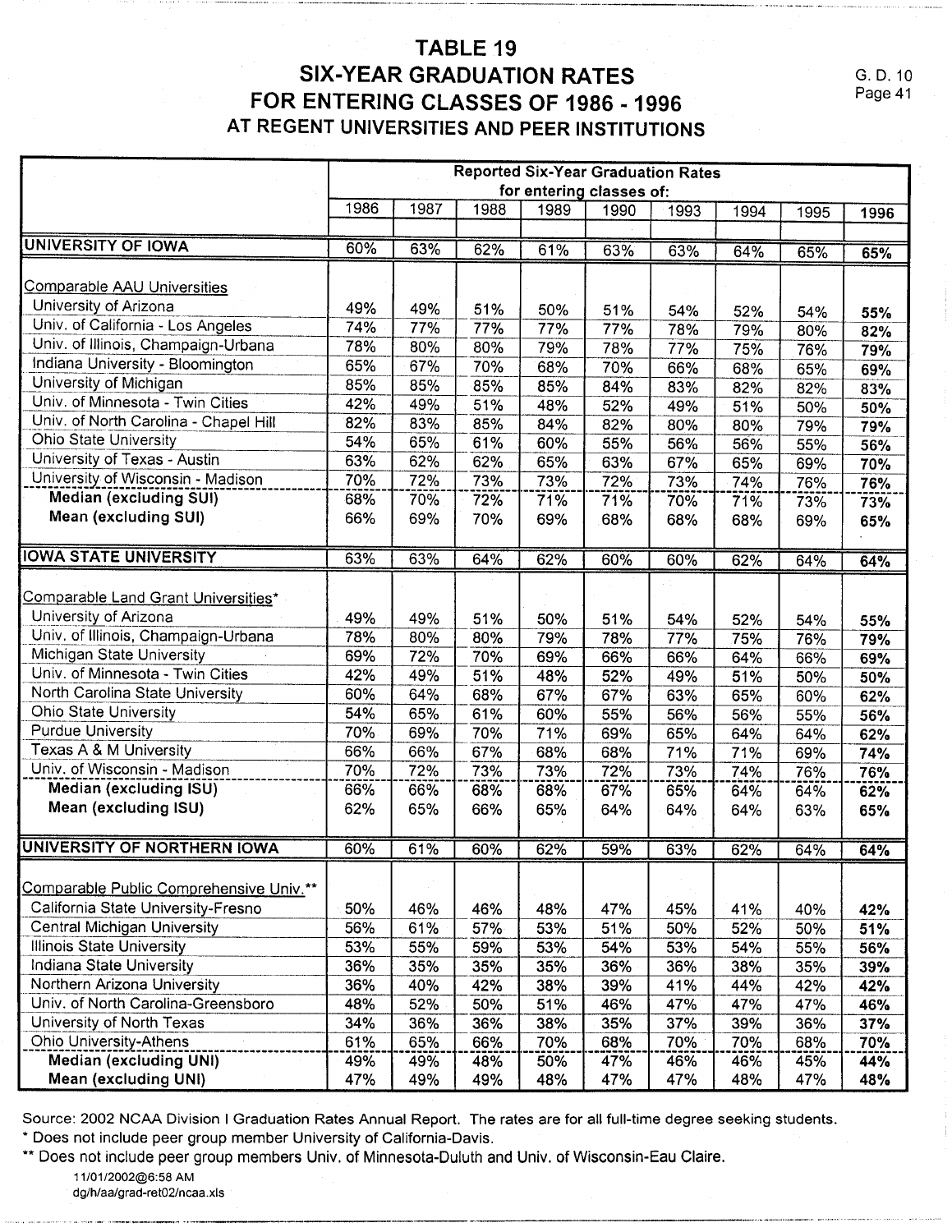# TABLE 19
# SIX-YEAR GRADUATION RATES
# FOR ENTERING CLASSES OF 1986 - 1996
## AT REGENT UNIVERSITIES AND PEER INSTITUTIONS

G. D. 10

| | Reported Six-Year Graduation Rates for entering classes of: | | | | | | | | |
|---|---|---|---|---|---|---|---|---|---|
| | 1986 | 1987 | 1988 | 1989 | 1990 | 1993 | 1994 | 1995 | **1996** |
| **UNIVERSITY OF IOWA** | 60% | 63% | 62% | 61% | 63% | 63% | 64% | 65% | **65%** |
| Comparable AAU Universities | | | | | | | | | |
| University of Arizona | 49% | 49% | 51% | 50% | 51% | 54% | 52% | 54% | **55%** |
| Univ. of California - Los Angeles | 74% | 77% | 77% | 77% | 77% | 78% | 79% | 80% | **82%** |
| Univ. of Illinois, Champaign-Urbana | 78% | 80% | 80% | 79% | 78% | 77% | 75% | 76% | **79%** |
| Indiana University - Bloomington | 65% | 67% | 70% | 68% | 70% | 66% | 68% | 65% | **69%** |
| University of Michigan | 85% | 85% | 85% | 85% | 84% | 83% | 82% | 82% | **83%** |
| Univ. of Minnesota - Twin Cities | 42% | 49% | 51% | 48% | 52% | 49% | 51% | 50% | **50%** |
| Univ. of North Carolina - Chapel Hill | 82% | 83% | 85% | 84% | 82% | 80% | 80% | 79% | **79%** |
| Ohio State University | 54% | 65% | 61% | 60% | 55% | 56% | 56% | 55% | **56%** |
| University of Texas - Austin | 63% | 62% | 62% | 65% | 63% | 67% | 65% | 69% | **70%** |
| University of Wisconsin - Madison | 70% | 72% | 73% | 73% | 72% | 73% | 74% | 76% | **76%** |
| **Median (excluding SUI)** | 68% | 70% | 72% | 71% | 71% | 70% | 71% | 73% | **73%** |
| **Mean (excluding SUI)** | 66% | 69% | 70% | 69% | 68% | 68% | 68% | 69% | **65%** |
| **IOWA STATE UNIVERSITY** | 63% | 63% | 64% | 62% | 60% | 60% | 62% | 64% | **64%** |
| Comparable Land Grant Universities* | | | | | | | | | |
| University of Arizona | 49% | 49% | 51% | 50% | 51% | 54% | 52% | 54% | **55%** |
| Univ. of Illinois, Champaign-Urbana | 78% | 80% | 80% | 79% | 78% | 77% | 75% | 76% | **79%** |
| Michigan State University | 69% | 72% | 70% | 69% | 66% | 66% | 64% | 66% | **69%** |
| Univ. of Minnesota - Twin Cities | 42% | 49% | 51% | 48% | 52% | 49% | 51% | 50% | **50%** |
| North Carolina State University | 60% | 64% | 68% | 67% | 67% | 63% | 65% | 60% | **62%** |
| Ohio State University | 54% | 65% | 61% | 60% | 55% | 56% | 56% | 55% | **56%** |
| Purdue University | 70% | 69% | 70% | 71% | 69% | 65% | 64% | 64% | **62%** |
| Texas A & M University | 66% | 66% | 67% | 68% | 68% | 71% | 71% | 69% | **74%** |
| Univ. of Wisconsin - Madison | 70% | 72% | 73% | 73% | 72% | 73% | 74% | 76% | **76%** |
| **Median (excluding ISU)** | 66% | 66% | 68% | 68% | 67% | 65% | 64% | 64% | **62%** |
| **Mean (excluding ISU)** | 62% | 65% | 66% | 65% | 64% | 64% | 64% | 63% | **65%** |
| **UNIVERSITY OF NORTHERN IOWA** | 60% | 61% | 60% | 62% | 59% | 63% | 62% | 64% | **64%** |
| Comparable Public Comprehensive Univ.** | | | | | | | | | |
| California State University-Fresno | 50% | 46% | 46% | 48% | 47% | 45% | 41% | 40% | **42%** |
| Central Michigan University | 56% | 61% | 57% | 53% | 51% | 50% | 52% | 50% | **51%** |
| Illinois State University | 53% | 55% | 59% | 53% | 54% | 53% | 54% | 55% | **56%** |
| Indiana State University | 36% | 35% | 35% | 35% | 36% | 36% | 38% | 35% | **39%** |
| Northern Arizona University | 36% | 40% | 42% | 38% | 39% | 41% | 44% | 42% | **42%** |
| Univ. of North Carolina-Greensboro | 48% | 52% | 50% | 51% | 46% | 47% | 47% | 47% | **46%** |
| University of North Texas | 34% | 36% | 36% | 38% | 35% | 37% | 39% | 36% | **37%** |
| Ohio University-Athens | 61% | 65% | 66% | 70% | 68% | 70% | 70% | 68% | **70%** |
| **Median (excluding UNI)** | 49% | 49% | 48% | 50% | 47% | 46% | 46% | 45% | **44%** |
| **Mean (excluding UNI)** | 47% | 49% | 49% | 48% | 47% | 47% | 48% | 47% | **48%** |

Source: 2002 NCAA Division I Graduation Rates Annual Report. The rates are for all full-time degree seeking students.

* Does not include peer group member University of California-Davis.

** Does not include peer group members Univ. of Minnesota-Duluth and Univ. of Wisconsin-Eau Claire.

11/01/2002@6:58 AM
dg/h/aa/grad-ret02/ncaa.xls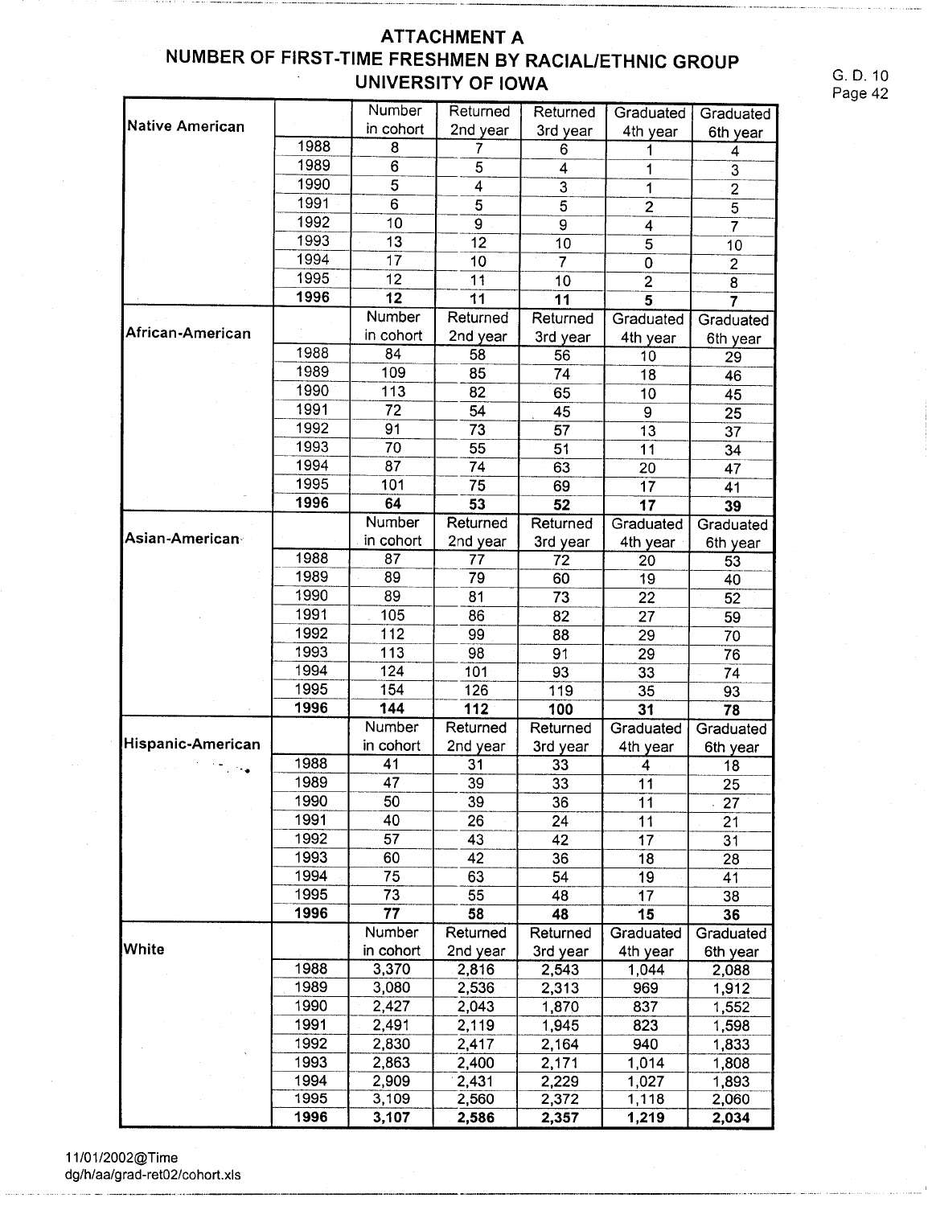# ATTACHMENT A
## NUMBER OF FIRST-TIME FRESHMEN BY RACIAL/ETHNIC GROUP
## UNIVERSITY OF IOWA

G. D. 10

| Native American | | Number in cohort | Returned 2nd year | Returned 3rd year | Graduated 4th year | Graduated 6th year |
|---|---|---|---|---|---|---|
| | 1988 | 8 | 7 | 6 | 1 | 4 |
| | 1989 | 6 | 5 | 4 | 1 | 3 |
| | 1990 | 5 | 4 | 3 | 1 | 2 |
| | 1991 | 6 | 5 | 5 | 2 | 5 |
| | 1992 | 10 | 9 | 9 | 4 | 7 |
| | 1993 | 13 | 12 | 10 | 5 | 10 |
| | 1994 | 17 | 10 | 7 | 0 | 2 |
| | 1995 | 12 | 11 | 10 | 2 | 8 |
| | **1996** | **12** | **11** | **11** | **5** | **7** |
| **African-American** | | Number in cohort | Returned 2nd year | Returned 3rd year | Graduated 4th year | Graduated 6th year |
| | 1988 | 84 | 58 | 56 | 10 | 29 |
| | 1989 | 109 | 85 | 74 | 18 | 46 |
| | 1990 | 113 | 82 | 65 | 10 | 45 |
| | 1991 | 72 | 54 | 45 | 9 | 25 |
| | 1992 | 91 | 73 | 57 | 13 | 37 |
| | 1993 | 70 | 55 | 51 | 11 | 34 |
| | 1994 | 87 | 74 | 63 | 20 | 47 |
| | 1995 | 101 | 75 | 69 | 17 | 41 |
| | **1996** | **64** | **53** | **52** | **17** | **39** |
| **Asian-American** | | Number in cohort | Returned 2nd year | Returned 3rd year | Graduated 4th year | Graduated 6th year |
| | 1988 | 87 | 77 | 72 | 20 | 53 |
| | 1989 | 89 | 79 | 60 | 19 | 40 |
| | 1990 | 89 | 81 | 73 | 22 | 52 |
| | 1991 | 105 | 86 | 82 | 27 | 59 |
| | 1992 | 112 | 99 | 88 | 29 | 70 |
| | 1993 | 113 | 98 | 91 | 29 | 76 |
| | 1994 | 124 | 101 | 93 | 33 | 74 |
| | 1995 | 154 | 126 | 119 | 35 | 93 |
| | **1996** | **144** | **112** | **100** | **31** | **78** |
| **Hispanic-American** | | Number in cohort | Returned 2nd year | Returned 3rd year | Graduated 4th year | Graduated 6th year |
| | 1988 | 41 | 31 | 33 | 4 | 18 |
| | 1989 | 47 | 39 | 33 | 11 | 25 |
| | 1990 | 50 | 39 | 36 | 11 | 27 |
| | 1991 | 40 | 26 | 24 | 11 | 21 |
| | 1992 | 57 | 43 | 42 | 17 | 31 |
| | 1993 | 60 | 42 | 36 | 18 | 28 |
| | 1994 | 75 | 63 | 54 | 19 | 41 |
| | 1995 | 73 | 55 | 48 | 17 | 38 |
| | **1996** | **77** | **58** | **48** | **15** | **36** |
| **White** | | Number in cohort | Returned 2nd year | Returned 3rd year | Graduated 4th year | Graduated 6th year |
| | 1988 | 3,370 | 2,816 | 2,543 | 1,044 | 2,088 |
| | 1989 | 3,080 | 2,536 | 2,313 | 969 | 1,912 |
| | 1990 | 2,427 | 2,043 | 1,870 | 837 | 1,552 |
| | 1991 | 2,491 | 2,119 | 1,945 | 823 | 1,598 |
| | 1992 | 2,830 | 2,417 | 2,164 | 940 | 1,833 |
| | 1993 | 2,863 | 2,400 | 2,171 | 1,014 | 1,808 |
| | 1994 | 2,909 | 2,431 | 2,229 | 1,027 | 1,893 |
| | 1995 | 3,109 | 2,560 | 2,372 | 1,118 | 2,060 |
| | **1996** | **3,107** | **2,586** | **2,357** | **1,219** | **2,034** |

11/01/2002@Time
dg/h/aa/grad-ret02/cohort.xls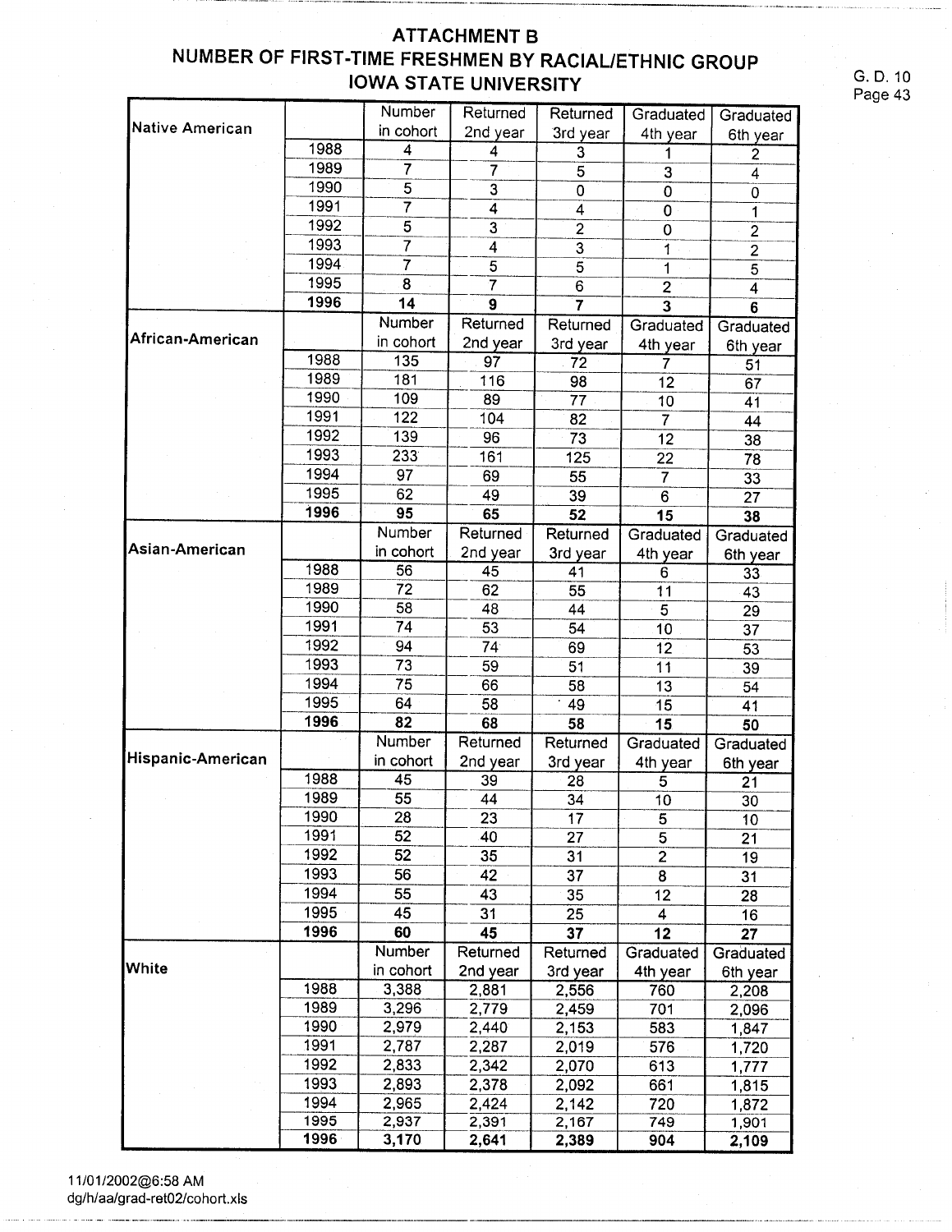# ATTACHMENT B
## NUMBER OF FIRST-TIME FRESHMEN BY RACIAL/ETHNIC GROUP
## IOWA STATE UNIVERSITY

| Native American | | Number in cohort | Returned 2nd year | Returned 3rd year | Graduated 4th year | Graduated 6th year |
|---|---|---|---|---|---|---|
| | 1988 | 4 | 4 | 3 | 1 | 2 |
| | 1989 | 7 | 7 | 5 | 3 | 4 |
| | 1990 | 5 | 3 | 0 | 0 | 0 |
| | 1991 | 7 | 4 | 4 | 0 | 1 |
| | 1992 | 5 | 3 | 2 | 0 | 2 |
| | 1993 | 7 | 4 | 3 | 1 | 2 |
| | 1994 | 7 | 5 | 5 | 1 | 5 |
| | 1995 | 8 | 7 | 6 | 2 | 4 |
| | **1996** | **14** | **9** | **7** | **3** | **6** |
| **African-American** | | **Number in cohort** | **Returned 2nd year** | **Returned 3rd year** | **Graduated 4th year** | **Graduated 6th year** |
| | 1988 | 135 | 97 | 72 | 7 | 51 |
| | 1989 | 181 | 116 | 98 | 12 | 67 |
| | 1990 | 109 | 89 | 77 | 10 | 41 |
| | 1991 | 122 | 104 | 82 | 7 | 44 |
| | 1992 | 139 | 96 | 73 | 12 | 38 |
| | 1993 | 233 | 161 | 125 | 22 | 78 |
| | 1994 | 97 | 69 | 55 | 7 | 33 |
| | 1995 | 62 | 49 | 39 | 6 | 27 |
| | **1996** | **95** | **65** | **52** | **15** | **38** |
| **Asian-American** | | **Number in cohort** | **Returned 2nd year** | **Returned 3rd year** | **Graduated 4th year** | **Graduated 6th year** |
| | 1988 | 56 | 45 | 41 | 6 | 33 |
| | 1989 | 72 | 62 | 55 | 11 | 43 |
| | 1990 | 58 | 48 | 44 | 5 | 29 |
| | 1991 | 74 | 53 | 54 | 10 | 37 |
| | 1992 | 94 | 74 | 69 | 12 | 53 |
| | 1993 | 73 | 59 | 51 | 11 | 39 |
| | 1994 | 75 | 66 | 58 | 13 | 54 |
| | 1995 | 64 | 58 | 49 | 15 | 41 |
| | **1996** | **82** | **68** | **58** | **15** | **50** |
| **Hispanic-American** | | **Number in cohort** | **Returned 2nd year** | **Returned 3rd year** | **Graduated 4th year** | **Graduated 6th year** |
| | 1988 | 45 | 39 | 28 | 5 | 21 |
| | 1989 | 55 | 44 | 34 | 10 | 30 |
| | 1990 | 28 | 23 | 17 | 5 | 10 |
| | 1991 | 52 | 40 | 27 | 5 | 21 |
| | 1992 | 52 | 35 | 31 | 2 | 19 |
| | 1993 | 56 | 42 | 37 | 8 | 31 |
| | 1994 | 55 | 43 | 35 | 12 | 28 |
| | 1995 | 45 | 31 | 25 | 4 | 16 |
| | **1996** | **60** | **45** | **37** | **12** | **27** |
| **White** | | **Number in cohort** | **Returned 2nd year** | **Returned 3rd year** | **Graduated 4th year** | **Graduated 6th year** |
| | 1988 | 3,388 | 2,881 | 2,556 | 760 | 2,208 |
| | 1989 | 3,296 | 2,779 | 2,459 | 701 | 2,096 |
| | 1990 | 2,979 | 2,440 | 2,153 | 583 | 1,847 |
| | 1991 | 2,787 | 2,287 | 2,019 | 576 | 1,720 |
| | 1992 | 2,833 | 2,342 | 2,070 | 613 | 1,777 |
| | 1993 | 2,893 | 2,378 | 2,092 | 661 | 1,815 |
| | 1994 | 2,965 | 2,424 | 2,142 | 720 | 1,872 |
| | 1995 | 2,937 | 2,391 | 2,167 | 749 | 1,901 |
| | **1996** | **3,170** | **2,641** | **2,389** | **904** | **2,109** |

11/01/2002@6:58 AM
dg/h/aa/grad-ret02/cohort.xls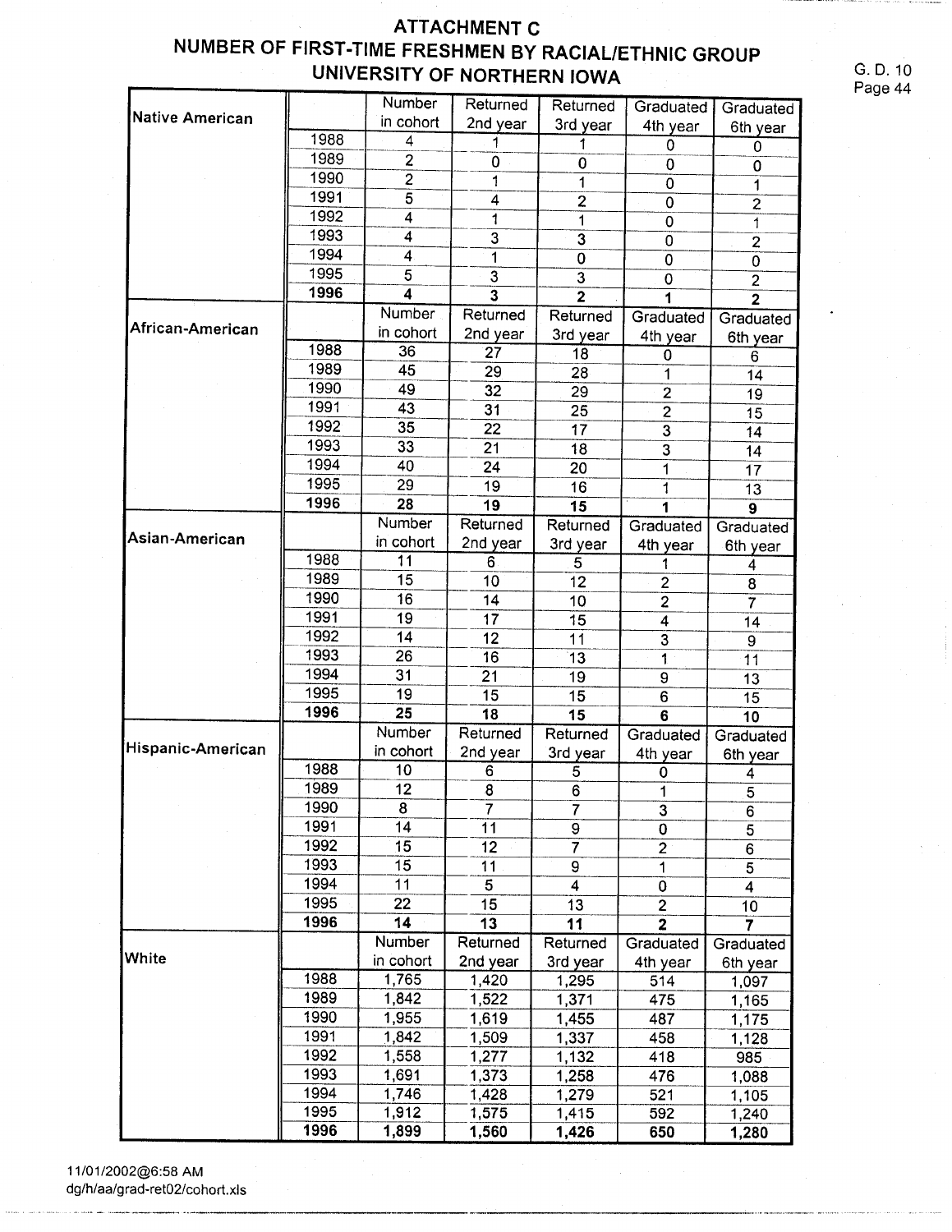# ATTACHMENT C
# NUMBER OF FIRST-TIME FRESHMEN BY RACIAL/ETHNIC GROUP
# UNIVERSITY OF NORTHERN IOWA

G. D. 10
Page 44

| Native American | | Number in cohort | Returned 2nd year | Returned 3rd year | Graduated 4th year | Graduated 6th year |
|---|---|---|---|---|---|---|
| | 1988 | 4 | 1 | 1 | 0 | 0 |
| | 1989 | 2 | 0 | 0 | 0 | 0 |
| | 1990 | 2 | 1 | 1 | 0 | 1 |
| | 1991 | 5 | 4 | 2 | 0 | 2 |
| | 1992 | 4 | 1 | 1 | 0 | 1 |
| | 1993 | 4 | 3 | 3 | 0 | 2 |
| | 1994 | 4 | 1 | 0 | 0 | 0 |
| | 1995 | 5 | 3 | 3 | 0 | 2 |
| | **1996** | **4** | **3** | **2** | **1** | **2** |
| **African-American** | | **Number in cohort** | **Returned 2nd year** | **Returned 3rd year** | **Graduated 4th year** | **Graduated 6th year** |
| | 1988 | 36 | 27 | 18 | 0 | 6 |
| | 1989 | 45 | 29 | 28 | 1 | 14 |
| | 1990 | 49 | 32 | 29 | 2 | 19 |
| | 1991 | 43 | 31 | 25 | 2 | 15 |
| | 1992 | 35 | 22 | 17 | 3 | 14 |
| | 1993 | 33 | 21 | 18 | 3 | 14 |
| | 1994 | 40 | 24 | 20 | 1 | 17 |
| | 1995 | 29 | 19 | 16 | 1 | 13 |
| | **1996** | **28** | **19** | **15** | **1** | **9** |
| **Asian-American** | | **Number in cohort** | **Returned 2nd year** | **Returned 3rd year** | **Graduated 4th year** | **Graduated 6th year** |
| | 1988 | 11 | 6 | 5 | 1 | 4 |
| | 1989 | 15 | 10 | 12 | 2 | 8 |
| | 1990 | 16 | 14 | 10 | 2 | 7 |
| | 1991 | 19 | 17 | 15 | 4 | 14 |
| | 1992 | 14 | 12 | 11 | 3 | 9 |
| | 1993 | 26 | 16 | 13 | 1 | 11 |
| | 1994 | 31 | 21 | 19 | 9 | 13 |
| | 1995 | 19 | 15 | 15 | 6 | 15 |
| | **1996** | **25** | **18** | **15** | **6** | **10** |
| **Hispanic-American** | | **Number in cohort** | **Returned 2nd year** | **Returned 3rd year** | **Graduated 4th year** | **Graduated 6th year** |
| | 1988 | 10 | 6 | 5 | 0 | 4 |
| | 1989 | 12 | 8 | 6 | 1 | 5 |
| | 1990 | 8 | 7 | 7 | 3 | 6 |
| | 1991 | 14 | 11 | 9 | 0 | 5 |
| | 1992 | 15 | 12 | 7 | 2 | 6 |
| | 1993 | 15 | 11 | 9 | 1 | 5 |
| | 1994 | 11 | 5 | 4 | 0 | 4 |
| | 1995 | 22 | 15 | 13 | 2 | 10 |
| | **1996** | **14** | **13** | **11** | **2** | **7** |
| **White** | | **Number in cohort** | **Returned 2nd year** | **Returned 3rd year** | **Graduated 4th year** | **Graduated 6th year** |
| | 1988 | 1,765 | 1,420 | 1,295 | 514 | 1,097 |
| | 1989 | 1,842 | 1,522 | 1,371 | 475 | 1,165 |
| | 1990 | 1,955 | 1,619 | 1,455 | 487 | 1,175 |
| | 1991 | 1,842 | 1,509 | 1,337 | 458 | 1,128 |
| | 1992 | 1,558 | 1,277 | 1,132 | 418 | 985 |
| | 1993 | 1,691 | 1,373 | 1,258 | 476 | 1,088 |
| | 1994 | 1,746 | 1,428 | 1,279 | 521 | 1,105 |
| | 1995 | 1,912 | 1,575 | 1,415 | 592 | 1,240 |
| | **1996** | **1,899** | **1,560** | **1,426** | **650** | **1,280** |

11/01/2002@6:58 AM
dg/h/aa/grad-ret02/cohort.xls